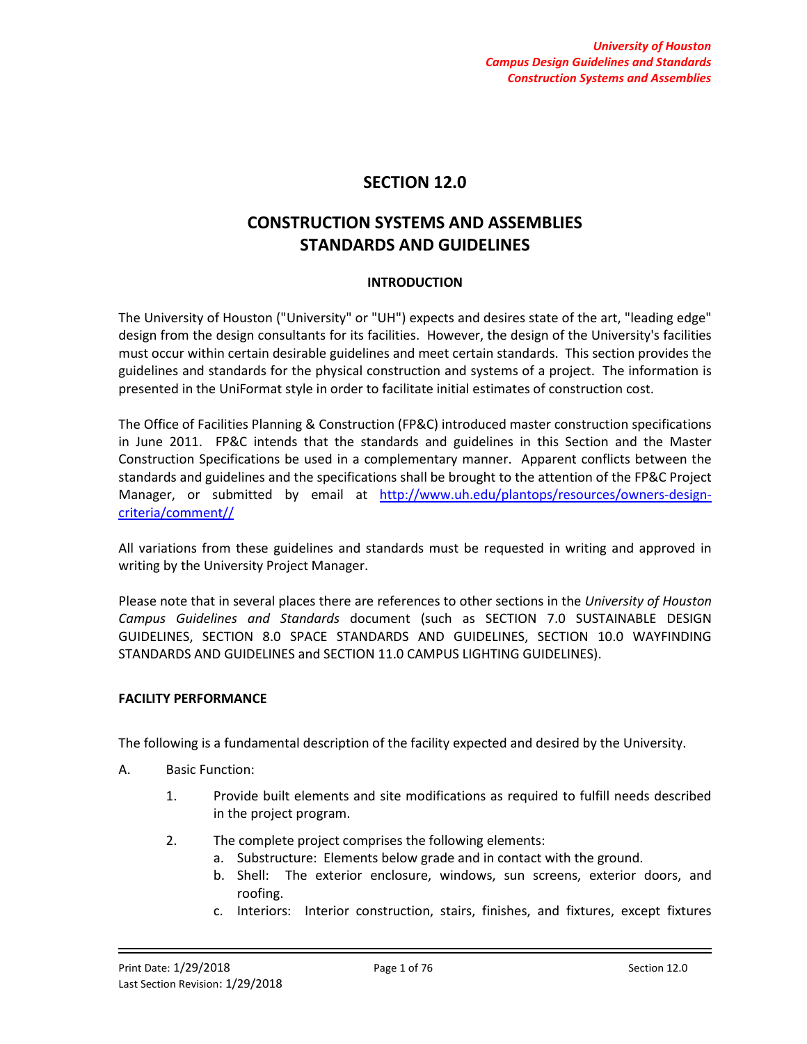# SECTION 12.0

# CONSTRUCTION SYSTEMS AND ASSEMBLIES STANDARDS AND GUIDELINES

## INTRODUCTION

The University of Houston ("University" or "UH") expects and desires state of the art, "leading edge" design from the design consultants for its facilities. However, the design of the University's facilities must occur within certain desirable guidelines and meet certain standards. This section provides the guidelines and standards for the physical construction and systems of a project. The information is presented in the UniFormat style in order to facilitate initial estimates of construction cost.

The Office of Facilities Planning & Construction (FP&C) introduced master construction specifications in June 2011. FP&C intends that the standards and guidelines in this Section and the Master Construction Specifications be used in a complementary manner. Apparent conflicts between the standards and guidelines and the specifications shall be brought to the attention of the FP&C Project Manager, or submitted by email at http://www.uh.edu/plantops/resources/owners-design-criteria/comment//

All variations from these guidelines and standards must be requested in writing and approved in writing by the University Project Manager.

Please note that in several places there are references to other sections in the *University of Houston Campus Guidelines and Standards* document (such as SECTION 7.0 SUSTAINABLE DESIGN GUIDELINES, SECTION 8.0 SPACE STANDARDS AND GUIDELINES, SECTION 10.0 WAYFINDING STANDARDS AND GUIDELINES and SECTION 11.0 CAMPUS LIGHTING GUIDELINES).

**FACILITY PERFORMANCE**

The following is a fundamental description of the facility expected and desired by the University.

A. Basic Function:

1. Provide built elements and site modifications as required to fulfill needs described in the project program.
2. The complete project comprises the following elements:
   a. Substructure: Elements below grade and in contact with the ground.
   b. Shell: The exterior enclosure, windows, sun screens, exterior doors, and roofing.
   c. Interiors: Interior construction, stairs, finishes, and fixtures, except fixtures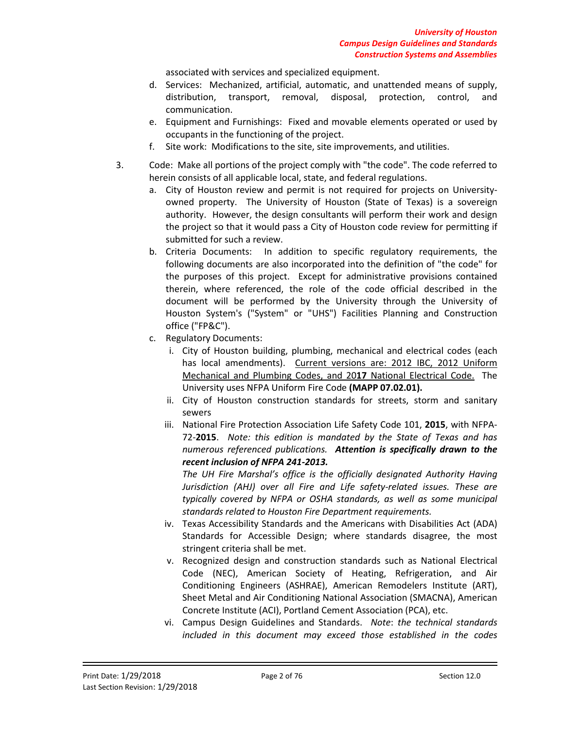associated with services and specialized equipment.

d. Services: Mechanized, artificial, automatic, and unattended means of supply, distribution, transport, removal, disposal, protection, control, and communication.

e. Equipment and Furnishings: Fixed and movable elements operated or used by occupants in the functioning of the project.

f. Site work: Modifications to the site, site improvements, and utilities.

3. Code: Make all portions of the project comply with "the code". The code referred to herein consists of all applicable local, state, and federal regulations.

   a. City of Houston review and permit is not required for projects on University-owned property. The University of Houston (State of Texas) is a sovereign authority. However, the design consultants will perform their work and design the project so that it would pass a City of Houston code review for permitting if submitted for such a review.

   b. Criteria Documents: In addition to specific regulatory requirements, the following documents are also incorporated into the definition of "the code" for the purposes of this project. Except for administrative provisions contained therein, where referenced, the role of the code official described in the document will be performed by the University through the University of Houston System's ("System" or "UHS") Facilities Planning and Construction office ("FP&C").

   c. Regulatory Documents:

      i. City of Houston building, plumbing, mechanical and electrical codes (each has local amendments). <u>Current versions are: 2012 IBC, 2012 Uniform Mechanical and Plumbing Codes, and 20**17** National Electrical Code.</u> The University uses NFPA Uniform Fire Code **(MAPP 07.02.01).**

      ii. City of Houston construction standards for streets, storm and sanitary sewers

      iii. National Fire Protection Association Life Safety Code 101, **2015**, with NFPA-72-**2015**. *Note: this edition is mandated by the State of Texas and has numerous referenced publications.* ***Attention is specifically drawn to the recent inclusion of NFPA 241-2013.***

         *The UH Fire Marshal's office is the officially designated Authority Having Jurisdiction (AHJ) over all Fire and Life safety-related issues. These are typically covered by NFPA or OSHA standards, as well as some municipal standards related to Houston Fire Department requirements.*

      iv. Texas Accessibility Standards and the Americans with Disabilities Act (ADA) Standards for Accessible Design; where standards disagree, the most stringent criteria shall be met.

      v. Recognized design and construction standards such as National Electrical Code (NEC), American Society of Heating, Refrigeration, and Air Conditioning Engineers (ASHRAE), American Remodelers Institute (ART), Sheet Metal and Air Conditioning National Association (SMACNA), American Concrete Institute (ACI), Portland Cement Association (PCA), etc.

      vi. Campus Design Guidelines and Standards. *Note*: *the technical standards included in this document may exceed those established in the codes*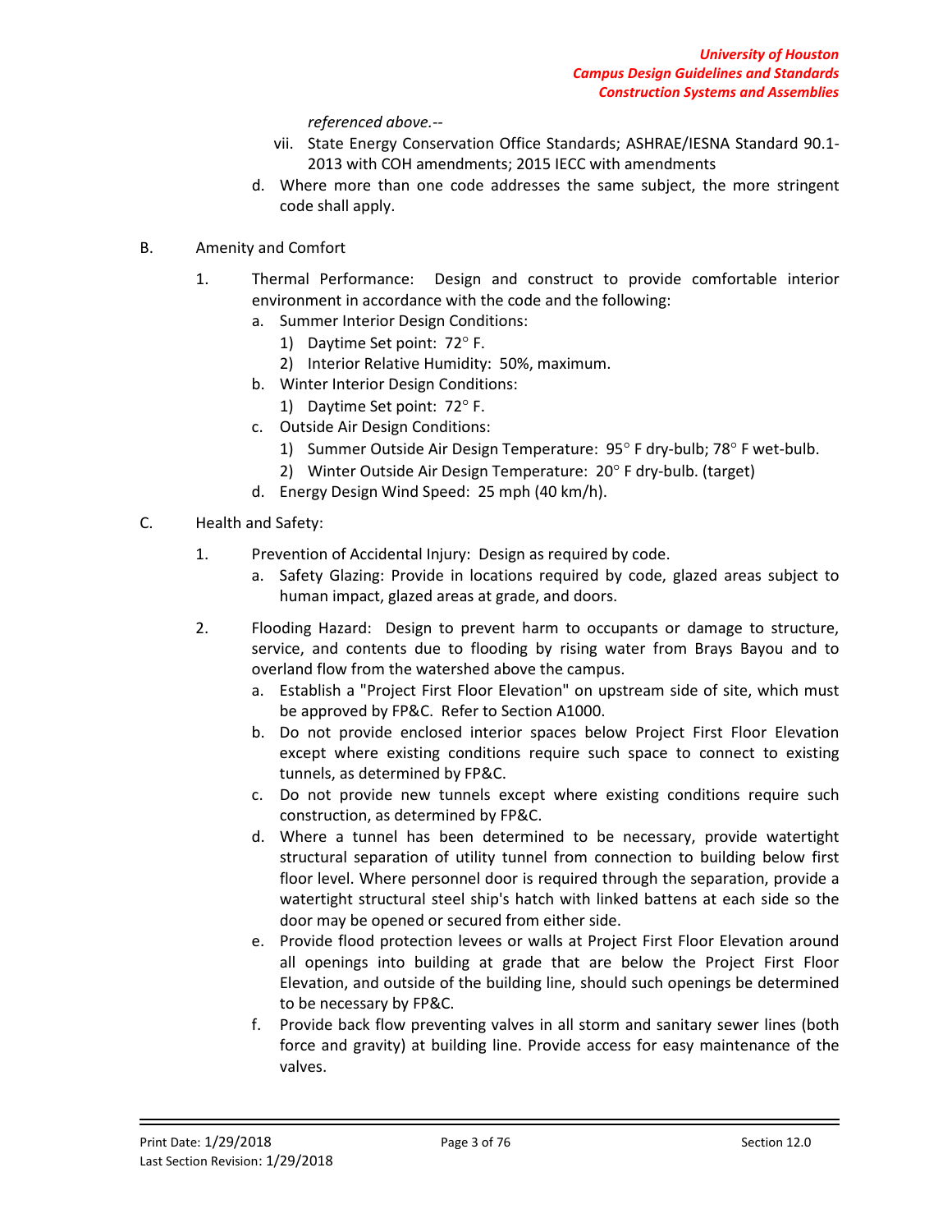*referenced above.--*

vii. State Energy Conservation Office Standards; ASHRAE/IESNA Standard 90.1-2013 with COH amendments; 2015 IECC with amendments

d. Where more than one code addresses the same subject, the more stringent code shall apply.

B. Amenity and Comfort

1. Thermal Performance: Design and construct to provide comfortable interior environment in accordance with the code and the following:
   a. Summer Interior Design Conditions:
      1) Daytime Set point: 72° F.
      2) Interior Relative Humidity: 50%, maximum.
   b. Winter Interior Design Conditions:
      1) Daytime Set point: 72° F.
   c. Outside Air Design Conditions:
      1) Summer Outside Air Design Temperature: 95° F dry-bulb; 78° F wet-bulb.
      2) Winter Outside Air Design Temperature: 20° F dry-bulb. (target)
   d. Energy Design Wind Speed: 25 mph (40 km/h).

C. Health and Safety:

1. Prevention of Accidental Injury: Design as required by code.
   a. Safety Glazing: Provide in locations required by code, glazed areas subject to human impact, glazed areas at grade, and doors.

2. Flooding Hazard: Design to prevent harm to occupants or damage to structure, service, and contents due to flooding by rising water from Brays Bayou and to overland flow from the watershed above the campus.
   a. Establish a "Project First Floor Elevation" on upstream side of site, which must be approved by FP&C. Refer to Section A1000.
   b. Do not provide enclosed interior spaces below Project First Floor Elevation except where existing conditions require such space to connect to existing tunnels, as determined by FP&C.
   c. Do not provide new tunnels except where existing conditions require such construction, as determined by FP&C.
   d. Where a tunnel has been determined to be necessary, provide watertight structural separation of utility tunnel from connection to building below first floor level. Where personnel door is required through the separation, provide a watertight structural steel ship's hatch with linked battens at each side so the door may be opened or secured from either side.
   e. Provide flood protection levees or walls at Project First Floor Elevation around all openings into building at grade that are below the Project First Floor Elevation, and outside of the building line, should such openings be determined to be necessary by FP&C.
   f. Provide back flow preventing valves in all storm and sanitary sewer lines (both force and gravity) at building line. Provide access for easy maintenance of the valves.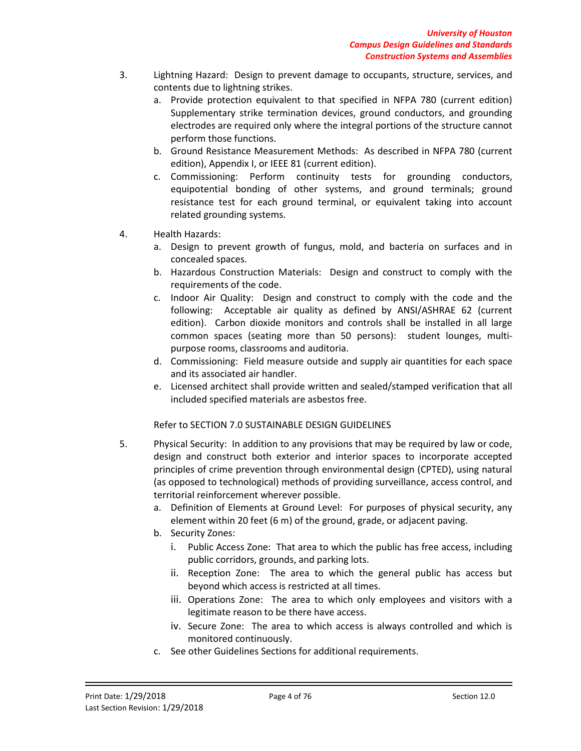3. Lightning Hazard: Design to prevent damage to occupants, structure, services, and contents due to lightning strikes.
   a. Provide protection equivalent to that specified in NFPA 780 (current edition) Supplementary strike termination devices, ground conductors, and grounding electrodes are required only where the integral portions of the structure cannot perform those functions.
   b. Ground Resistance Measurement Methods: As described in NFPA 780 (current edition), Appendix I, or IEEE 81 (current edition).
   c. Commissioning: Perform continuity tests for grounding conductors, equipotential bonding of other systems, and ground terminals; ground resistance test for each ground terminal, or equivalent taking into account related grounding systems.

4. Health Hazards:
   a. Design to prevent growth of fungus, mold, and bacteria on surfaces and in concealed spaces.
   b. Hazardous Construction Materials: Design and construct to comply with the requirements of the code.
   c. Indoor Air Quality: Design and construct to comply with the code and the following: Acceptable air quality as defined by ANSI/ASHRAE 62 (current edition). Carbon dioxide monitors and controls shall be installed in all large common spaces (seating more than 50 persons): student lounges, multi-purpose rooms, classrooms and auditoria.
   d. Commissioning: Field measure outside and supply air quantities for each space and its associated air handler.
   e. Licensed architect shall provide written and sealed/stamped verification that all included specified materials are asbestos free.

   Refer to SECTION 7.0 SUSTAINABLE DESIGN GUIDELINES

5. Physical Security: In addition to any provisions that may be required by law or code, design and construct both exterior and interior spaces to incorporate accepted principles of crime prevention through environmental design (CPTED), using natural (as opposed to technological) methods of providing surveillance, access control, and territorial reinforcement wherever possible.
   a. Definition of Elements at Ground Level: For purposes of physical security, any element within 20 feet (6 m) of the ground, grade, or adjacent paving.
   b. Security Zones:
      i. Public Access Zone: That area to which the public has free access, including public corridors, grounds, and parking lots.
      ii. Reception Zone: The area to which the general public has access but beyond which access is restricted at all times.
      iii. Operations Zone: The area to which only employees and visitors with a legitimate reason to be there have access.
      iv. Secure Zone: The area to which access is always controlled and which is monitored continuously.
   c. See other Guidelines Sections for additional requirements.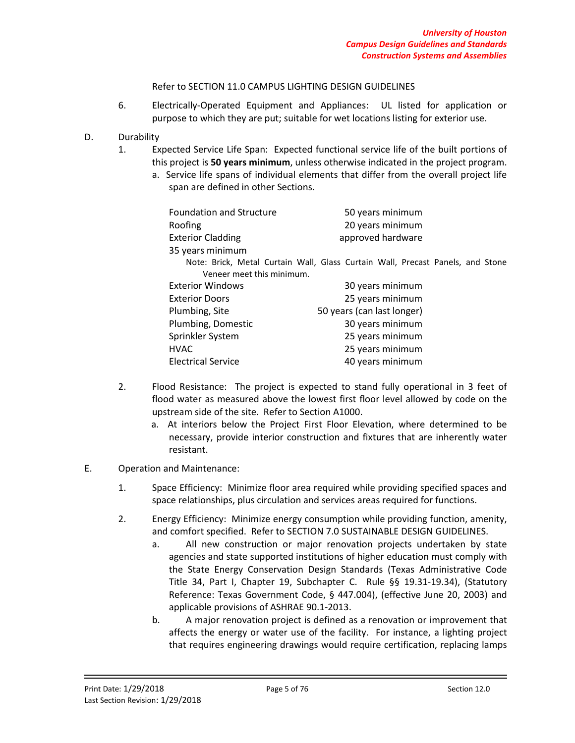Refer to SECTION 11.0 CAMPUS LIGHTING DESIGN GUIDELINES

6. Electrically-Operated Equipment and Appliances: UL listed for application or purpose to which they are put; suitable for wet locations listing for exterior use.

D. Durability

1. Expected Service Life Span: Expected functional service life of the built portions of this project is **50 years minimum**, unless otherwise indicated in the project program.
   a. Service life spans of individual elements that differ from the overall project life span are defined in other Sections.

| | |
|---|---|
| Foundation and Structure | 50 years minimum |
| Roofing | 20 years minimum |
| Exterior Cladding | approved hardware |
| 35 years minimum | |

Note: Brick, Metal Curtain Wall, Glass Curtain Wall, Precast Panels, and Stone Veneer meet this minimum.

| | |
|---|---|
| Exterior Windows | 30 years minimum |
| Exterior Doors | 25 years minimum |
| Plumbing, Site | 50 years (can last longer) |
| Plumbing, Domestic | 30 years minimum |
| Sprinkler System | 25 years minimum |
| HVAC | 25 years minimum |
| Electrical Service | 40 years minimum |

2. Flood Resistance: The project is expected to stand fully operational in 3 feet of flood water as measured above the lowest first floor level allowed by code on the upstream side of the site. Refer to Section A1000.
   a. At interiors below the Project First Floor Elevation, where determined to be necessary, provide interior construction and fixtures that are inherently water resistant.

E. Operation and Maintenance:

1. Space Efficiency: Minimize floor area required while providing specified spaces and space relationships, plus circulation and services areas required for functions.

2. Energy Efficiency: Minimize energy consumption while providing function, amenity, and comfort specified. Refer to SECTION 7.0 SUSTAINABLE DESIGN GUIDELINES.
   a. All new construction or major renovation projects undertaken by state agencies and state supported institutions of higher education must comply with the State Energy Conservation Design Standards (Texas Administrative Code Title 34, Part I, Chapter 19, Subchapter C. Rule §§ 19.31-19.34), (Statutory Reference: Texas Government Code, § 447.004), (effective June 20, 2003) and applicable provisions of ASHRAE 90.1-2013.
   b. A major renovation project is defined as a renovation or improvement that affects the energy or water use of the facility. For instance, a lighting project that requires engineering drawings would require certification, replacing lamps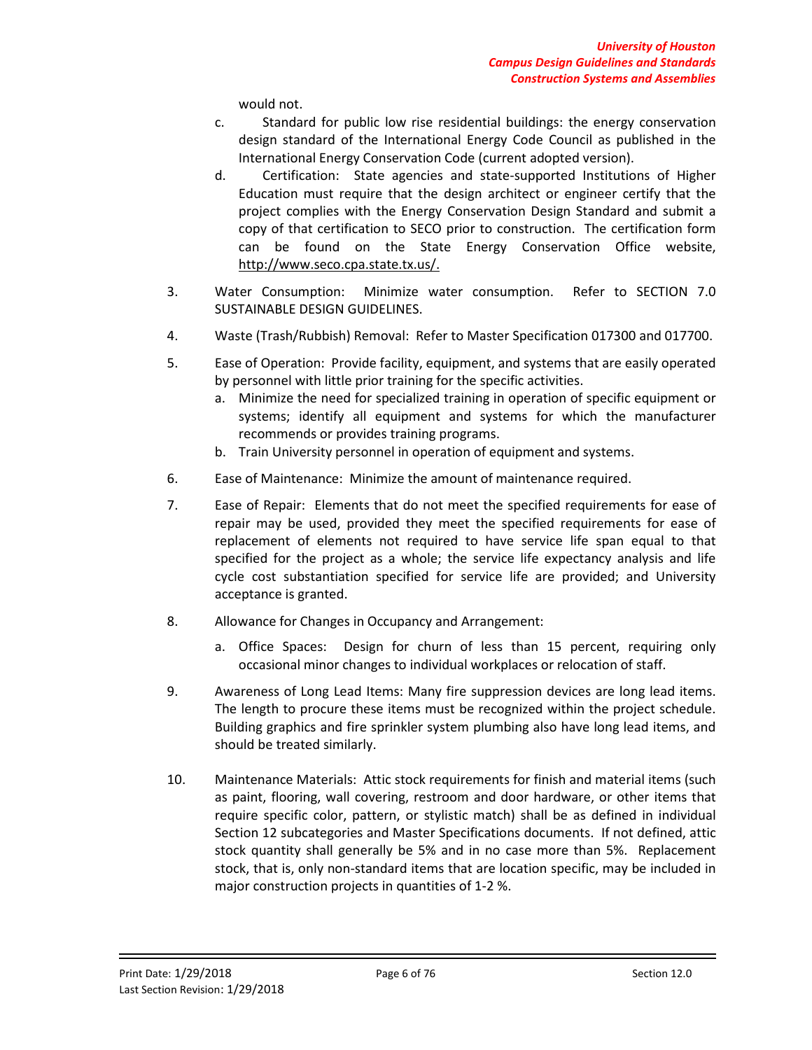would not.

c. Standard for public low rise residential buildings: the energy conservation design standard of the International Energy Code Council as published in the International Energy Conservation Code (current adopted version).

d. Certification: State agencies and state-supported Institutions of Higher Education must require that the design architect or engineer certify that the project complies with the Energy Conservation Design Standard and submit a copy of that certification to SECO prior to construction. The certification form can be found on the State Energy Conservation Office website, http://www.seco.cpa.state.tx.us/.

3. Water Consumption: Minimize water consumption. Refer to SECTION 7.0 SUSTAINABLE DESIGN GUIDELINES.

4. Waste (Trash/Rubbish) Removal: Refer to Master Specification 017300 and 017700.

5. Ease of Operation: Provide facility, equipment, and systems that are easily operated by personnel with little prior training for the specific activities.
   a. Minimize the need for specialized training in operation of specific equipment or systems; identify all equipment and systems for which the manufacturer recommends or provides training programs.
   b. Train University personnel in operation of equipment and systems.

6. Ease of Maintenance: Minimize the amount of maintenance required.

7. Ease of Repair: Elements that do not meet the specified requirements for ease of repair may be used, provided they meet the specified requirements for ease of replacement of elements not required to have service life span equal to that specified for the project as a whole; the service life expectancy analysis and life cycle cost substantiation specified for service life are provided; and University acceptance is granted.

8. Allowance for Changes in Occupancy and Arrangement:
   a. Office Spaces: Design for churn of less than 15 percent, requiring only occasional minor changes to individual workplaces or relocation of staff.

9. Awareness of Long Lead Items: Many fire suppression devices are long lead items. The length to procure these items must be recognized within the project schedule. Building graphics and fire sprinkler system plumbing also have long lead items, and should be treated similarly.

10. Maintenance Materials: Attic stock requirements for finish and material items (such as paint, flooring, wall covering, restroom and door hardware, or other items that require specific color, pattern, or stylistic match) shall be as defined in individual Section 12 subcategories and Master Specifications documents. If not defined, attic stock quantity shall generally be 5% and in no case more than 5%. Replacement stock, that is, only non-standard items that are location specific, may be included in major construction projects in quantities of 1-2 %.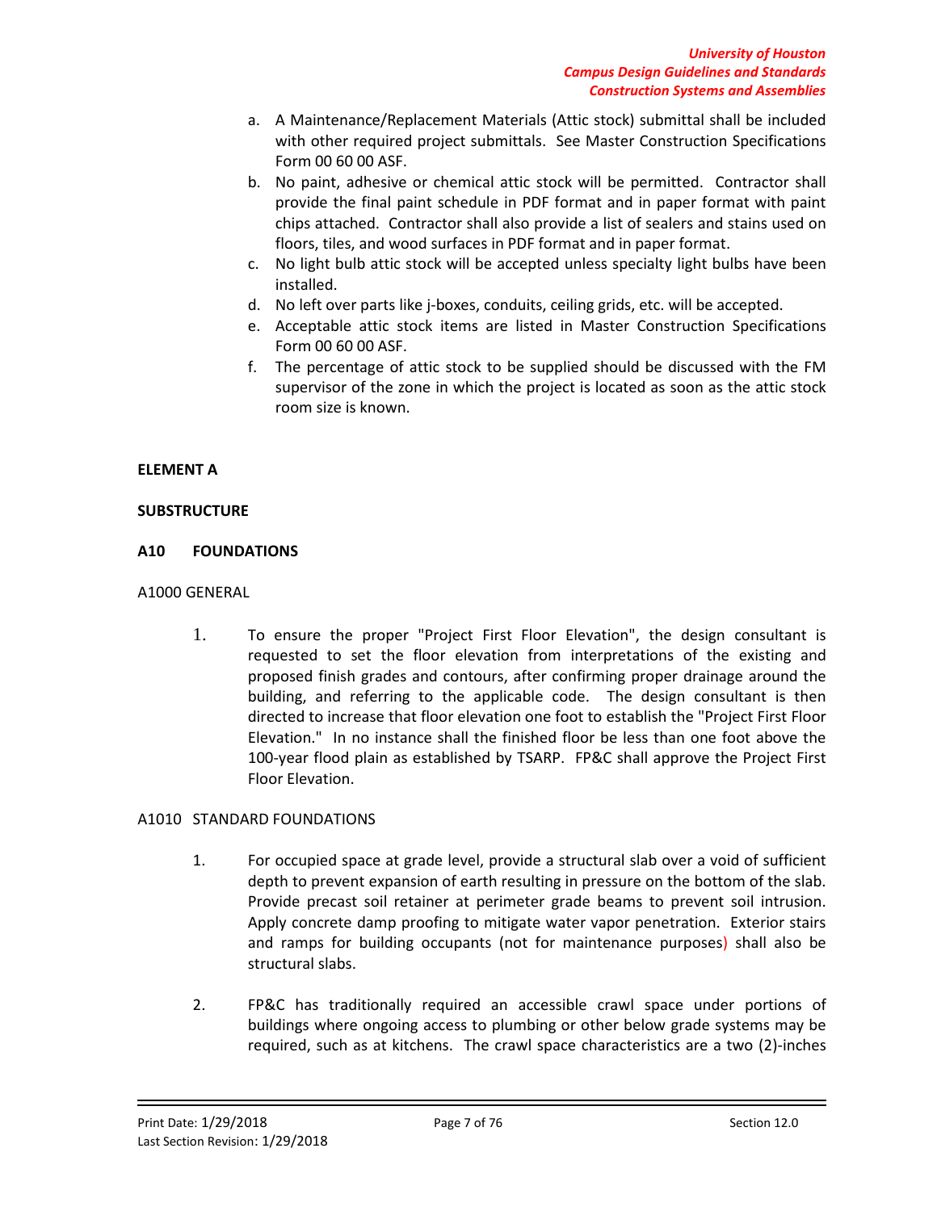a. A Maintenance/Replacement Materials (Attic stock) submittal shall be included with other required project submittals. See Master Construction Specifications Form 00 60 00 ASF.
b. No paint, adhesive or chemical attic stock will be permitted. Contractor shall provide the final paint schedule in PDF format and in paper format with paint chips attached. Contractor shall also provide a list of sealers and stains used on floors, tiles, and wood surfaces in PDF format and in paper format.
c. No light bulb attic stock will be accepted unless specialty light bulbs have been installed.
d. No left over parts like j-boxes, conduits, ceiling grids, etc. will be accepted.
e. Acceptable attic stock items are listed in Master Construction Specifications Form 00 60 00 ASF.
f. The percentage of attic stock to be supplied should be discussed with the FM supervisor of the zone in which the project is located as soon as the attic stock room size is known.

**ELEMENT A**

**SUBSTRUCTURE**

**A10 FOUNDATIONS**

A1000 GENERAL

1. To ensure the proper "Project First Floor Elevation", the design consultant is requested to set the floor elevation from interpretations of the existing and proposed finish grades and contours, after confirming proper drainage around the building, and referring to the applicable code. The design consultant is then directed to increase that floor elevation one foot to establish the "Project First Floor Elevation." In no instance shall the finished floor be less than one foot above the 100-year flood plain as established by TSARP. FP&C shall approve the Project First Floor Elevation.

A1010 STANDARD FOUNDATIONS

1. For occupied space at grade level, provide a structural slab over a void of sufficient depth to prevent expansion of earth resulting in pressure on the bottom of the slab. Provide precast soil retainer at perimeter grade beams to prevent soil intrusion. Apply concrete damp proofing to mitigate water vapor penetration. Exterior stairs and ramps for building occupants (not for maintenance purposes) shall also be structural slabs.

2. FP&C has traditionally required an accessible crawl space under portions of buildings where ongoing access to plumbing or other below grade systems may be required, such as at kitchens. The crawl space characteristics are a two (2)-inches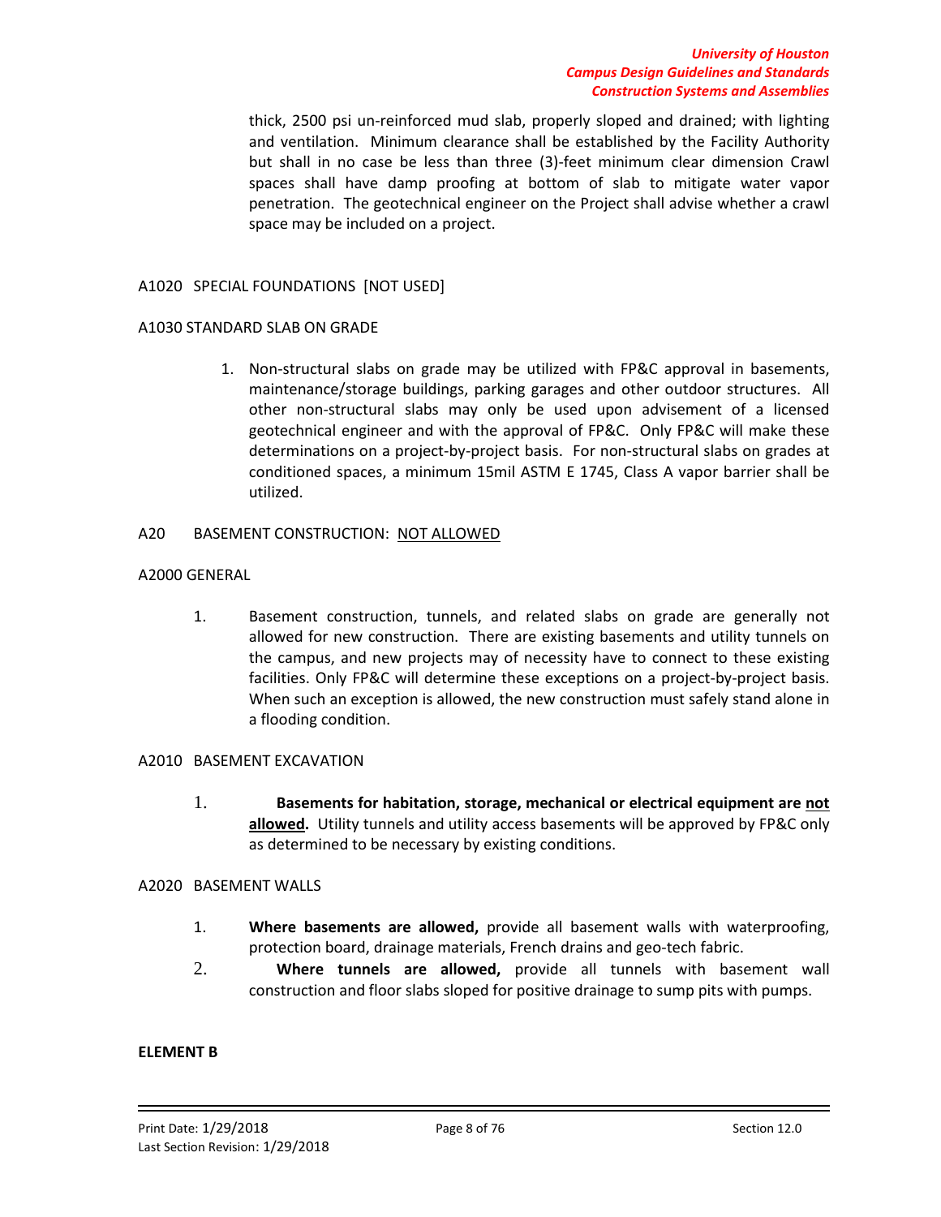thick, 2500 psi un-reinforced mud slab, properly sloped and drained; with lighting and ventilation. Minimum clearance shall be established by the Facility Authority but shall in no case be less than three (3)-feet minimum clear dimension Crawl spaces shall have damp proofing at bottom of slab to mitigate water vapor penetration. The geotechnical engineer on the Project shall advise whether a crawl space may be included on a project.

A1020 SPECIAL FOUNDATIONS [NOT USED]

A1030 STANDARD SLAB ON GRADE

1. Non-structural slabs on grade may be utilized with FP&C approval in basements, maintenance/storage buildings, parking garages and other outdoor structures. All other non-structural slabs may only be used upon advisement of a licensed geotechnical engineer and with the approval of FP&C. Only FP&C will make these determinations on a project-by-project basis. For non-structural slabs on grades at conditioned spaces, a minimum 15mil ASTM E 1745, Class A vapor barrier shall be utilized.

A20 BASEMENT CONSTRUCTION: <u>NOT ALLOWED</u>

A2000 GENERAL

1. Basement construction, tunnels, and related slabs on grade are generally not allowed for new construction. There are existing basements and utility tunnels on the campus, and new projects may of necessity have to connect to these existing facilities. Only FP&C will determine these exceptions on a project-by-project basis. When such an exception is allowed, the new construction must safely stand alone in a flooding condition.

A2010 BASEMENT EXCAVATION

1. **Basements for habitation, storage, mechanical or electrical equipment are <u>not allowed</u>.** Utility tunnels and utility access basements will be approved by FP&C only as determined to be necessary by existing conditions.

A2020 BASEMENT WALLS

1. **Where basements are allowed,** provide all basement walls with waterproofing, protection board, drainage materials, French drains and geo-tech fabric.
2. **Where tunnels are allowed,** provide all tunnels with basement wall construction and floor slabs sloped for positive drainage to sump pits with pumps.

**ELEMENT B**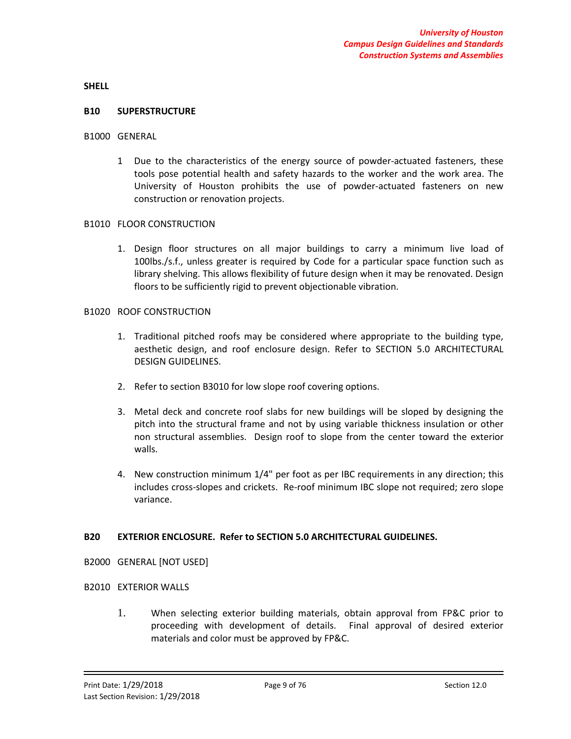**SHELL**

## B10 SUPERSTRUCTURE

### B1000 GENERAL

1 Due to the characteristics of the energy source of powder-actuated fasteners, these tools pose potential health and safety hazards to the worker and the work area. The University of Houston prohibits the use of powder-actuated fasteners on new construction or renovation projects.

### B1010 FLOOR CONSTRUCTION

1. Design floor structures on all major buildings to carry a minimum live load of 100lbs./s.f., unless greater is required by Code for a particular space function such as library shelving. This allows flexibility of future design when it may be renovated. Design floors to be sufficiently rigid to prevent objectionable vibration.

### B1020 ROOF CONSTRUCTION

1. Traditional pitched roofs may be considered where appropriate to the building type, aesthetic design, and roof enclosure design. Refer to SECTION 5.0 ARCHITECTURAL DESIGN GUIDELINES.

2. Refer to section B3010 for low slope roof covering options.

3. Metal deck and concrete roof slabs for new buildings will be sloped by designing the pitch into the structural frame and not by using variable thickness insulation or other non structural assemblies. Design roof to slope from the center toward the exterior walls.

4. New construction minimum 1/4" per foot as per IBC requirements in any direction; this includes cross-slopes and crickets. Re-roof minimum IBC slope not required; zero slope variance.

## B20 EXTERIOR ENCLOSURE. Refer to SECTION 5.0 ARCHITECTURAL GUIDELINES.

### B2000 GENERAL [NOT USED]

### B2010 EXTERIOR WALLS

1. When selecting exterior building materials, obtain approval from FP&C prior to proceeding with development of details. Final approval of desired exterior materials and color must be approved by FP&C.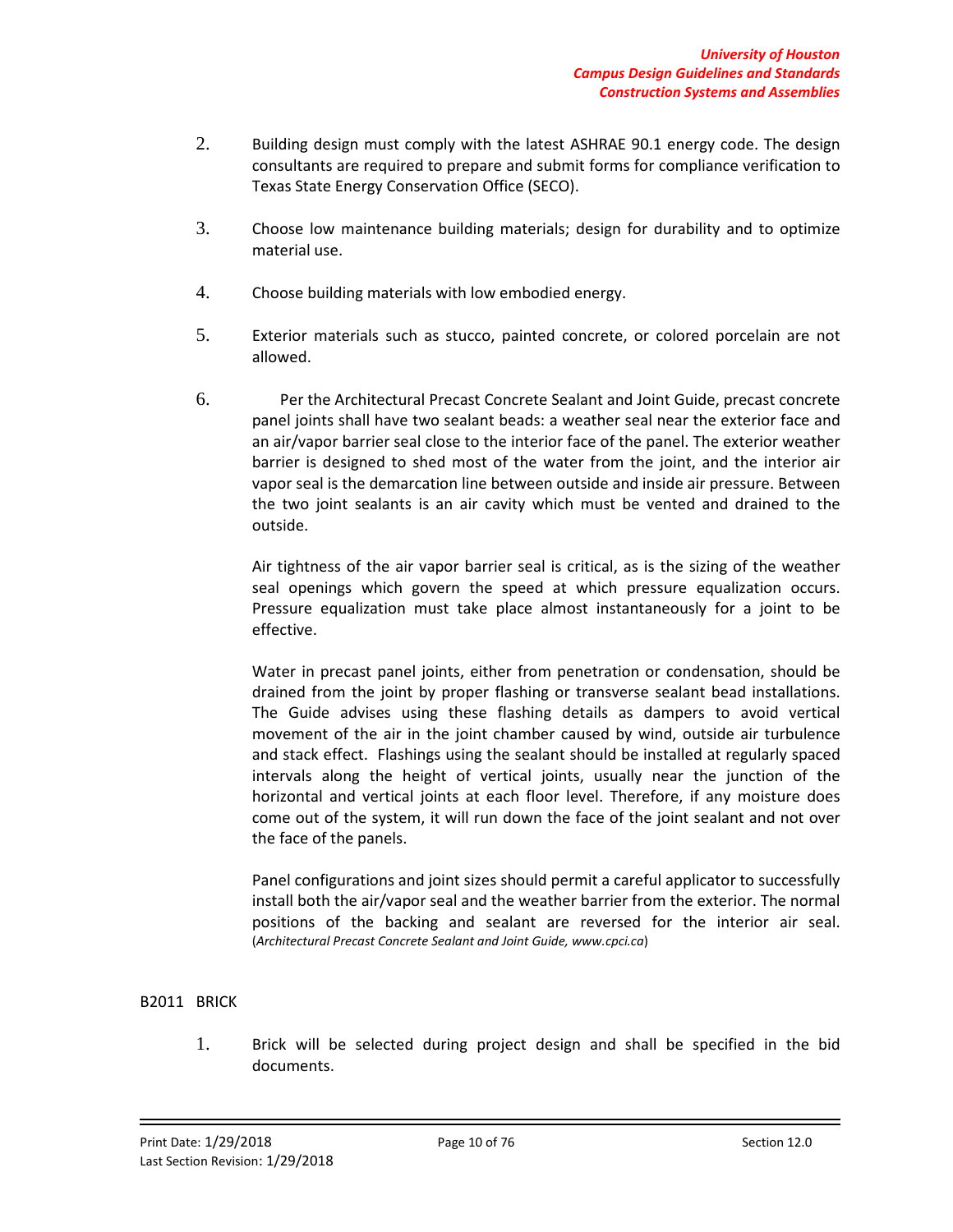2. Building design must comply with the latest ASHRAE 90.1 energy code. The design consultants are required to prepare and submit forms for compliance verification to Texas State Energy Conservation Office (SECO).

3. Choose low maintenance building materials; design for durability and to optimize material use.

4. Choose building materials with low embodied energy.

5. Exterior materials such as stucco, painted concrete, or colored porcelain are not allowed.

6. Per the Architectural Precast Concrete Sealant and Joint Guide, precast concrete panel joints shall have two sealant beads: a weather seal near the exterior face and an air/vapor barrier seal close to the interior face of the panel. The exterior weather barrier is designed to shed most of the water from the joint, and the interior air vapor seal is the demarcation line between outside and inside air pressure. Between the two joint sealants is an air cavity which must be vented and drained to the outside.

   Air tightness of the air vapor barrier seal is critical, as is the sizing of the weather seal openings which govern the speed at which pressure equalization occurs. Pressure equalization must take place almost instantaneously for a joint to be effective.

   Water in precast panel joints, either from penetration or condensation, should be drained from the joint by proper flashing or transverse sealant bead installations. The Guide advises using these flashing details as dampers to avoid vertical movement of the air in the joint chamber caused by wind, outside air turbulence and stack effect. Flashings using the sealant should be installed at regularly spaced intervals along the height of vertical joints, usually near the junction of the horizontal and vertical joints at each floor level. Therefore, if any moisture does come out of the system, it will run down the face of the joint sealant and not over the face of the panels.

   Panel configurations and joint sizes should permit a careful applicator to successfully install both the air/vapor seal and the weather barrier from the exterior. The normal positions of the backing and sealant are reversed for the interior air seal. (*Architectural Precast Concrete Sealant and Joint Guide, www.cpci.ca*)

## B2011 BRICK

1. Brick will be selected during project design and shall be specified in the bid documents.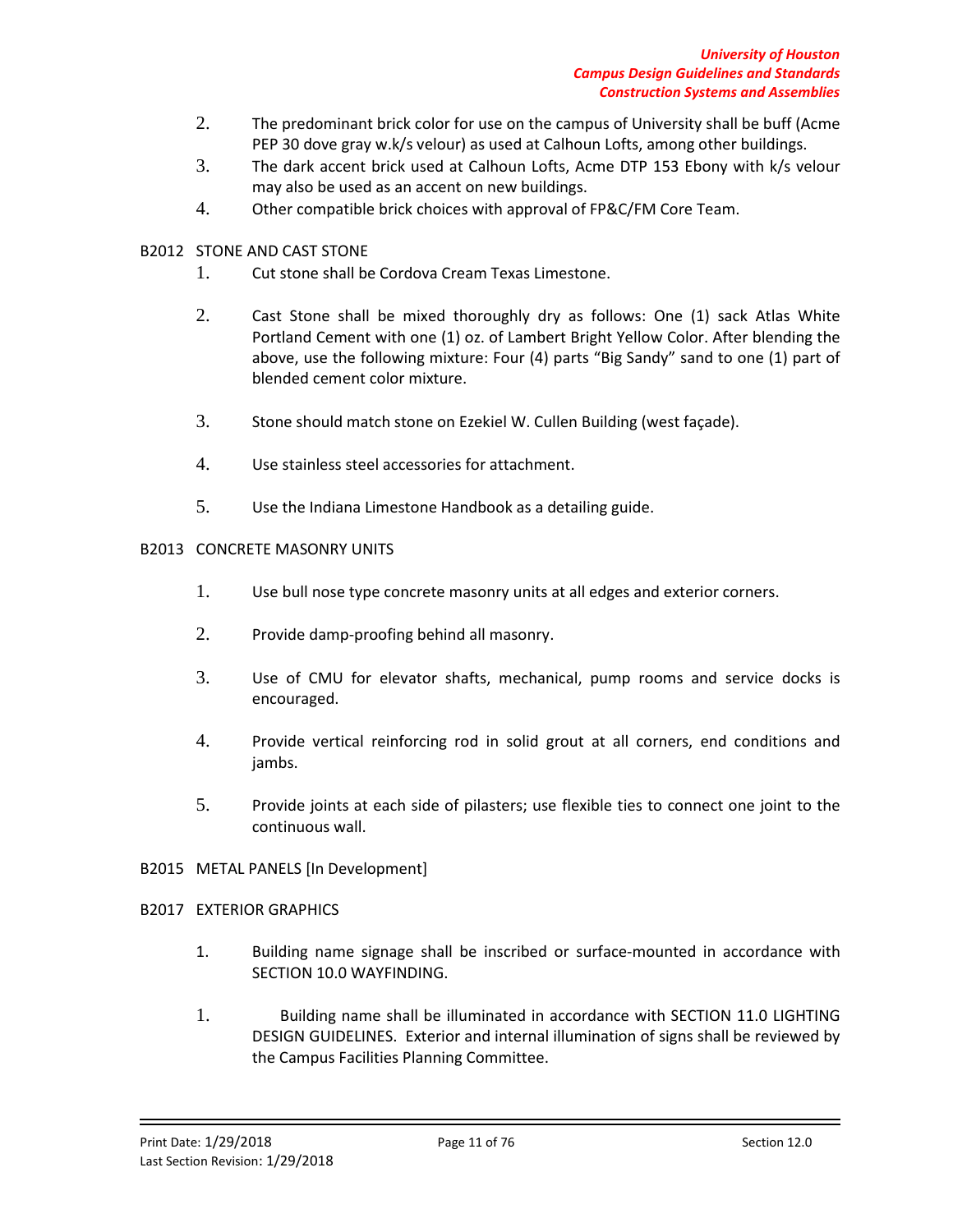2. The predominant brick color for use on the campus of University shall be buff (Acme PEP 30 dove gray w.k/s velour) as used at Calhoun Lofts, among other buildings.
3. The dark accent brick used at Calhoun Lofts, Acme DTP 153 Ebony with k/s velour may also be used as an accent on new buildings.
4. Other compatible brick choices with approval of FP&C/FM Core Team.

B2012 STONE AND CAST STONE

1. Cut stone shall be Cordova Cream Texas Limestone.

2. Cast Stone shall be mixed thoroughly dry as follows: One (1) sack Atlas White Portland Cement with one (1) oz. of Lambert Bright Yellow Color. After blending the above, use the following mixture: Four (4) parts "Big Sandy" sand to one (1) part of blended cement color mixture.

3. Stone should match stone on Ezekiel W. Cullen Building (west façade).

4. Use stainless steel accessories for attachment.

5. Use the Indiana Limestone Handbook as a detailing guide.

B2013 CONCRETE MASONRY UNITS

1. Use bull nose type concrete masonry units at all edges and exterior corners.

2. Provide damp-proofing behind all masonry.

3. Use of CMU for elevator shafts, mechanical, pump rooms and service docks is encouraged.

4. Provide vertical reinforcing rod in solid grout at all corners, end conditions and jambs.

5. Provide joints at each side of pilasters; use flexible ties to connect one joint to the continuous wall.

B2015 METAL PANELS [In Development]

B2017 EXTERIOR GRAPHICS

1. Building name signage shall be inscribed or surface-mounted in accordance with SECTION 10.0 WAYFINDING.

1. Building name shall be illuminated in accordance with SECTION 11.0 LIGHTING DESIGN GUIDELINES. Exterior and internal illumination of signs shall be reviewed by the Campus Facilities Planning Committee.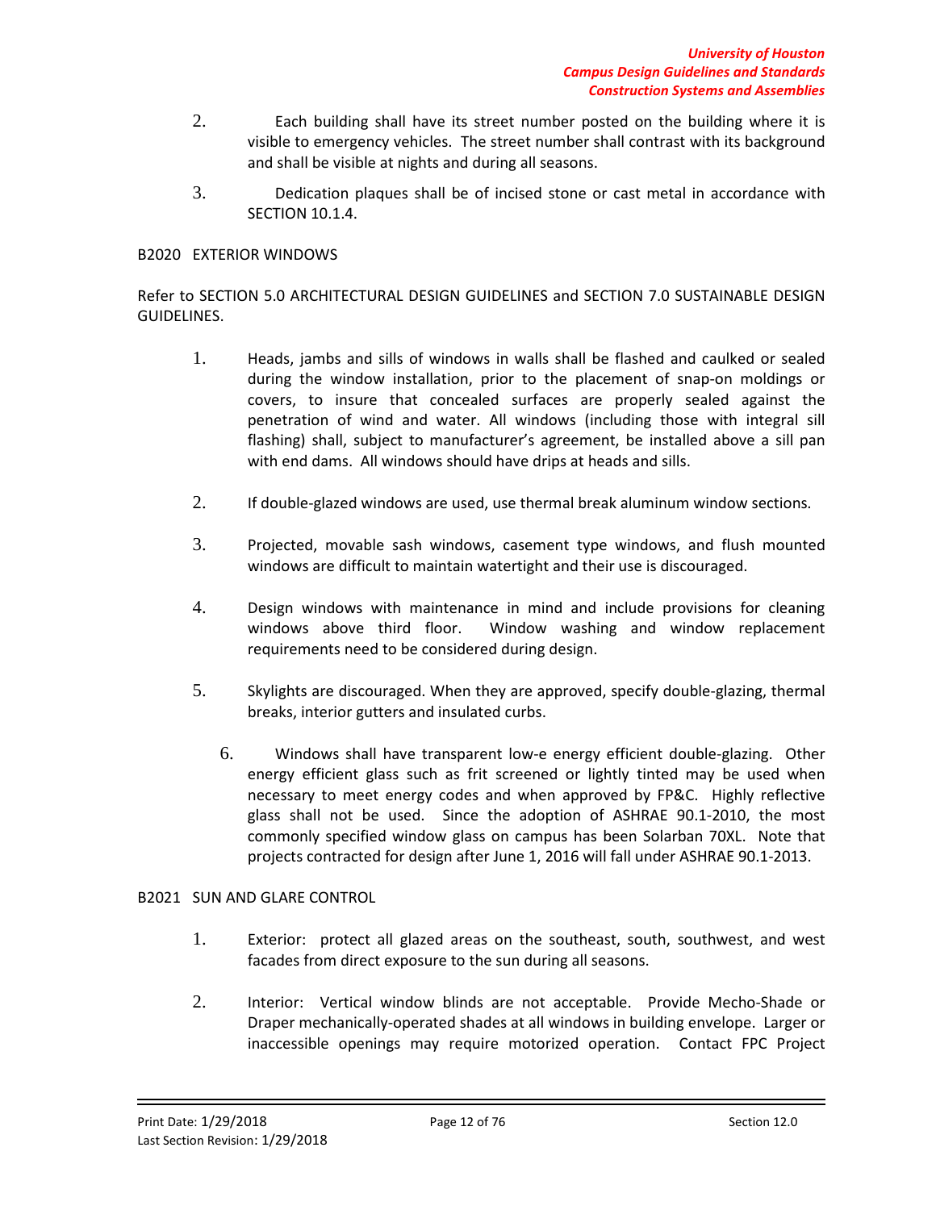2. Each building shall have its street number posted on the building where it is visible to emergency vehicles. The street number shall contrast with its background and shall be visible at nights and during all seasons.

3. Dedication plaques shall be of incised stone or cast metal in accordance with SECTION 10.1.4.

## B2020 EXTERIOR WINDOWS

Refer to SECTION 5.0 ARCHITECTURAL DESIGN GUIDELINES and SECTION 7.0 SUSTAINABLE DESIGN GUIDELINES.

1. Heads, jambs and sills of windows in walls shall be flashed and caulked or sealed during the window installation, prior to the placement of snap-on moldings or covers, to insure that concealed surfaces are properly sealed against the penetration of wind and water. All windows (including those with integral sill flashing) shall, subject to manufacturer's agreement, be installed above a sill pan with end dams. All windows should have drips at heads and sills.

2. If double-glazed windows are used, use thermal break aluminum window sections.

3. Projected, movable sash windows, casement type windows, and flush mounted windows are difficult to maintain watertight and their use is discouraged.

4. Design windows with maintenance in mind and include provisions for cleaning windows above third floor. Window washing and window replacement requirements need to be considered during design.

5. Skylights are discouraged. When they are approved, specify double-glazing, thermal breaks, interior gutters and insulated curbs.

6. Windows shall have transparent low-e energy efficient double-glazing. Other energy efficient glass such as frit screened or lightly tinted may be used when necessary to meet energy codes and when approved by FP&C. Highly reflective glass shall not be used. Since the adoption of ASHRAE 90.1-2010, the most commonly specified window glass on campus has been Solarban 70XL. Note that projects contracted for design after June 1, 2016 will fall under ASHRAE 90.1-2013.

## B2021 SUN AND GLARE CONTROL

1. Exterior: protect all glazed areas on the southeast, south, southwest, and west facades from direct exposure to the sun during all seasons.

2. Interior: Vertical window blinds are not acceptable. Provide Mecho-Shade or Draper mechanically-operated shades at all windows in building envelope. Larger or inaccessible openings may require motorized operation. Contact FPC Project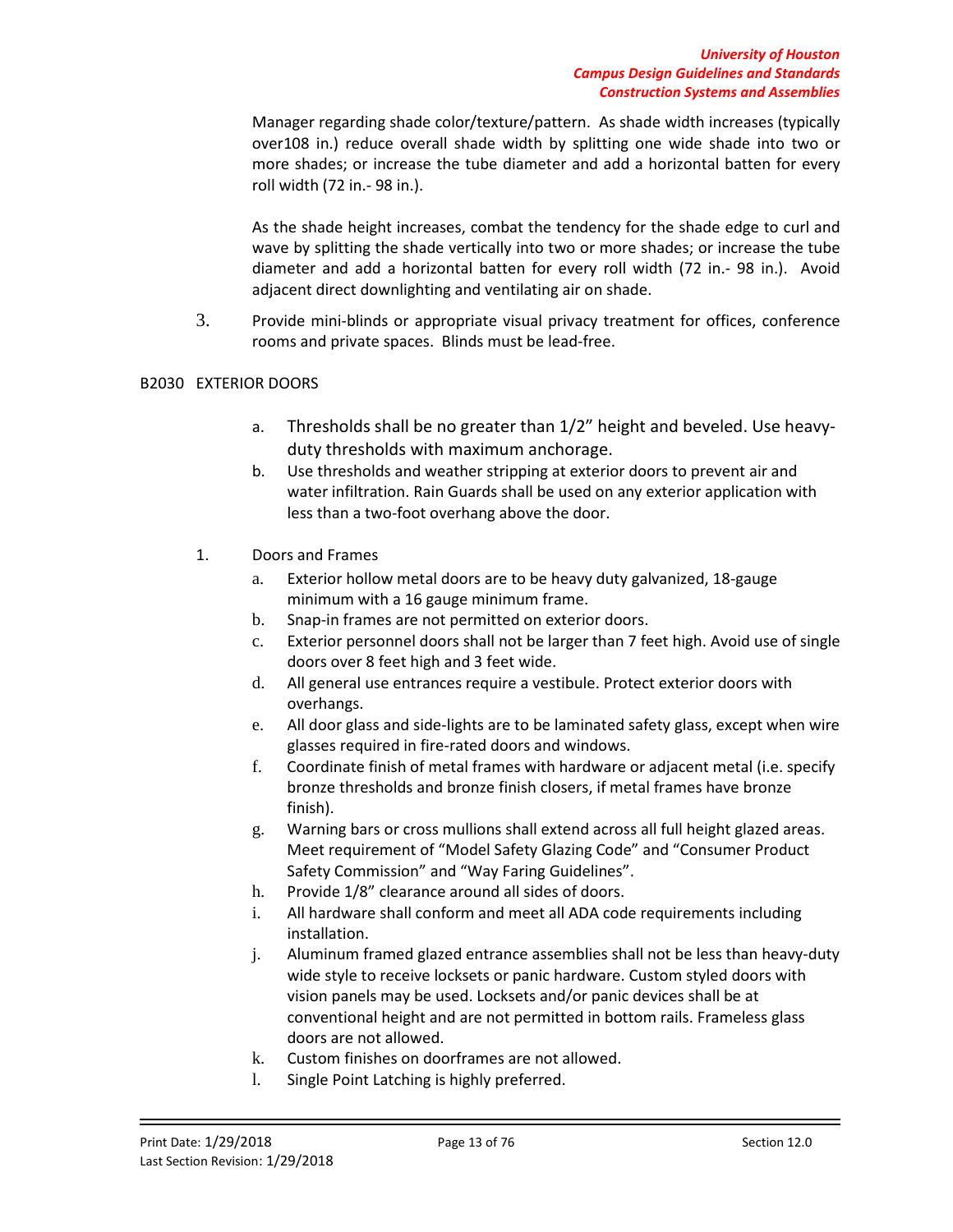Manager regarding shade color/texture/pattern. As shade width increases (typically over108 in.) reduce overall shade width by splitting one wide shade into two or more shades; or increase the tube diameter and add a horizontal batten for every roll width (72 in.- 98 in.).

As the shade height increases, combat the tendency for the shade edge to curl and wave by splitting the shade vertically into two or more shades; or increase the tube diameter and add a horizontal batten for every roll width (72 in.- 98 in.). Avoid adjacent direct downlighting and ventilating air on shade.

3. Provide mini-blinds or appropriate visual privacy treatment for offices, conference rooms and private spaces. Blinds must be lead-free.

## B2030 EXTERIOR DOORS

a. Thresholds shall be no greater than 1/2" height and beveled. Use heavy-duty thresholds with maximum anchorage.

b. Use thresholds and weather stripping at exterior doors to prevent air and water infiltration. Rain Guards shall be used on any exterior application with less than a two-foot overhang above the door.

1. Doors and Frames
   a. Exterior hollow metal doors are to be heavy duty galvanized, 18-gauge minimum with a 16 gauge minimum frame.
   b. Snap-in frames are not permitted on exterior doors.
   c. Exterior personnel doors shall not be larger than 7 feet high. Avoid use of single doors over 8 feet high and 3 feet wide.
   d. All general use entrances require a vestibule. Protect exterior doors with overhangs.
   e. All door glass and side-lights are to be laminated safety glass, except when wire glasses required in fire-rated doors and windows.
   f. Coordinate finish of metal frames with hardware or adjacent metal (i.e. specify bronze thresholds and bronze finish closers, if metal frames have bronze finish).
   g. Warning bars or cross mullions shall extend across all full height glazed areas. Meet requirement of "Model Safety Glazing Code" and "Consumer Product Safety Commission" and "Way Faring Guidelines".
   h. Provide 1/8" clearance around all sides of doors.
   i. All hardware shall conform and meet all ADA code requirements including installation.
   j. Aluminum framed glazed entrance assemblies shall not be less than heavy-duty wide style to receive locksets or panic hardware. Custom styled doors with vision panels may be used. Locksets and/or panic devices shall be at conventional height and are not permitted in bottom rails. Frameless glass doors are not allowed.
   k. Custom finishes on doorframes are not allowed.
   l. Single Point Latching is highly preferred.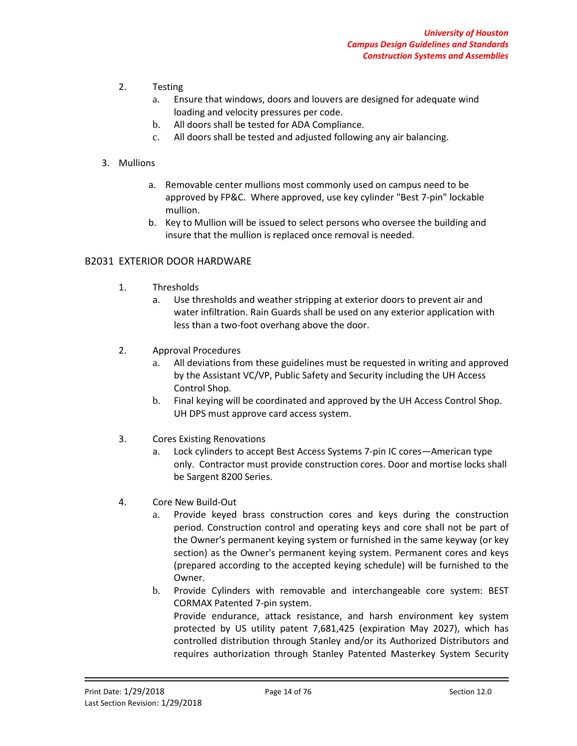2. Testing
    a. Ensure that windows, doors and louvers are designed for adequate wind loading and velocity pressures per code.
    b. All doors shall be tested for ADA Compliance.
    c. All doors shall be tested and adjusted following any air balancing.

3. Mullions
    a. Removable center mullions most commonly used on campus need to be approved by FP&C. Where approved, use key cylinder "Best 7-pin" lockable mullion.
    b. Key to Mullion will be issued to select persons who oversee the building and insure that the mullion is replaced once removal is needed.

## B2031 EXTERIOR DOOR HARDWARE

1. Thresholds
    a. Use thresholds and weather stripping at exterior doors to prevent air and water infiltration. Rain Guards shall be used on any exterior application with less than a two-foot overhang above the door.

2. Approval Procedures
    a. All deviations from these guidelines must be requested in writing and approved by the Assistant VC/VP, Public Safety and Security including the UH Access Control Shop.
    b. Final keying will be coordinated and approved by the UH Access Control Shop. UH DPS must approve card access system.

3. Cores Existing Renovations
    a. Lock cylinders to accept Best Access Systems 7-pin IC cores—American type only. Contractor must provide construction cores. Door and mortise locks shall be Sargent 8200 Series.

4. Core New Build-Out
    a. Provide keyed brass construction cores and keys during the construction period. Construction control and operating keys and core shall not be part of the Owner's permanent keying system or furnished in the same keyway (or key section) as the Owner's permanent keying system. Permanent cores and keys (prepared according to the accepted keying schedule) will be furnished to the Owner.
    b. Provide Cylinders with removable and interchangeable core system: BEST CORMAX Patented 7-pin system.
    Provide endurance, attack resistance, and harsh environment key system protected by US utility patent 7,681,425 (expiration May 2027), which has controlled distribution through Stanley and/or its Authorized Distributors and requires authorization through Stanley Patented Masterkey System Security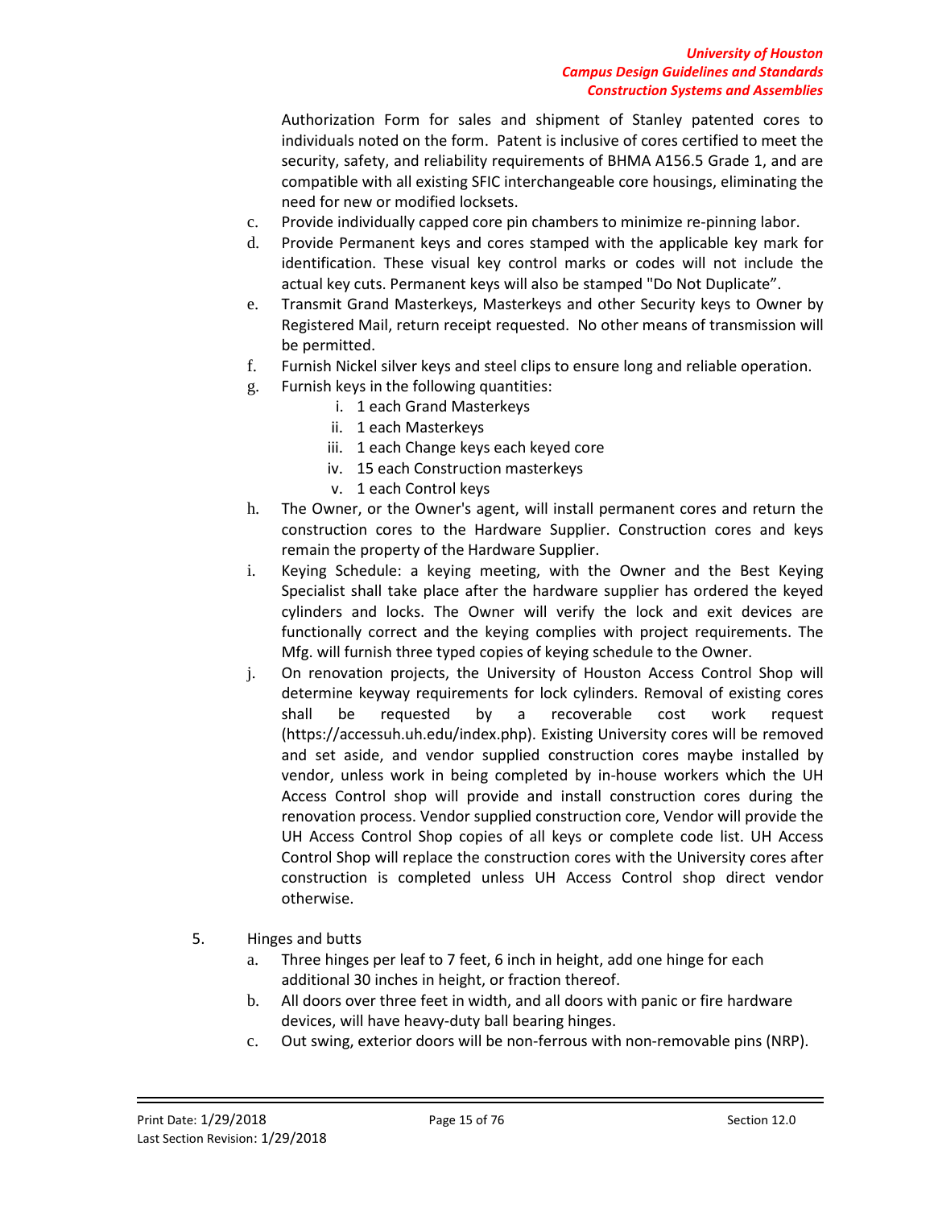Authorization Form for sales and shipment of Stanley patented cores to individuals noted on the form. Patent is inclusive of cores certified to meet the security, safety, and reliability requirements of BHMA A156.5 Grade 1, and are compatible with all existing SFIC interchangeable core housings, eliminating the need for new or modified locksets.

c. Provide individually capped core pin chambers to minimize re-pinning labor.

d. Provide Permanent keys and cores stamped with the applicable key mark for identification. These visual key control marks or codes will not include the actual key cuts. Permanent keys will also be stamped "Do Not Duplicate".

e. Transmit Grand Masterkeys, Masterkeys and other Security keys to Owner by Registered Mail, return receipt requested. No other means of transmission will be permitted.

f. Furnish Nickel silver keys and steel clips to ensure long and reliable operation.

g. Furnish keys in the following quantities:
   i. 1 each Grand Masterkeys
   ii. 1 each Masterkeys
   iii. 1 each Change keys each keyed core
   iv. 15 each Construction masterkeys
   v. 1 each Control keys

h. The Owner, or the Owner's agent, will install permanent cores and return the construction cores to the Hardware Supplier. Construction cores and keys remain the property of the Hardware Supplier.

i. Keying Schedule: a keying meeting, with the Owner and the Best Keying Specialist shall take place after the hardware supplier has ordered the keyed cylinders and locks. The Owner will verify the lock and exit devices are functionally correct and the keying complies with project requirements. The Mfg. will furnish three typed copies of keying schedule to the Owner.

j. On renovation projects, the University of Houston Access Control Shop will determine keyway requirements for lock cylinders. Removal of existing cores shall be requested by a recoverable cost work request (https://accessuh.uh.edu/index.php). Existing University cores will be removed and set aside, and vendor supplied construction cores maybe installed by vendor, unless work in being completed by in-house workers which the UH Access Control shop will provide and install construction cores during the renovation process. Vendor supplied construction core, Vendor will provide the UH Access Control Shop copies of all keys or complete code list. UH Access Control Shop will replace the construction cores with the University cores after construction is completed unless UH Access Control shop direct vendor otherwise.

5. Hinges and butts

   a. Three hinges per leaf to 7 feet, 6 inch in height, add one hinge for each additional 30 inches in height, or fraction thereof.

   b. All doors over three feet in width, and all doors with panic or fire hardware devices, will have heavy-duty ball bearing hinges.

   c. Out swing, exterior doors will be non-ferrous with non-removable pins (NRP).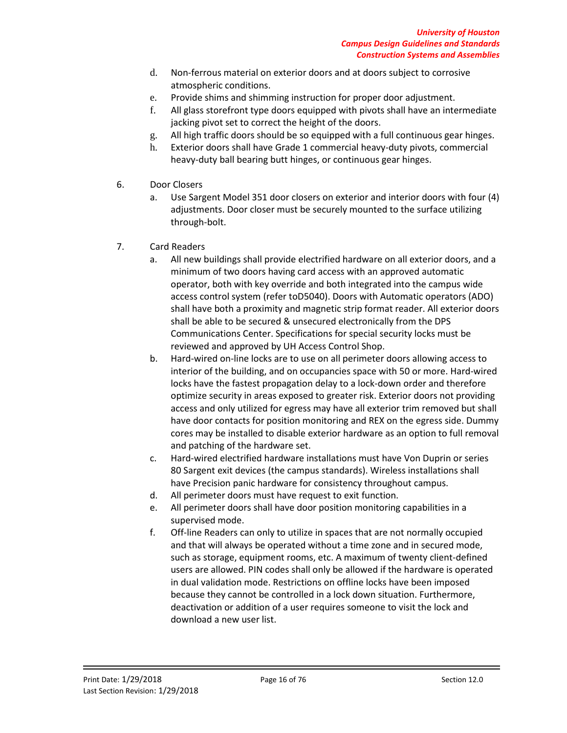d. Non-ferrous material on exterior doors and at doors subject to corrosive atmospheric conditions.
e. Provide shims and shimming instruction for proper door adjustment.
f. All glass storefront type doors equipped with pivots shall have an intermediate jacking pivot set to correct the height of the doors.
g. All high traffic doors should be so equipped with a full continuous gear hinges.
h. Exterior doors shall have Grade 1 commercial heavy-duty pivots, commercial heavy-duty ball bearing butt hinges, or continuous gear hinges.

6. Door Closers
   a. Use Sargent Model 351 door closers on exterior and interior doors with four (4) adjustments. Door closer must be securely mounted to the surface utilizing through-bolt.

7. Card Readers
   a. All new buildings shall provide electrified hardware on all exterior doors, and a minimum of two doors having card access with an approved automatic operator, both with key override and both integrated into the campus wide access control system (refer toD5040). Doors with Automatic operators (ADO) shall have both a proximity and magnetic strip format reader. All exterior doors shall be able to be secured & unsecured electronically from the DPS Communications Center. Specifications for special security locks must be reviewed and approved by UH Access Control Shop.
   b. Hard-wired on-line locks are to use on all perimeter doors allowing access to interior of the building, and on occupancies space with 50 or more. Hard-wired locks have the fastest propagation delay to a lock-down order and therefore optimize security in areas exposed to greater risk. Exterior doors not providing access and only utilized for egress may have all exterior trim removed but shall have door contacts for position monitoring and REX on the egress side. Dummy cores may be installed to disable exterior hardware as an option to full removal and patching of the hardware set.
   c. Hard-wired electrified hardware installations must have Von Duprin or series 80 Sargent exit devices (the campus standards). Wireless installations shall have Precision panic hardware for consistency throughout campus.
   d. All perimeter doors must have request to exit function.
   e. All perimeter doors shall have door position monitoring capabilities in a supervised mode.
   f. Off-line Readers can only to utilize in spaces that are not normally occupied and that will always be operated without a time zone and in secured mode, such as storage, equipment rooms, etc. A maximum of twenty client-defined users are allowed. PIN codes shall only be allowed if the hardware is operated in dual validation mode. Restrictions on offline locks have been imposed because they cannot be controlled in a lock down situation. Furthermore, deactivation or addition of a user requires someone to visit the lock and download a new user list.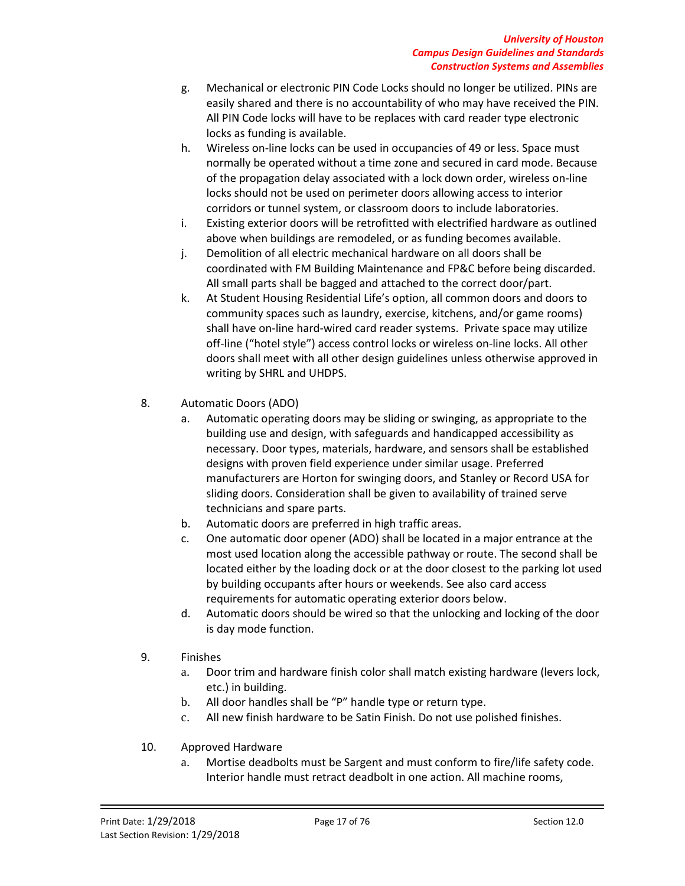g. Mechanical or electronic PIN Code Locks should no longer be utilized. PINs are easily shared and there is no accountability of who may have received the PIN. All PIN Code locks will have to be replaces with card reader type electronic locks as funding is available.

h. Wireless on-line locks can be used in occupancies of 49 or less. Space must normally be operated without a time zone and secured in card mode. Because of the propagation delay associated with a lock down order, wireless on-line locks should not be used on perimeter doors allowing access to interior corridors or tunnel system, or classroom doors to include laboratories.

i. Existing exterior doors will be retrofitted with electrified hardware as outlined above when buildings are remodeled, or as funding becomes available.

j. Demolition of all electric mechanical hardware on all doors shall be coordinated with FM Building Maintenance and FP&C before being discarded. All small parts shall be bagged and attached to the correct door/part.

k. At Student Housing Residential Life's option, all common doors and doors to community spaces such as laundry, exercise, kitchens, and/or game rooms) shall have on-line hard-wired card reader systems. Private space may utilize off-line ("hotel style") access control locks or wireless on-line locks. All other doors shall meet with all other design guidelines unless otherwise approved in writing by SHRL and UHDPS.

8. Automatic Doors (ADO)

a. Automatic operating doors may be sliding or swinging, as appropriate to the building use and design, with safeguards and handicapped accessibility as necessary. Door types, materials, hardware, and sensors shall be established designs with proven field experience under similar usage. Preferred manufacturers are Horton for swinging doors, and Stanley or Record USA for sliding doors. Consideration shall be given to availability of trained serve technicians and spare parts.

b. Automatic doors are preferred in high traffic areas.

c. One automatic door opener (ADO) shall be located in a major entrance at the most used location along the accessible pathway or route. The second shall be located either by the loading dock or at the door closest to the parking lot used by building occupants after hours or weekends. See also card access requirements for automatic operating exterior doors below.

d. Automatic doors should be wired so that the unlocking and locking of the door is day mode function.

9. Finishes

a. Door trim and hardware finish color shall match existing hardware (levers lock, etc.) in building.

b. All door handles shall be "P" handle type or return type.

c. All new finish hardware to be Satin Finish. Do not use polished finishes.

10. Approved Hardware

a. Mortise deadbolts must be Sargent and must conform to fire/life safety code. Interior handle must retract deadbolt in one action. All machine rooms,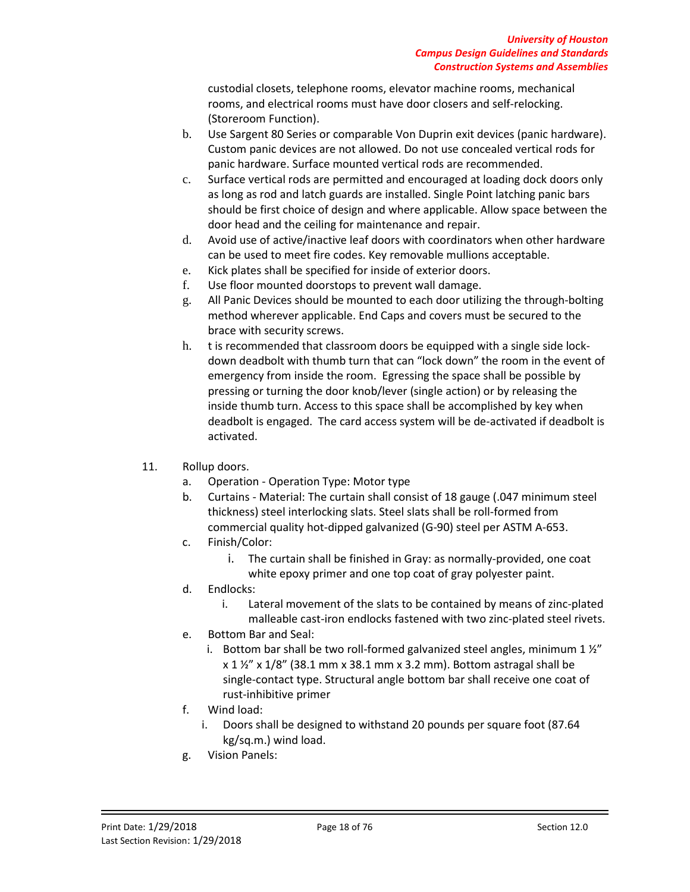custodial closets, telephone rooms, elevator machine rooms, mechanical rooms, and electrical rooms must have door closers and self-relocking. (Storeroom Function).

b. Use Sargent 80 Series or comparable Von Duprin exit devices (panic hardware). Custom panic devices are not allowed. Do not use concealed vertical rods for panic hardware. Surface mounted vertical rods are recommended.
c. Surface vertical rods are permitted and encouraged at loading dock doors only as long as rod and latch guards are installed. Single Point latching panic bars should be first choice of design and where applicable. Allow space between the door head and the ceiling for maintenance and repair.
d. Avoid use of active/inactive leaf doors with coordinators when other hardware can be used to meet fire codes. Key removable mullions acceptable.
e. Kick plates shall be specified for inside of exterior doors.
f. Use floor mounted doorstops to prevent wall damage.
g. All Panic Devices should be mounted to each door utilizing the through-bolting method wherever applicable. End Caps and covers must be secured to the brace with security screws.
h. t is recommended that classroom doors be equipped with a single side lock-down deadbolt with thumb turn that can "lock down" the room in the event of emergency from inside the room. Egressing the space shall be possible by pressing or turning the door knob/lever (single action) or by releasing the inside thumb turn. Access to this space shall be accomplished by key when deadbolt is engaged. The card access system will be de-activated if deadbolt is activated.

11. Rollup doors.
    a. Operation - Operation Type: Motor type
    b. Curtains - Material: The curtain shall consist of 18 gauge (.047 minimum steel thickness) steel interlocking slats. Steel slats shall be roll-formed from commercial quality hot-dipped galvanized (G-90) steel per ASTM A-653.
    c. Finish/Color:
        i. The curtain shall be finished in Gray: as normally-provided, one coat white epoxy primer and one top coat of gray polyester paint.
    d. Endlocks:
        i. Lateral movement of the slats to be contained by means of zinc-plated malleable cast-iron endlocks fastened with two zinc-plated steel rivets.
    e. Bottom Bar and Seal:
        i. Bottom bar shall be two roll-formed galvanized steel angles, minimum 1 ½" x 1 ½" x 1/8" (38.1 mm x 38.1 mm x 3.2 mm). Bottom astragal shall be single-contact type. Structural angle bottom bar shall receive one coat of rust-inhibitive primer
    f. Wind load:
        i. Doors shall be designed to withstand 20 pounds per square foot (87.64 kg/sq.m.) wind load.
    g. Vision Panels: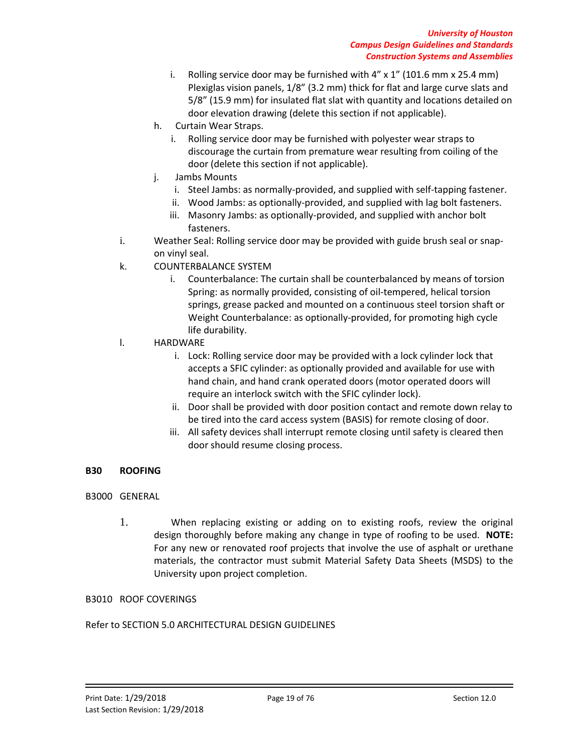i. Rolling service door may be furnished with 4" x 1" (101.6 mm x 25.4 mm) Plexiglas vision panels, 1/8" (3.2 mm) thick for flat and large curve slats and 5/8" (15.9 mm) for insulated flat slat with quantity and locations detailed on door elevation drawing (delete this section if not applicable).

h. Curtain Wear Straps.

i. Rolling service door may be furnished with polyester wear straps to discourage the curtain from premature wear resulting from coiling of the door (delete this section if not applicable).

j. Jambs Mounts

i. Steel Jambs: as normally-provided, and supplied with self-tapping fastener.

ii. Wood Jambs: as optionally-provided, and supplied with lag bolt fasteners.

iii. Masonry Jambs: as optionally-provided, and supplied with anchor bolt fasteners.

i. Weather Seal: Rolling service door may be provided with guide brush seal or snap-on vinyl seal.

k. COUNTERBALANCE SYSTEM

i. Counterbalance: The curtain shall be counterbalanced by means of torsion Spring: as normally provided, consisting of oil-tempered, helical torsion springs, grease packed and mounted on a continuous steel torsion shaft or Weight Counterbalance: as optionally-provided, for promoting high cycle life durability.

l. HARDWARE

i. Lock: Rolling service door may be provided with a lock cylinder lock that accepts a SFIC cylinder: as optionally provided and available for use with hand chain, and hand crank operated doors (motor operated doors will require an interlock switch with the SFIC cylinder lock).

ii. Door shall be provided with door position contact and remote down relay to be tired into the card access system (BASIS) for remote closing of door.

iii. All safety devices shall interrupt remote closing until safety is cleared then door should resume closing process.

## B30 ROOFING

B3000 GENERAL

1. When replacing existing or adding on to existing roofs, review the original design thoroughly before making any change in type of roofing to be used. **NOTE:** For any new or renovated roof projects that involve the use of asphalt or urethane materials, the contractor must submit Material Safety Data Sheets (MSDS) to the University upon project completion.

B3010 ROOF COVERINGS

Refer to SECTION 5.0 ARCHITECTURAL DESIGN GUIDELINES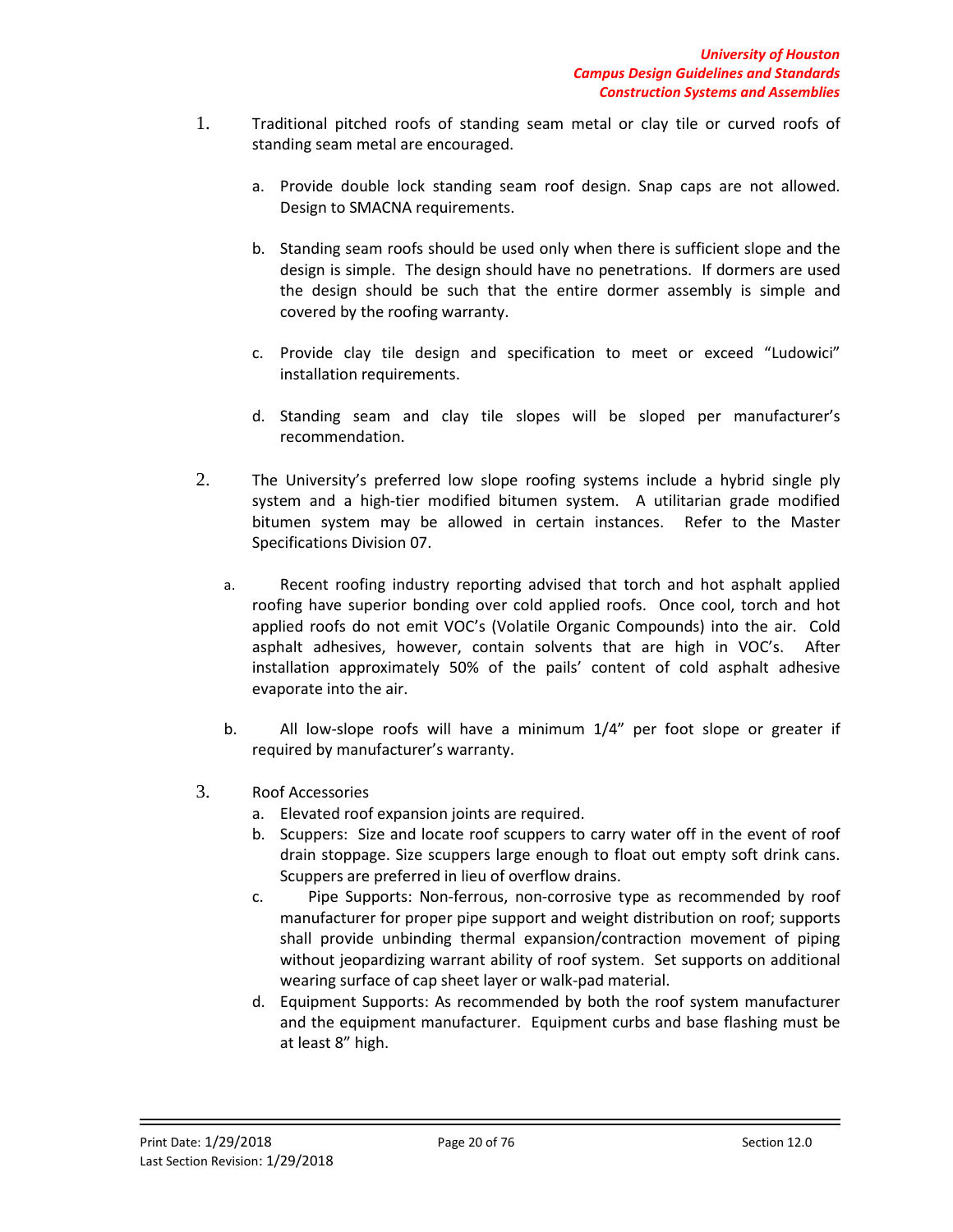1. Traditional pitched roofs of standing seam metal or clay tile or curved roofs of standing seam metal are encouraged.

   a. Provide double lock standing seam roof design. Snap caps are not allowed. Design to SMACNA requirements.

   b. Standing seam roofs should be used only when there is sufficient slope and the design is simple. The design should have no penetrations. If dormers are used the design should be such that the entire dormer assembly is simple and covered by the roofing warranty.

   c. Provide clay tile design and specification to meet or exceed "Ludowici" installation requirements.

   d. Standing seam and clay tile slopes will be sloped per manufacturer's recommendation.

2. The University's preferred low slope roofing systems include a hybrid single ply system and a high-tier modified bitumen system. A utilitarian grade modified bitumen system may be allowed in certain instances. Refer to the Master Specifications Division 07.

   a. Recent roofing industry reporting advised that torch and hot asphalt applied roofing have superior bonding over cold applied roofs. Once cool, torch and hot applied roofs do not emit VOC's (Volatile Organic Compounds) into the air. Cold asphalt adhesives, however, contain solvents that are high in VOC's. After installation approximately 50% of the pails' content of cold asphalt adhesive evaporate into the air.

   b. All low-slope roofs will have a minimum 1/4" per foot slope or greater if required by manufacturer's warranty.

3. Roof Accessories

   a. Elevated roof expansion joints are required.
   b. Scuppers: Size and locate roof scuppers to carry water off in the event of roof drain stoppage. Size scuppers large enough to float out empty soft drink cans. Scuppers are preferred in lieu of overflow drains.
   c. Pipe Supports: Non-ferrous, non-corrosive type as recommended by roof manufacturer for proper pipe support and weight distribution on roof; supports shall provide unbinding thermal expansion/contraction movement of piping without jeopardizing warrant ability of roof system. Set supports on additional wearing surface of cap sheet layer or walk-pad material.
   d. Equipment Supports: As recommended by both the roof system manufacturer and the equipment manufacturer. Equipment curbs and base flashing must be at least 8" high.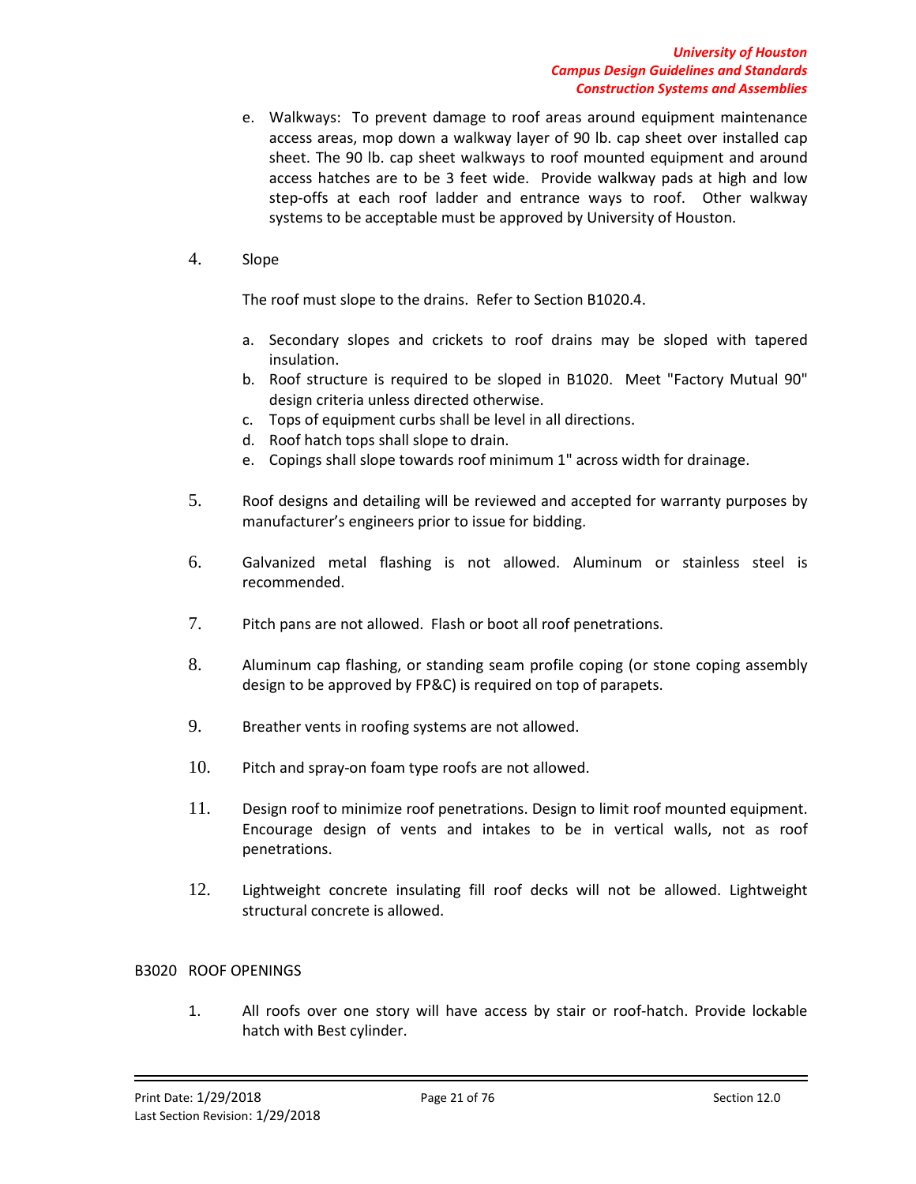e. Walkways: To prevent damage to roof areas around equipment maintenance access areas, mop down a walkway layer of 90 lb. cap sheet over installed cap sheet. The 90 lb. cap sheet walkways to roof mounted equipment and around access hatches are to be 3 feet wide. Provide walkway pads at high and low step-offs at each roof ladder and entrance ways to roof. Other walkway systems to be acceptable must be approved by University of Houston.

4. Slope

   The roof must slope to the drains. Refer to Section B1020.4.

   a. Secondary slopes and crickets to roof drains may be sloped with tapered insulation.
   b. Roof structure is required to be sloped in B1020. Meet "Factory Mutual 90" design criteria unless directed otherwise.
   c. Tops of equipment curbs shall be level in all directions.
   d. Roof hatch tops shall slope to drain.
   e. Copings shall slope towards roof minimum 1" across width for drainage.

5. Roof designs and detailing will be reviewed and accepted for warranty purposes by manufacturer's engineers prior to issue for bidding.

6. Galvanized metal flashing is not allowed. Aluminum or stainless steel is recommended.

7. Pitch pans are not allowed. Flash or boot all roof penetrations.

8. Aluminum cap flashing, or standing seam profile coping (or stone coping assembly design to be approved by FP&C) is required on top of parapets.

9. Breather vents in roofing systems are not allowed.

10. Pitch and spray-on foam type roofs are not allowed.

11. Design roof to minimize roof penetrations. Design to limit roof mounted equipment. Encourage design of vents and intakes to be in vertical walls, not as roof penetrations.

12. Lightweight concrete insulating fill roof decks will not be allowed. Lightweight structural concrete is allowed.

## B3020 ROOF OPENINGS

1. All roofs over one story will have access by stair or roof-hatch. Provide lockable hatch with Best cylinder.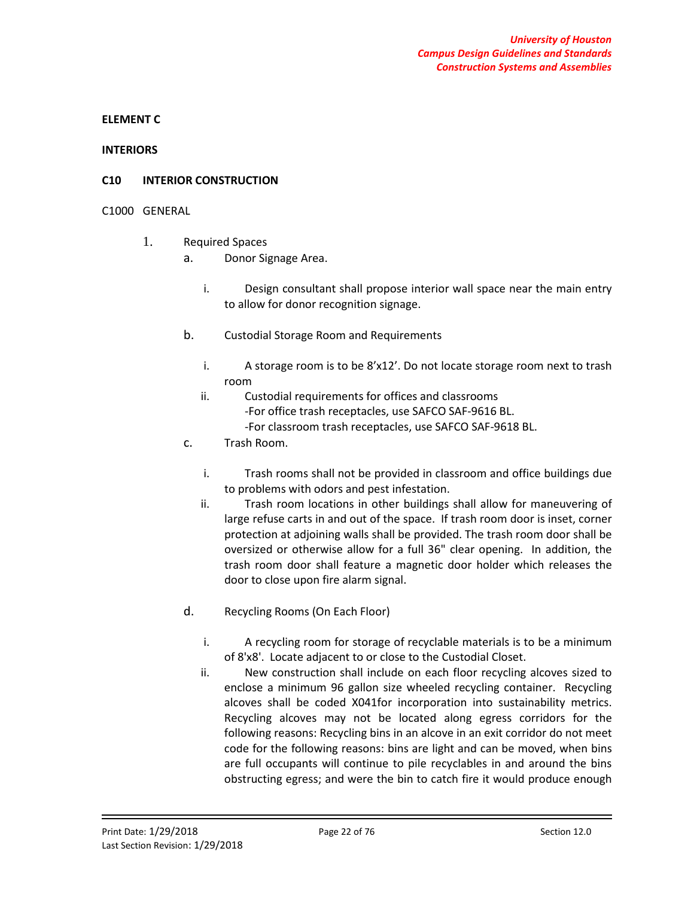## ELEMENT C

## INTERIORS

### C10 INTERIOR CONSTRUCTION

C1000 GENERAL

1. Required Spaces
   a. Donor Signage Area.

      i. Design consultant shall propose interior wall space near the main entry to allow for donor recognition signage.

   b. Custodial Storage Room and Requirements

      i. A storage room is to be 8’x12’. Do not locate storage room next to trash room

      ii. Custodial requirements for offices and classrooms
         -For office trash receptacles, use SAFCO SAF-9616 BL.
         -For classroom trash receptacles, use SAFCO SAF-9618 BL.

   c. Trash Room.

      i. Trash rooms shall not be provided in classroom and office buildings due to problems with odors and pest infestation.

      ii. Trash room locations in other buildings shall allow for maneuvering of large refuse carts in and out of the space. If trash room door is inset, corner protection at adjoining walls shall be provided. The trash room door shall be oversized or otherwise allow for a full 36" clear opening. In addition, the trash room door shall feature a magnetic door holder which releases the door to close upon fire alarm signal.

   d. Recycling Rooms (On Each Floor)

      i. A recycling room for storage of recyclable materials is to be a minimum of 8'x8'. Locate adjacent to or close to the Custodial Closet.

      ii. New construction shall include on each floor recycling alcoves sized to enclose a minimum 96 gallon size wheeled recycling container. Recycling alcoves shall be coded X041for incorporation into sustainability metrics. Recycling alcoves may not be located along egress corridors for the following reasons: Recycling bins in an alcove in an exit corridor do not meet code for the following reasons: bins are light and can be moved, when bins are full occupants will continue to pile recyclables in and around the bins obstructing egress; and were the bin to catch fire it would produce enough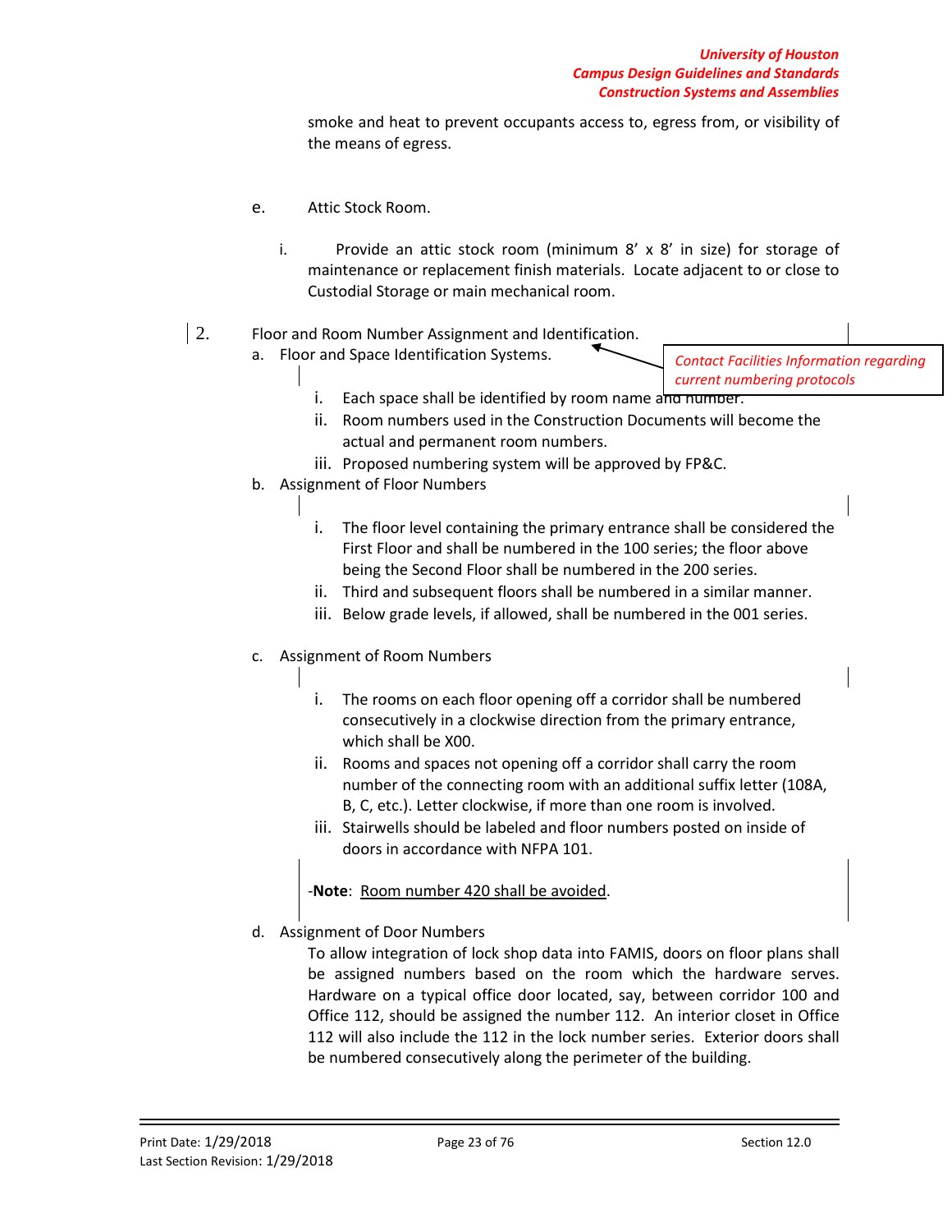smoke and heat to prevent occupants access to, egress from, or visibility of the means of egress.

e. Attic Stock Room.

   i. Provide an attic stock room (minimum 8' x 8' in size) for storage of maintenance or replacement finish materials. Locate adjacent to or close to Custodial Storage or main mechanical room.

2. Floor and Room Number Assignment and Identification.

   a. Floor and Space Identification Systems.

   *Contact Facilities Information regarding current numbering protocols*

      i. Each space shall be identified by room name and number.
      ii. Room numbers used in the Construction Documents will become the actual and permanent room numbers.
      iii. Proposed numbering system will be approved by FP&C.

   b. Assignment of Floor Numbers

      i. The floor level containing the primary entrance shall be considered the First Floor and shall be numbered in the 100 series; the floor above being the Second Floor shall be numbered in the 200 series.
      ii. Third and subsequent floors shall be numbered in a similar manner.
      iii. Below grade levels, if allowed, shall be numbered in the 001 series.

   c. Assignment of Room Numbers

      i. The rooms on each floor opening off a corridor shall be numbered consecutively in a clockwise direction from the primary entrance, which shall be X00.
      ii. Rooms and spaces not opening off a corridor shall carry the room number of the connecting room with an additional suffix letter (108A, B, C, etc.). Letter clockwise, if more than one room is involved.
      iii. Stairwells should be labeled and floor numbers posted on inside of doors in accordance with NFPA 101.

   -**Note**: <u>Room number 420 shall be avoided</u>.

   d. Assignment of Door Numbers

   To allow integration of lock shop data into FAMIS, doors on floor plans shall be assigned numbers based on the room which the hardware serves. Hardware on a typical office door located, say, between corridor 100 and Office 112, should be assigned the number 112. An interior closet in Office 112 will also include the 112 in the lock number series. Exterior doors shall be numbered consecutively along the perimeter of the building.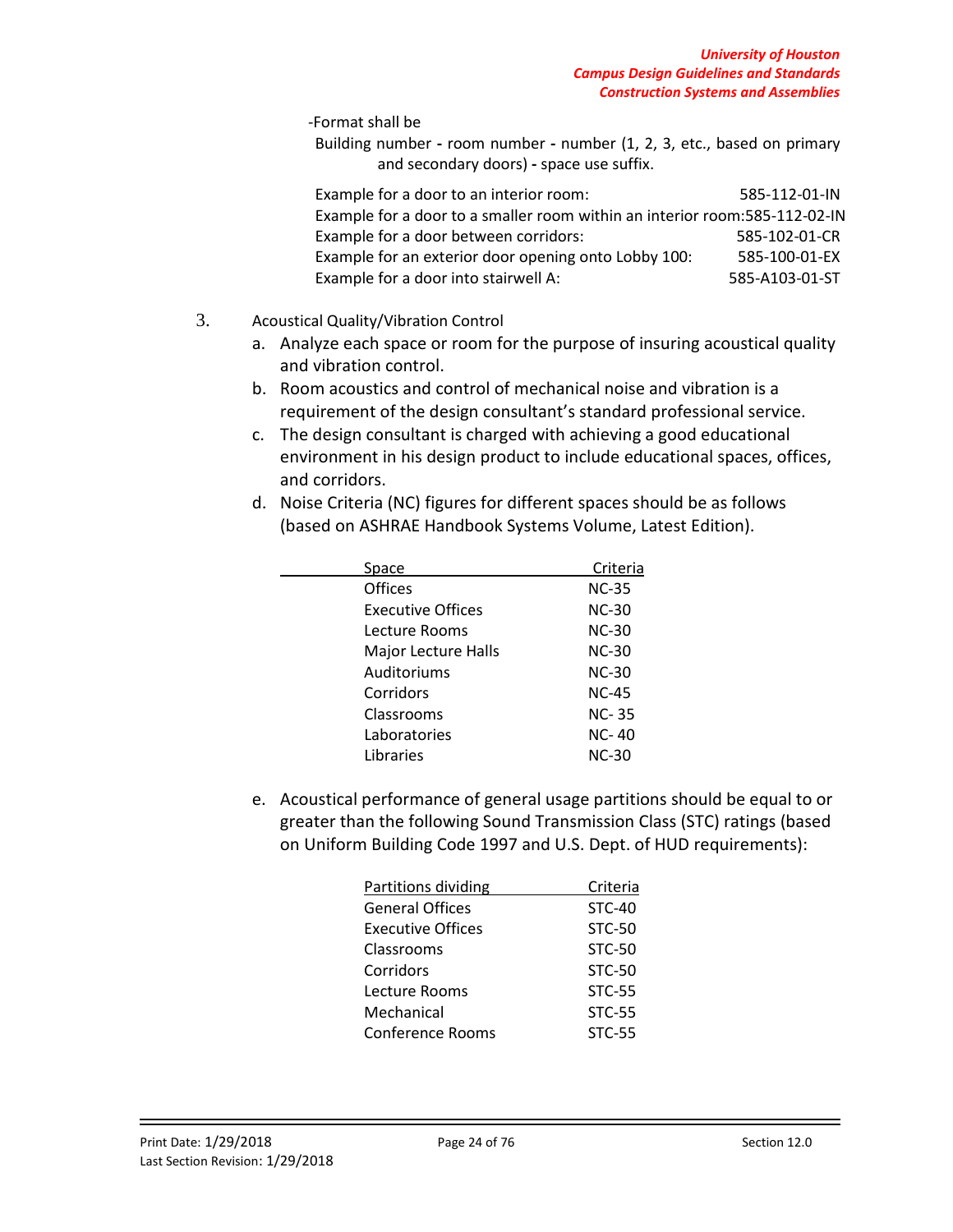-Format shall be

Building number - room number - number (1, 2, 3, etc., based on primary and secondary doors) - space use suffix.

| | |
|---|---|
| Example for a door to an interior room: | 585-112-01-IN |
| Example for a door to a smaller room within an interior room: | 585-112-02-IN |
| Example for a door between corridors: | 585-102-01-CR |
| Example for an exterior door opening onto Lobby 100: | 585-100-01-EX |
| Example for a door into stairwell A: | 585-A103-01-ST |

3. Acoustical Quality/Vibration Control

   a. Analyze each space or room for the purpose of insuring acoustical quality and vibration control.

   b. Room acoustics and control of mechanical noise and vibration is a requirement of the design consultant's standard professional service.

   c. The design consultant is charged with achieving a good educational environment in his design product to include educational spaces, offices, and corridors.

   d. Noise Criteria (NC) figures for different spaces should be as follows (based on ASHRAE Handbook Systems Volume, Latest Edition).

| Space | Criteria |
|---|---|
| Offices | NC-35 |
| Executive Offices | NC-30 |
| Lecture Rooms | NC-30 |
| Major Lecture Halls | NC-30 |
| Auditoriums | NC-30 |
| Corridors | NC-45 |
| Classrooms | NC- 35 |
| Laboratories | NC- 40 |
| Libraries | NC-30 |

   e. Acoustical performance of general usage partitions should be equal to or greater than the following Sound Transmission Class (STC) ratings (based on Uniform Building Code 1997 and U.S. Dept. of HUD requirements):

| Partitions dividing | Criteria |
|---|---|
| General Offices | STC-40 |
| Executive Offices | STC-50 |
| Classrooms | STC-50 |
| Corridors | STC-50 |
| Lecture Rooms | STC-55 |
| Mechanical | STC-55 |
| Conference Rooms | STC-55 |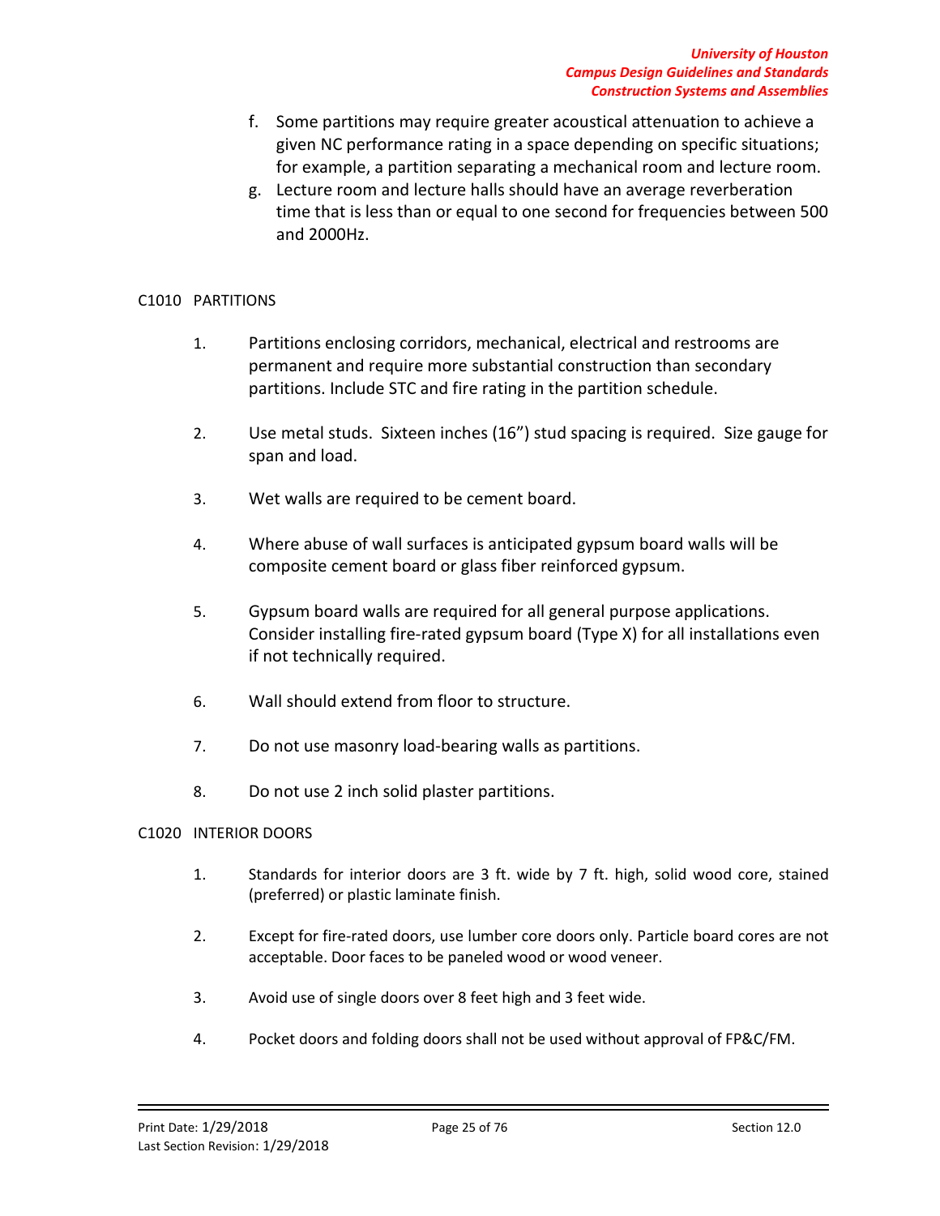f. Some partitions may require greater acoustical attenuation to achieve a given NC performance rating in a space depending on specific situations; for example, a partition separating a mechanical room and lecture room.

g. Lecture room and lecture halls should have an average reverberation time that is less than or equal to one second for frequencies between 500 and 2000Hz.

## C1010 PARTITIONS

1. Partitions enclosing corridors, mechanical, electrical and restrooms are permanent and require more substantial construction than secondary partitions. Include STC and fire rating in the partition schedule.

2. Use metal studs. Sixteen inches (16") stud spacing is required. Size gauge for span and load.

3. Wet walls are required to be cement board.

4. Where abuse of wall surfaces is anticipated gypsum board walls will be composite cement board or glass fiber reinforced gypsum.

5. Gypsum board walls are required for all general purpose applications. Consider installing fire-rated gypsum board (Type X) for all installations even if not technically required.

6. Wall should extend from floor to structure.

7. Do not use masonry load-bearing walls as partitions.

8. Do not use 2 inch solid plaster partitions.

## C1020 INTERIOR DOORS

1. Standards for interior doors are 3 ft. wide by 7 ft. high, solid wood core, stained (preferred) or plastic laminate finish.

2. Except for fire-rated doors, use lumber core doors only. Particle board cores are not acceptable. Door faces to be paneled wood or wood veneer.

3. Avoid use of single doors over 8 feet high and 3 feet wide.

4. Pocket doors and folding doors shall not be used without approval of FP&C/FM.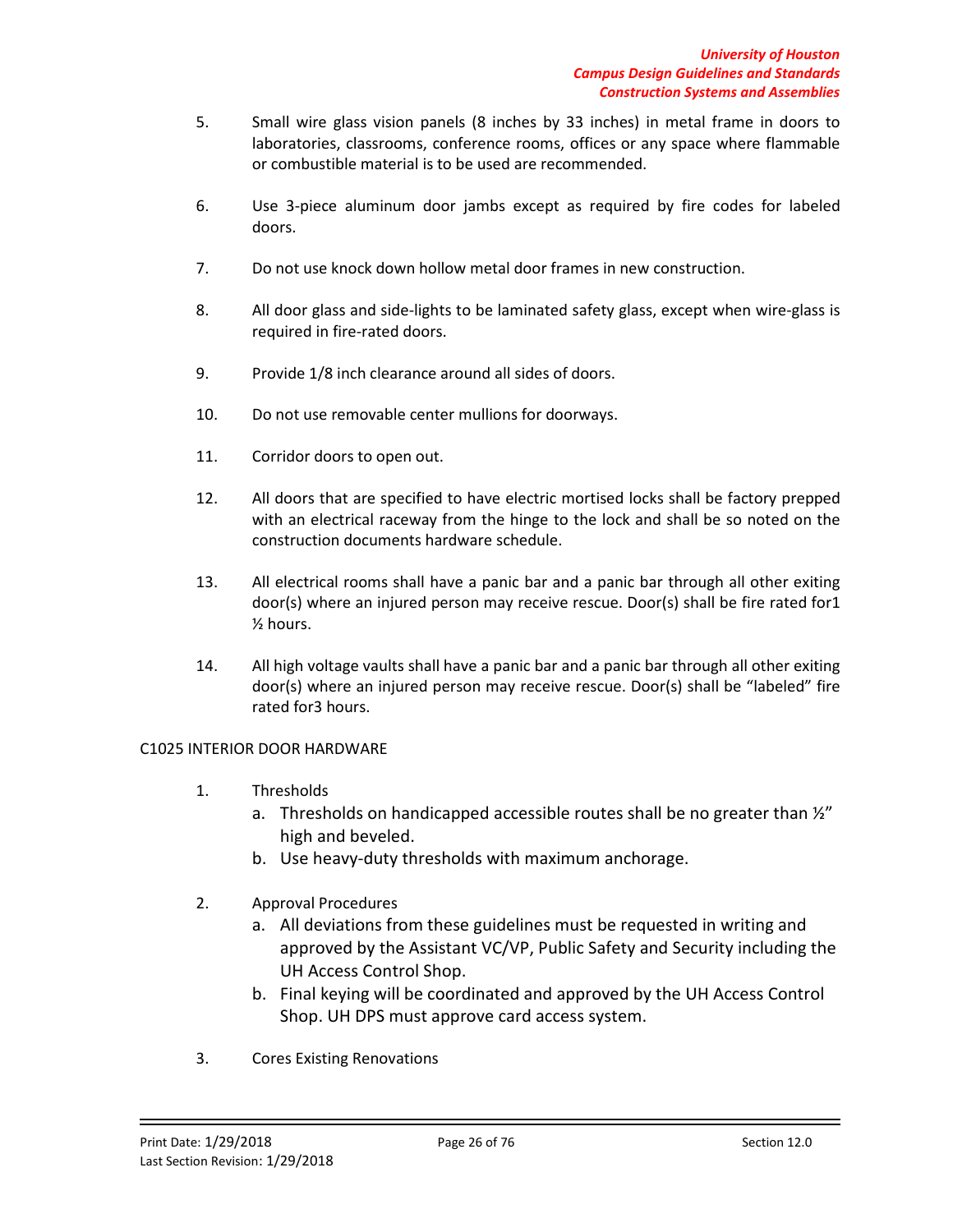5. Small wire glass vision panels (8 inches by 33 inches) in metal frame in doors to laboratories, classrooms, conference rooms, offices or any space where flammable or combustible material is to be used are recommended.

6. Use 3-piece aluminum door jambs except as required by fire codes for labeled doors.

7. Do not use knock down hollow metal door frames in new construction.

8. All door glass and side-lights to be laminated safety glass, except when wire-glass is required in fire-rated doors.

9. Provide 1/8 inch clearance around all sides of doors.

10. Do not use removable center mullions for doorways.

11. Corridor doors to open out.

12. All doors that are specified to have electric mortised locks shall be factory prepped with an electrical raceway from the hinge to the lock and shall be so noted on the construction documents hardware schedule.

13. All electrical rooms shall have a panic bar and a panic bar through all other exiting door(s) where an injured person may receive rescue. Door(s) shall be fire rated for1 ½ hours.

14. All high voltage vaults shall have a panic bar and a panic bar through all other exiting door(s) where an injured person may receive rescue. Door(s) shall be "labeled" fire rated for3 hours.

C1025 INTERIOR DOOR HARDWARE

1. Thresholds
   a. Thresholds on handicapped accessible routes shall be no greater than ½" high and beveled.
   b. Use heavy-duty thresholds with maximum anchorage.

2. Approval Procedures
   a. All deviations from these guidelines must be requested in writing and approved by the Assistant VC/VP, Public Safety and Security including the UH Access Control Shop.
   b. Final keying will be coordinated and approved by the UH Access Control Shop. UH DPS must approve card access system.

3. Cores Existing Renovations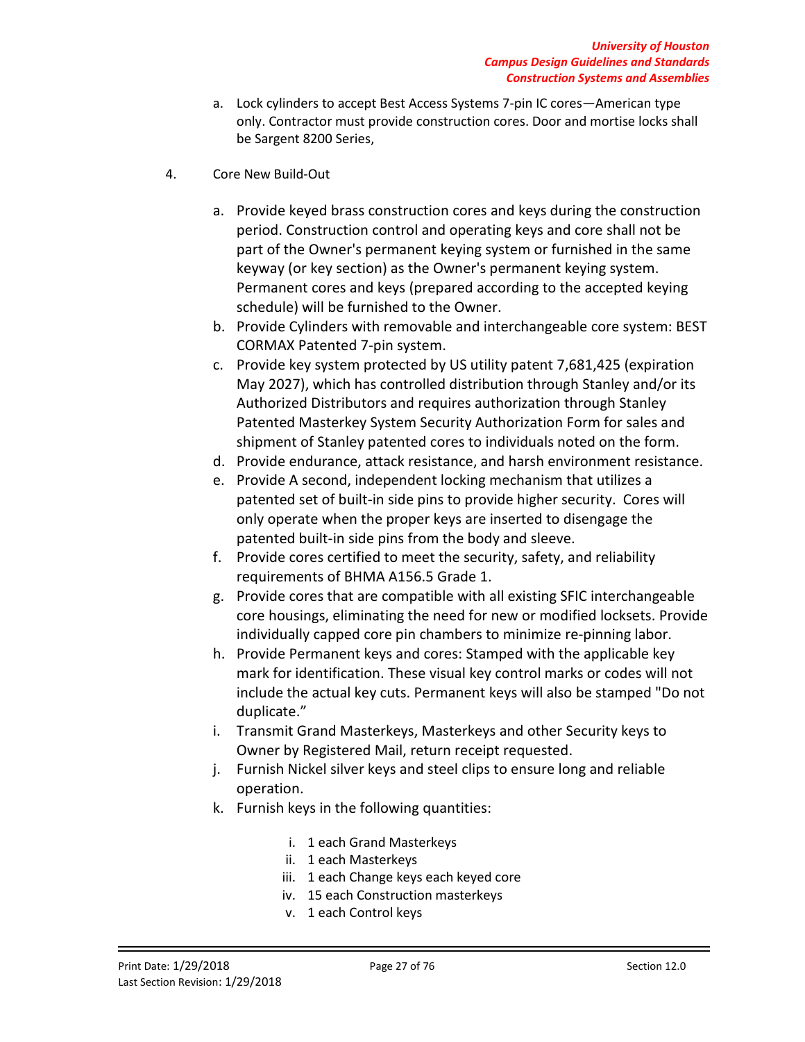a. Lock cylinders to accept Best Access Systems 7-pin IC cores—American type only. Contractor must provide construction cores. Door and mortise locks shall be Sargent 8200 Series,

4. Core New Build-Out

   a. Provide keyed brass construction cores and keys during the construction period. Construction control and operating keys and core shall not be part of the Owner's permanent keying system or furnished in the same keyway (or key section) as the Owner's permanent keying system. Permanent cores and keys (prepared according to the accepted keying schedule) will be furnished to the Owner.
   b. Provide Cylinders with removable and interchangeable core system: BEST CORMAX Patented 7-pin system.
   c. Provide key system protected by US utility patent 7,681,425 (expiration May 2027), which has controlled distribution through Stanley and/or its Authorized Distributors and requires authorization through Stanley Patented Masterkey System Security Authorization Form for sales and shipment of Stanley patented cores to individuals noted on the form.
   d. Provide endurance, attack resistance, and harsh environment resistance.
   e. Provide A second, independent locking mechanism that utilizes a patented set of built-in side pins to provide higher security. Cores will only operate when the proper keys are inserted to disengage the patented built-in side pins from the body and sleeve.
   f. Provide cores certified to meet the security, safety, and reliability requirements of BHMA A156.5 Grade 1.
   g. Provide cores that are compatible with all existing SFIC interchangeable core housings, eliminating the need for new or modified locksets. Provide individually capped core pin chambers to minimize re-pinning labor.
   h. Provide Permanent keys and cores: Stamped with the applicable key mark for identification. These visual key control marks or codes will not include the actual key cuts. Permanent keys will also be stamped "Do not duplicate."
   i. Transmit Grand Masterkeys, Masterkeys and other Security keys to Owner by Registered Mail, return receipt requested.
   j. Furnish Nickel silver keys and steel clips to ensure long and reliable operation.
   k. Furnish keys in the following quantities:

      i. 1 each Grand Masterkeys
      ii. 1 each Masterkeys
      iii. 1 each Change keys each keyed core
      iv. 15 each Construction masterkeys
      v. 1 each Control keys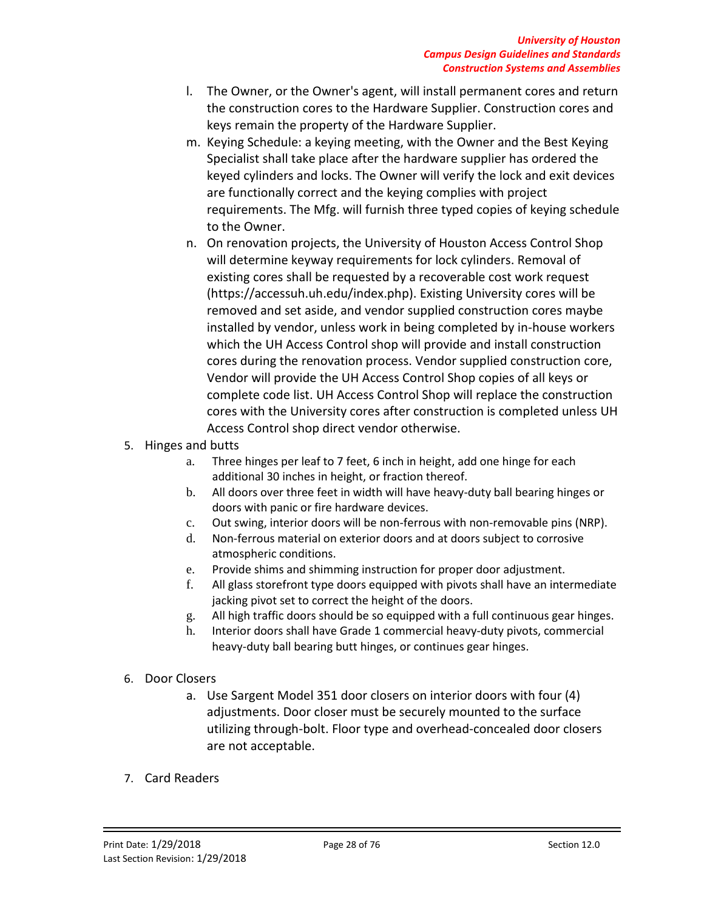l. The Owner, or the Owner's agent, will install permanent cores and return the construction cores to the Hardware Supplier. Construction cores and keys remain the property of the Hardware Supplier.

m. Keying Schedule: a keying meeting, with the Owner and the Best Keying Specialist shall take place after the hardware supplier has ordered the keyed cylinders and locks. The Owner will verify the lock and exit devices are functionally correct and the keying complies with project requirements. The Mfg. will furnish three typed copies of keying schedule to the Owner.

n. On renovation projects, the University of Houston Access Control Shop will determine keyway requirements for lock cylinders. Removal of existing cores shall be requested by a recoverable cost work request (https://accessuh.uh.edu/index.php). Existing University cores will be removed and set aside, and vendor supplied construction cores maybe installed by vendor, unless work in being completed by in-house workers which the UH Access Control shop will provide and install construction cores during the renovation process. Vendor supplied construction core, Vendor will provide the UH Access Control Shop copies of all keys or complete code list. UH Access Control Shop will replace the construction cores with the University cores after construction is completed unless UH Access Control shop direct vendor otherwise.

5. Hinges and butts
   a. Three hinges per leaf to 7 feet, 6 inch in height, add one hinge for each additional 30 inches in height, or fraction thereof.
   b. All doors over three feet in width will have heavy-duty ball bearing hinges or doors with panic or fire hardware devices.
   c. Out swing, interior doors will be non-ferrous with non-removable pins (NRP).
   d. Non-ferrous material on exterior doors and at doors subject to corrosive atmospheric conditions.
   e. Provide shims and shimming instruction for proper door adjustment.
   f. All glass storefront type doors equipped with pivots shall have an intermediate jacking pivot set to correct the height of the doors.
   g. All high traffic doors should be so equipped with a full continuous gear hinges.
   h. Interior doors shall have Grade 1 commercial heavy-duty pivots, commercial heavy-duty ball bearing butt hinges, or continues gear hinges.

6. Door Closers
   a. Use Sargent Model 351 door closers on interior doors with four (4) adjustments. Door closer must be securely mounted to the surface utilizing through-bolt. Floor type and overhead-concealed door closers are not acceptable.

7. Card Readers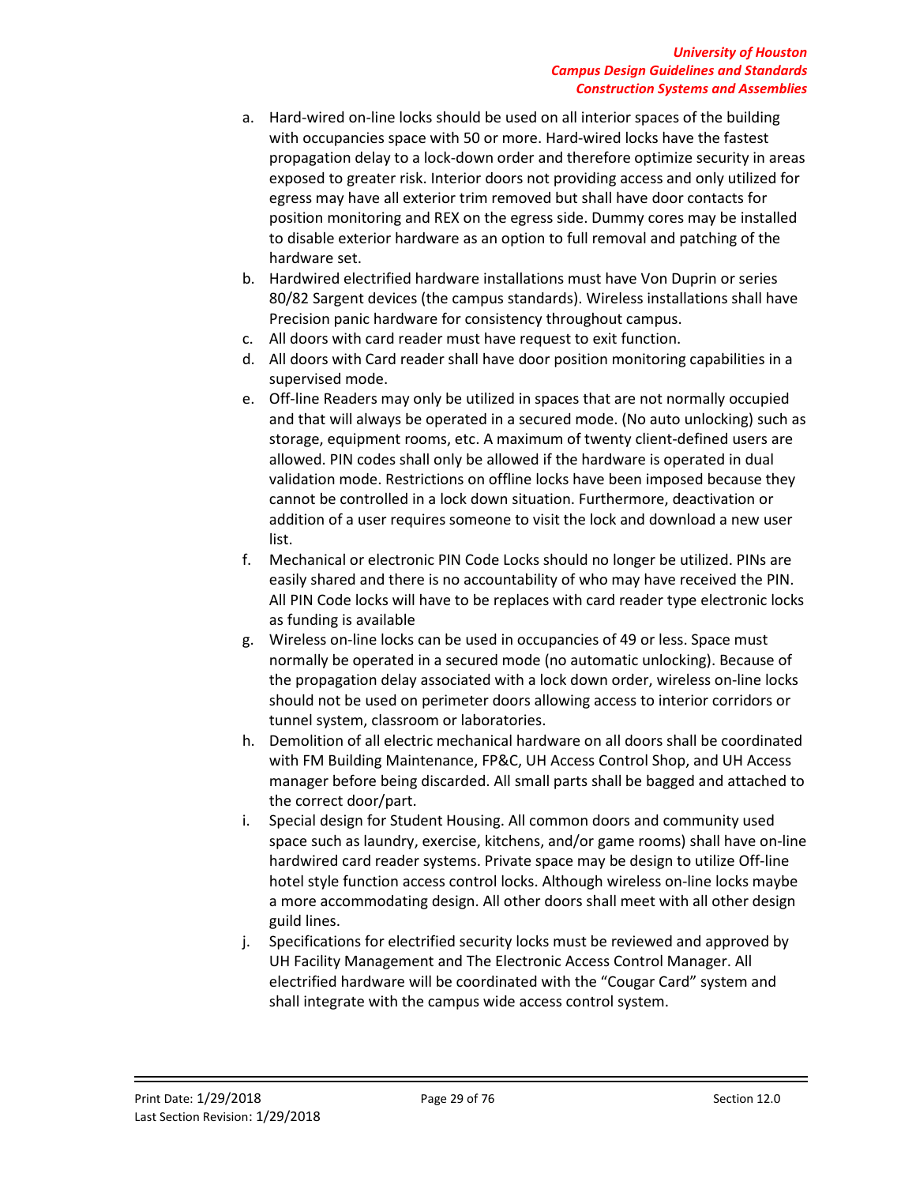a. Hard-wired on-line locks should be used on all interior spaces of the building with occupancies space with 50 or more. Hard-wired locks have the fastest propagation delay to a lock-down order and therefore optimize security in areas exposed to greater risk. Interior doors not providing access and only utilized for egress may have all exterior trim removed but shall have door contacts for position monitoring and REX on the egress side. Dummy cores may be installed to disable exterior hardware as an option to full removal and patching of the hardware set.
b. Hardwired electrified hardware installations must have Von Duprin or series 80/82 Sargent devices (the campus standards). Wireless installations shall have Precision panic hardware for consistency throughout campus.
c. All doors with card reader must have request to exit function.
d. All doors with Card reader shall have door position monitoring capabilities in a supervised mode.
e. Off-line Readers may only be utilized in spaces that are not normally occupied and that will always be operated in a secured mode. (No auto unlocking) such as storage, equipment rooms, etc. A maximum of twenty client-defined users are allowed. PIN codes shall only be allowed if the hardware is operated in dual validation mode. Restrictions on offline locks have been imposed because they cannot be controlled in a lock down situation. Furthermore, deactivation or addition of a user requires someone to visit the lock and download a new user list.
f. Mechanical or electronic PIN Code Locks should no longer be utilized. PINs are easily shared and there is no accountability of who may have received the PIN. All PIN Code locks will have to be replaces with card reader type electronic locks as funding is available
g. Wireless on-line locks can be used in occupancies of 49 or less. Space must normally be operated in a secured mode (no automatic unlocking). Because of the propagation delay associated with a lock down order, wireless on-line locks should not be used on perimeter doors allowing access to interior corridors or tunnel system, classroom or laboratories.
h. Demolition of all electric mechanical hardware on all doors shall be coordinated with FM Building Maintenance, FP&C, UH Access Control Shop, and UH Access manager before being discarded. All small parts shall be bagged and attached to the correct door/part.
i. Special design for Student Housing. All common doors and community used space such as laundry, exercise, kitchens, and/or game rooms) shall have on-line hardwired card reader systems. Private space may be design to utilize Off-line hotel style function access control locks. Although wireless on-line locks maybe a more accommodating design. All other doors shall meet with all other design guild lines.
j. Specifications for electrified security locks must be reviewed and approved by UH Facility Management and The Electronic Access Control Manager. All electrified hardware will be coordinated with the "Cougar Card" system and shall integrate with the campus wide access control system.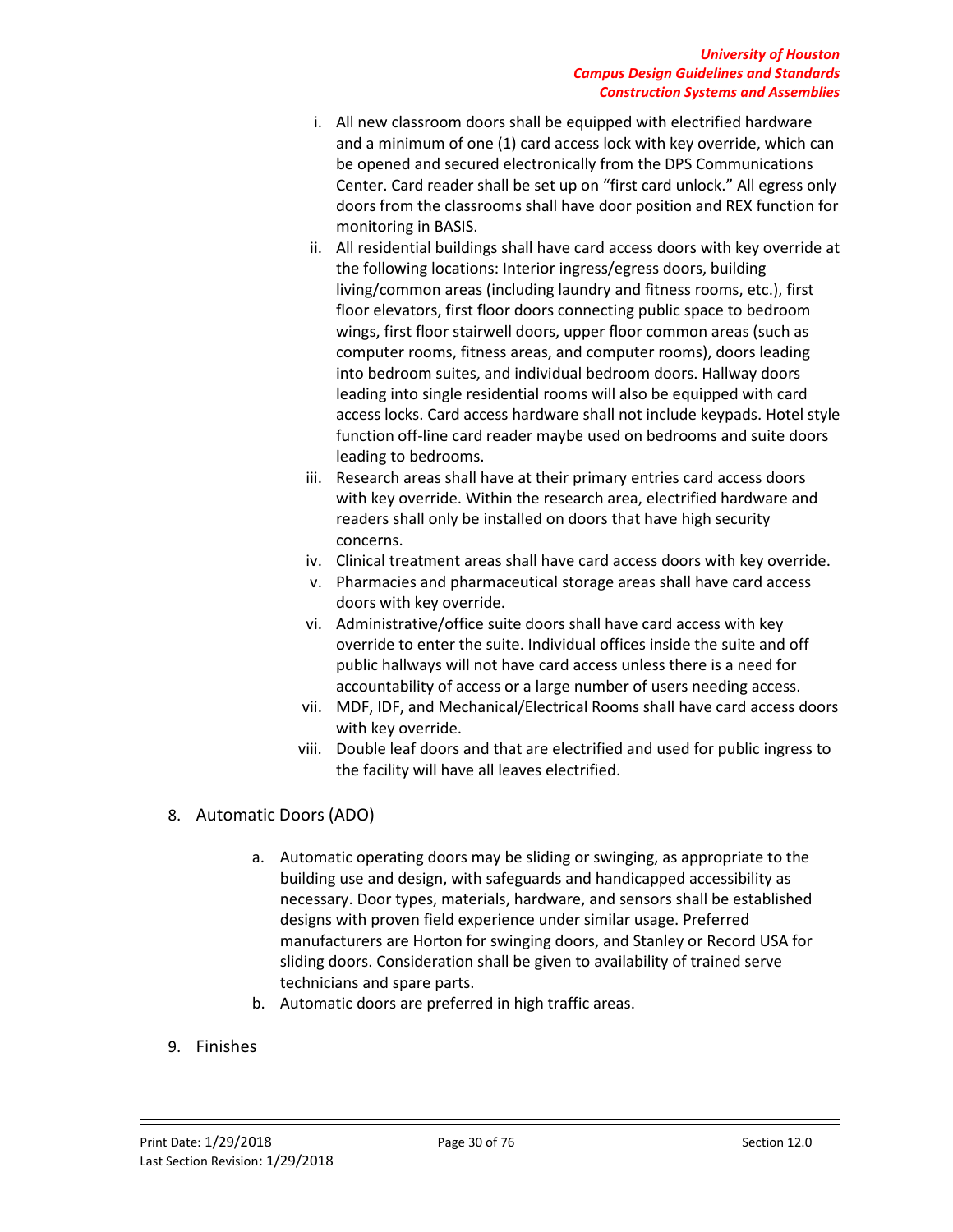i. All new classroom doors shall be equipped with electrified hardware and a minimum of one (1) card access lock with key override, which can be opened and secured electronically from the DPS Communications Center. Card reader shall be set up on "first card unlock." All egress only doors from the classrooms shall have door position and REX function for monitoring in BASIS.

ii. All residential buildings shall have card access doors with key override at the following locations: Interior ingress/egress doors, building living/common areas (including laundry and fitness rooms, etc.), first floor elevators, first floor doors connecting public space to bedroom wings, first floor stairwell doors, upper floor common areas (such as computer rooms, fitness areas, and computer rooms), doors leading into bedroom suites, and individual bedroom doors. Hallway doors leading into single residential rooms will also be equipped with card access locks. Card access hardware shall not include keypads. Hotel style function off-line card reader maybe used on bedrooms and suite doors leading to bedrooms.

iii. Research areas shall have at their primary entries card access doors with key override. Within the research area, electrified hardware and readers shall only be installed on doors that have high security concerns.

iv. Clinical treatment areas shall have card access doors with key override.

v. Pharmacies and pharmaceutical storage areas shall have card access doors with key override.

vi. Administrative/office suite doors shall have card access with key override to enter the suite. Individual offices inside the suite and off public hallways will not have card access unless there is a need for accountability of access or a large number of users needing access.

vii. MDF, IDF, and Mechanical/Electrical Rooms shall have card access doors with key override.

viii. Double leaf doors and that are electrified and used for public ingress to the facility will have all leaves electrified.

8. Automatic Doors (ADO)

   a. Automatic operating doors may be sliding or swinging, as appropriate to the building use and design, with safeguards and handicapped accessibility as necessary. Door types, materials, hardware, and sensors shall be established designs with proven field experience under similar usage. Preferred manufacturers are Horton for swinging doors, and Stanley or Record USA for sliding doors. Consideration shall be given to availability of trained serve technicians and spare parts.

   b. Automatic doors are preferred in high traffic areas.

9. Finishes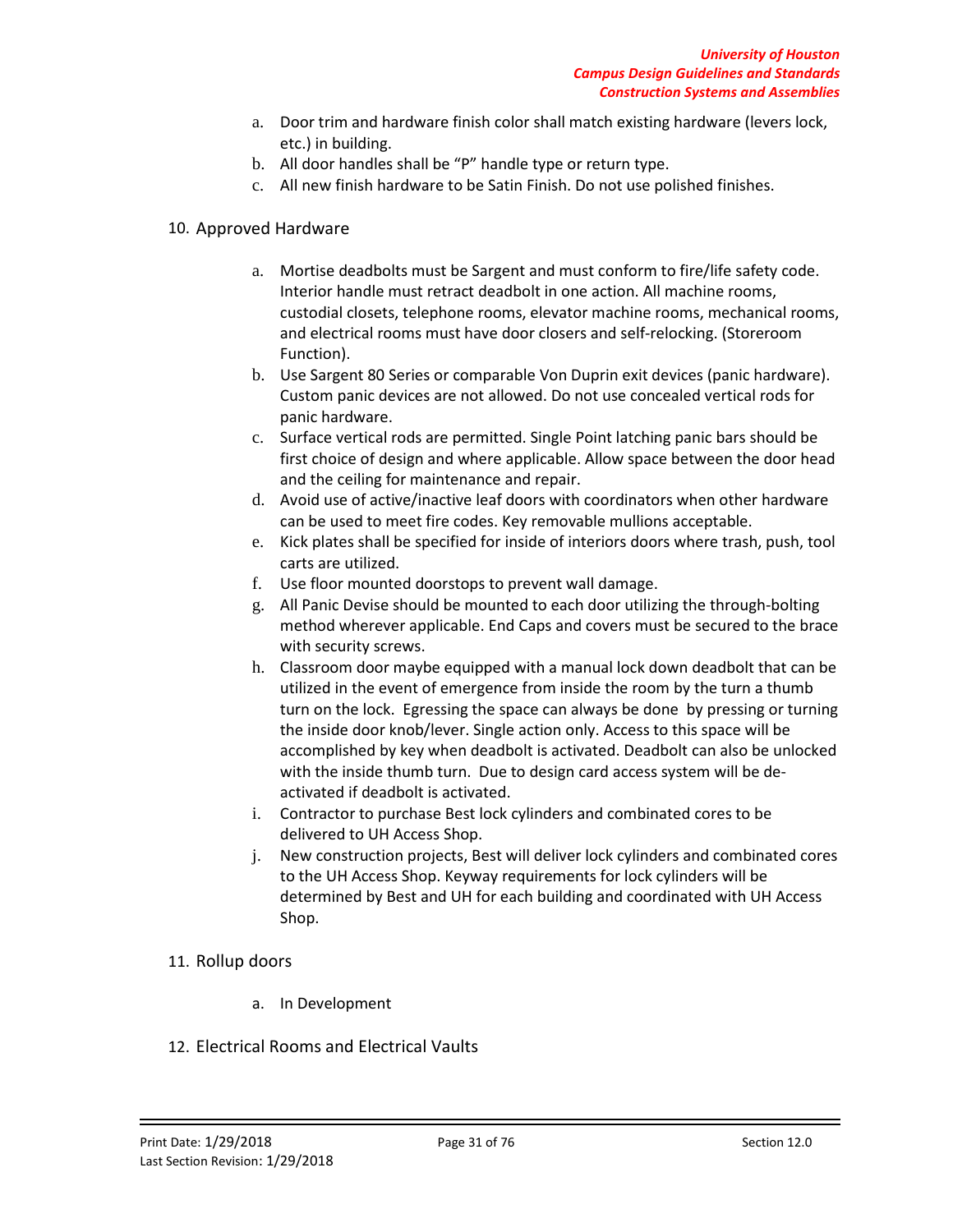a. Door trim and hardware finish color shall match existing hardware (levers lock, etc.) in building.
b. All door handles shall be "P" handle type or return type.
c. All new finish hardware to be Satin Finish. Do not use polished finishes.

10. Approved Hardware

    a. Mortise deadbolts must be Sargent and must conform to fire/life safety code. Interior handle must retract deadbolt in one action. All machine rooms, custodial closets, telephone rooms, elevator machine rooms, mechanical rooms, and electrical rooms must have door closers and self-relocking. (Storeroom Function).
    b. Use Sargent 80 Series or comparable Von Duprin exit devices (panic hardware). Custom panic devices are not allowed. Do not use concealed vertical rods for panic hardware.
    c. Surface vertical rods are permitted. Single Point latching panic bars should be first choice of design and where applicable. Allow space between the door head and the ceiling for maintenance and repair.
    d. Avoid use of active/inactive leaf doors with coordinators when other hardware can be used to meet fire codes. Key removable mullions acceptable.
    e. Kick plates shall be specified for inside of interiors doors where trash, push, tool carts are utilized.
    f. Use floor mounted doorstops to prevent wall damage.
    g. All Panic Devise should be mounted to each door utilizing the through-bolting method wherever applicable. End Caps and covers must be secured to the brace with security screws.
    h. Classroom door maybe equipped with a manual lock down deadbolt that can be utilized in the event of emergence from inside the room by the turn a thumb turn on the lock. Egressing the space can always be done by pressing or turning the inside door knob/lever. Single action only. Access to this space will be accomplished by key when deadbolt is activated. Deadbolt can also be unlocked with the inside thumb turn. Due to design card access system will be de-activated if deadbolt is activated.
    i. Contractor to purchase Best lock cylinders and combinated cores to be delivered to UH Access Shop.
    j. New construction projects, Best will deliver lock cylinders and combinated cores to the UH Access Shop. Keyway requirements for lock cylinders will be determined by Best and UH for each building and coordinated with UH Access Shop.

11. Rollup doors

    a. In Development

12. Electrical Rooms and Electrical Vaults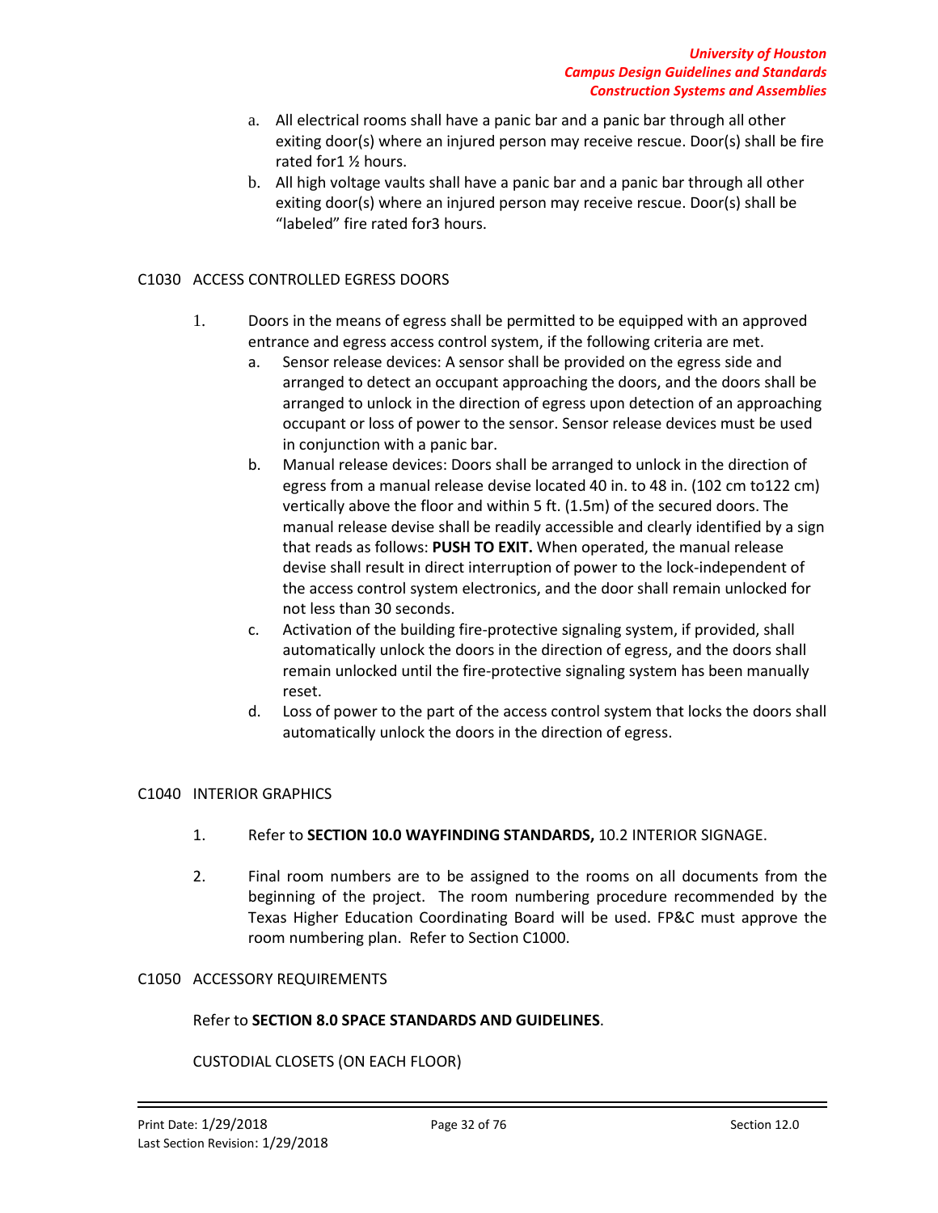a. All electrical rooms shall have a panic bar and a panic bar through all other exiting door(s) where an injured person may receive rescue. Door(s) shall be fire rated for1 ½ hours.
b. All high voltage vaults shall have a panic bar and a panic bar through all other exiting door(s) where an injured person may receive rescue. Door(s) shall be "labeled" fire rated for3 hours.

## C1030 ACCESS CONTROLLED EGRESS DOORS

1. Doors in the means of egress shall be permitted to be equipped with an approved entrance and egress access control system, if the following criteria are met.
   a. Sensor release devices: A sensor shall be provided on the egress side and arranged to detect an occupant approaching the doors, and the doors shall be arranged to unlock in the direction of egress upon detection of an approaching occupant or loss of power to the sensor. Sensor release devices must be used in conjunction with a panic bar.
   b. Manual release devices: Doors shall be arranged to unlock in the direction of egress from a manual release devise located 40 in. to 48 in. (102 cm to122 cm) vertically above the floor and within 5 ft. (1.5m) of the secured doors. The manual release devise shall be readily accessible and clearly identified by a sign that reads as follows: **PUSH TO EXIT.** When operated, the manual release devise shall result in direct interruption of power to the lock-independent of the access control system electronics, and the door shall remain unlocked for not less than 30 seconds.
   c. Activation of the building fire-protective signaling system, if provided, shall automatically unlock the doors in the direction of egress, and the doors shall remain unlocked until the fire-protective signaling system has been manually reset.
   d. Loss of power to the part of the access control system that locks the doors shall automatically unlock the doors in the direction of egress.

## C1040 INTERIOR GRAPHICS

1. Refer to **SECTION 10.0 WAYFINDING STANDARDS,** 10.2 INTERIOR SIGNAGE.

2. Final room numbers are to be assigned to the rooms on all documents from the beginning of the project. The room numbering procedure recommended by the Texas Higher Education Coordinating Board will be used. FP&C must approve the room numbering plan. Refer to Section C1000.

## C1050 ACCESSORY REQUIREMENTS

Refer to **SECTION 8.0 SPACE STANDARDS AND GUIDELINES**.

CUSTODIAL CLOSETS (ON EACH FLOOR)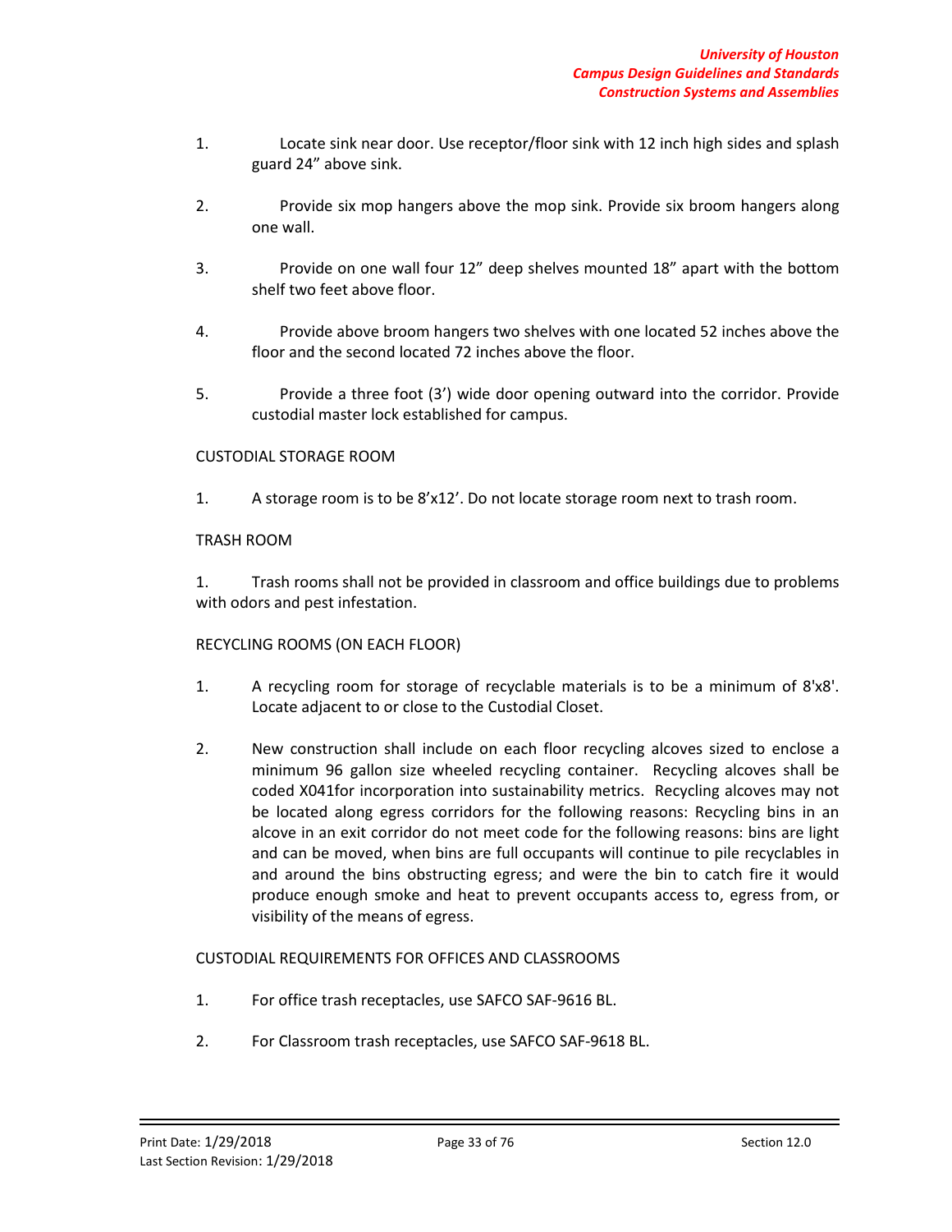1. Locate sink near door. Use receptor/floor sink with 12 inch high sides and splash guard 24” above sink.

2. Provide six mop hangers above the mop sink. Provide six broom hangers along one wall.

3. Provide on one wall four 12” deep shelves mounted 18” apart with the bottom shelf two feet above floor.

4. Provide above broom hangers two shelves with one located 52 inches above the floor and the second located 72 inches above the floor.

5. Provide a three foot (3’) wide door opening outward into the corridor. Provide custodial master lock established for campus.

CUSTODIAL STORAGE ROOM

1. A storage room is to be 8’x12’. Do not locate storage room next to trash room.

TRASH ROOM

1. Trash rooms shall not be provided in classroom and office buildings due to problems with odors and pest infestation.

RECYCLING ROOMS (ON EACH FLOOR)

1. A recycling room for storage of recyclable materials is to be a minimum of 8'x8'. Locate adjacent to or close to the Custodial Closet.

2. New construction shall include on each floor recycling alcoves sized to enclose a minimum 96 gallon size wheeled recycling container. Recycling alcoves shall be coded X041for incorporation into sustainability metrics. Recycling alcoves may not be located along egress corridors for the following reasons: Recycling bins in an alcove in an exit corridor do not meet code for the following reasons: bins are light and can be moved, when bins are full occupants will continue to pile recyclables in and around the bins obstructing egress; and were the bin to catch fire it would produce enough smoke and heat to prevent occupants access to, egress from, or visibility of the means of egress.

CUSTODIAL REQUIREMENTS FOR OFFICES AND CLASSROOMS

1. For office trash receptacles, use SAFCO SAF-9616 BL.

2. For Classroom trash receptacles, use SAFCO SAF-9618 BL.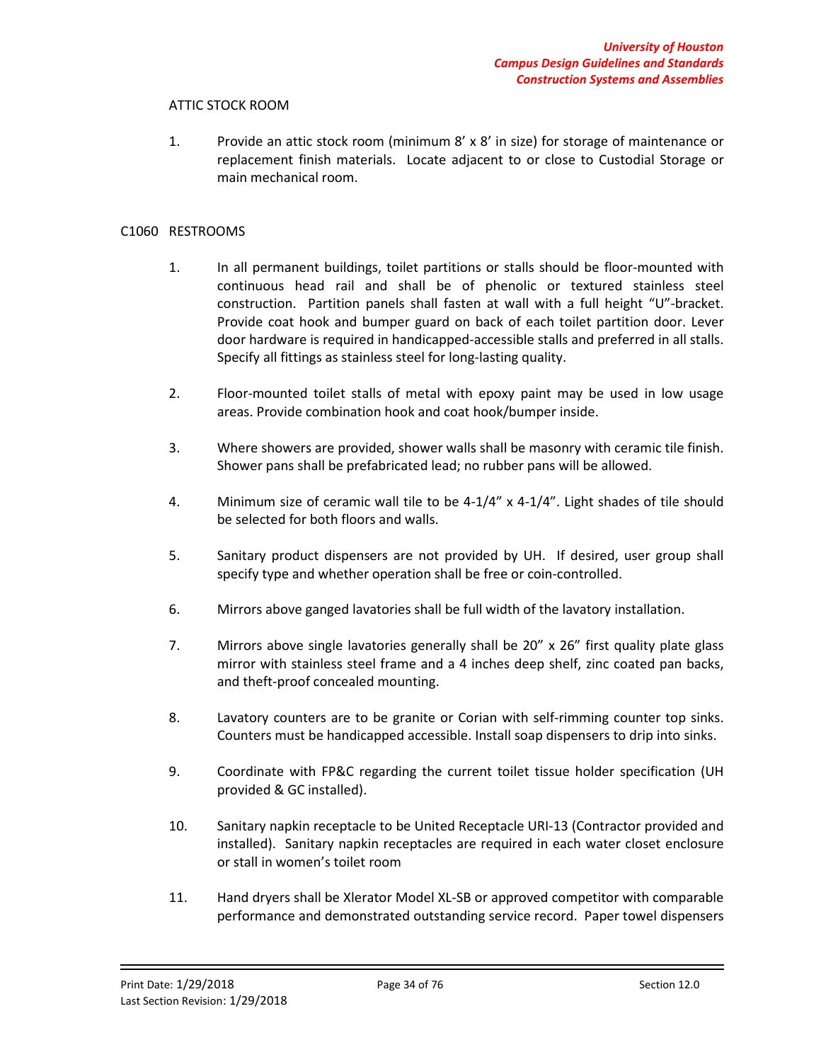ATTIC STOCK ROOM

1. Provide an attic stock room (minimum 8' x 8' in size) for storage of maintenance or replacement finish materials. Locate adjacent to or close to Custodial Storage or main mechanical room.

## C1060 RESTROOMS

1. In all permanent buildings, toilet partitions or stalls should be floor-mounted with continuous head rail and shall be of phenolic or textured stainless steel construction. Partition panels shall fasten at wall with a full height "U"-bracket. Provide coat hook and bumper guard on back of each toilet partition door. Lever door hardware is required in handicapped-accessible stalls and preferred in all stalls. Specify all fittings as stainless steel for long-lasting quality.

2. Floor-mounted toilet stalls of metal with epoxy paint may be used in low usage areas. Provide combination hook and coat hook/bumper inside.

3. Where showers are provided, shower walls shall be masonry with ceramic tile finish. Shower pans shall be prefabricated lead; no rubber pans will be allowed.

4. Minimum size of ceramic wall tile to be 4-1/4" x 4-1/4". Light shades of tile should be selected for both floors and walls.

5. Sanitary product dispensers are not provided by UH. If desired, user group shall specify type and whether operation shall be free or coin-controlled.

6. Mirrors above ganged lavatories shall be full width of the lavatory installation.

7. Mirrors above single lavatories generally shall be 20" x 26" first quality plate glass mirror with stainless steel frame and a 4 inches deep shelf, zinc coated pan backs, and theft-proof concealed mounting.

8. Lavatory counters are to be granite or Corian with self-rimming counter top sinks. Counters must be handicapped accessible. Install soap dispensers to drip into sinks.

9. Coordinate with FP&C regarding the current toilet tissue holder specification (UH provided & GC installed).

10. Sanitary napkin receptacle to be United Receptacle URI-13 (Contractor provided and installed). Sanitary napkin receptacles are required in each water closet enclosure or stall in women's toilet room

11. Hand dryers shall be Xlerator Model XL-SB or approved competitor with comparable performance and demonstrated outstanding service record. Paper towel dispensers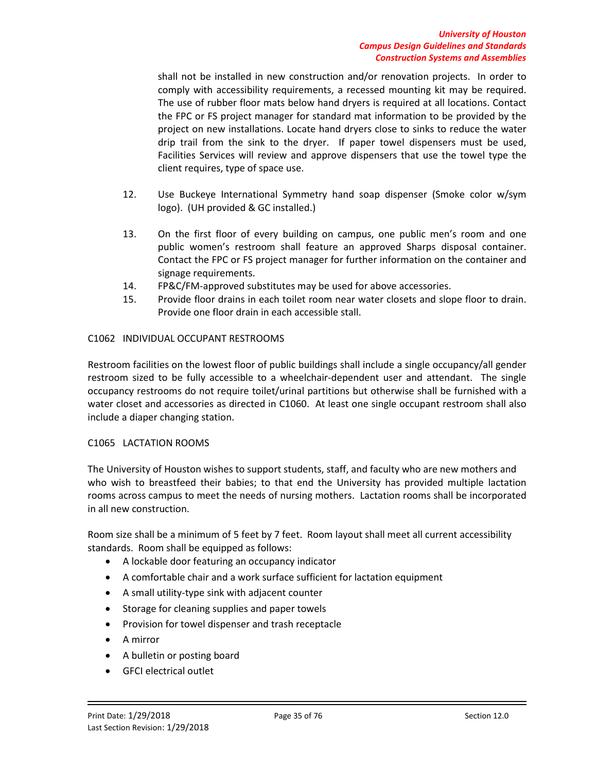shall not be installed in new construction and/or renovation projects. In order to comply with accessibility requirements, a recessed mounting kit may be required. The use of rubber floor mats below hand dryers is required at all locations. Contact the FPC or FS project manager for standard mat information to be provided by the project on new installations. Locate hand dryers close to sinks to reduce the water drip trail from the sink to the dryer. If paper towel dispensers must be used, Facilities Services will review and approve dispensers that use the towel type the client requires, type of space use.

12. Use Buckeye International Symmetry hand soap dispenser (Smoke color w/sym logo). (UH provided & GC installed.)
13. On the first floor of every building on campus, one public men's room and one public women's restroom shall feature an approved Sharps disposal container. Contact the FPC or FS project manager for further information on the container and signage requirements.
14. FP&C/FM-approved substitutes may be used for above accessories.
15. Provide floor drains in each toilet room near water closets and slope floor to drain. Provide one floor drain in each accessible stall.

## C1062 INDIVIDUAL OCCUPANT RESTROOMS

Restroom facilities on the lowest floor of public buildings shall include a single occupancy/all gender restroom sized to be fully accessible to a wheelchair-dependent user and attendant. The single occupancy restrooms do not require toilet/urinal partitions but otherwise shall be furnished with a water closet and accessories as directed in C1060. At least one single occupant restroom shall also include a diaper changing station.

## C1065 LACTATION ROOMS

The University of Houston wishes to support students, staff, and faculty who are new mothers and who wish to breastfeed their babies; to that end the University has provided multiple lactation rooms across campus to meet the needs of nursing mothers. Lactation rooms shall be incorporated in all new construction.

Room size shall be a minimum of 5 feet by 7 feet. Room layout shall meet all current accessibility standards. Room shall be equipped as follows:

- A lockable door featuring an occupancy indicator
- A comfortable chair and a work surface sufficient for lactation equipment
- A small utility-type sink with adjacent counter
- Storage for cleaning supplies and paper towels
- Provision for towel dispenser and trash receptacle
- A mirror
- A bulletin or posting board
- GFCI electrical outlet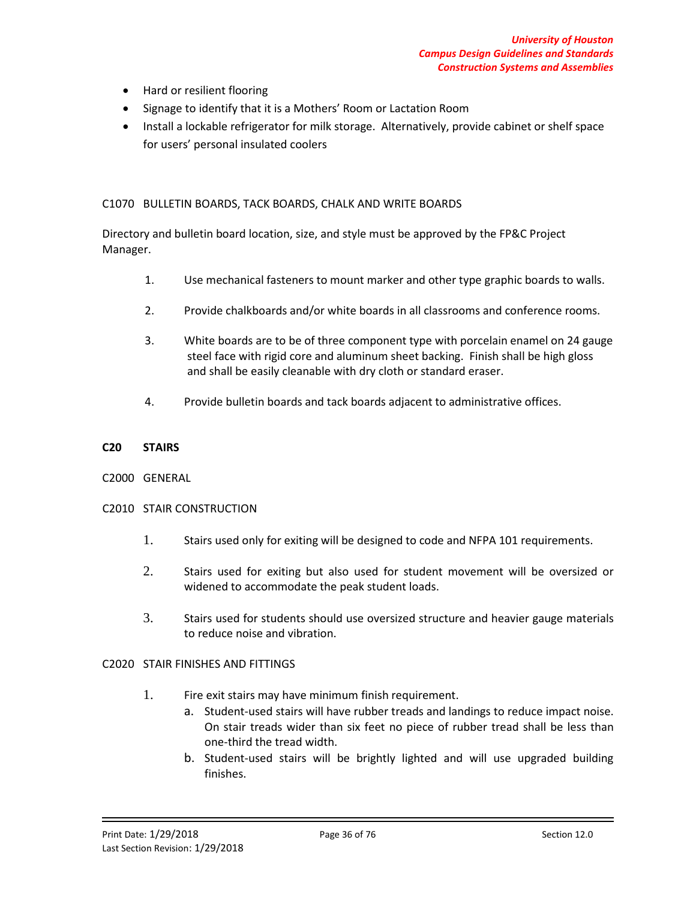- Hard or resilient flooring
- Signage to identify that it is a Mothers' Room or Lactation Room
- Install a lockable refrigerator for milk storage. Alternatively, provide cabinet or shelf space for users' personal insulated coolers

C1070 BULLETIN BOARDS, TACK BOARDS, CHALK AND WRITE BOARDS

Directory and bulletin board location, size, and style must be approved by the FP&C Project Manager.

1. Use mechanical fasteners to mount marker and other type graphic boards to walls.

2. Provide chalkboards and/or white boards in all classrooms and conference rooms.

3. White boards are to be of three component type with porcelain enamel on 24 gauge steel face with rigid core and aluminum sheet backing. Finish shall be high gloss and shall be easily cleanable with dry cloth or standard eraser.

4. Provide bulletin boards and tack boards adjacent to administrative offices.

## C20 STAIRS

C2000 GENERAL

C2010 STAIR CONSTRUCTION

1. Stairs used only for exiting will be designed to code and NFPA 101 requirements.

2. Stairs used for exiting but also used for student movement will be oversized or widened to accommodate the peak student loads.

3. Stairs used for students should use oversized structure and heavier gauge materials to reduce noise and vibration.

C2020 STAIR FINISHES AND FITTINGS

1. Fire exit stairs may have minimum finish requirement.
   a. Student-used stairs will have rubber treads and landings to reduce impact noise. On stair treads wider than six feet no piece of rubber tread shall be less than one-third the tread width.
   b. Student-used stairs will be brightly lighted and will use upgraded building finishes.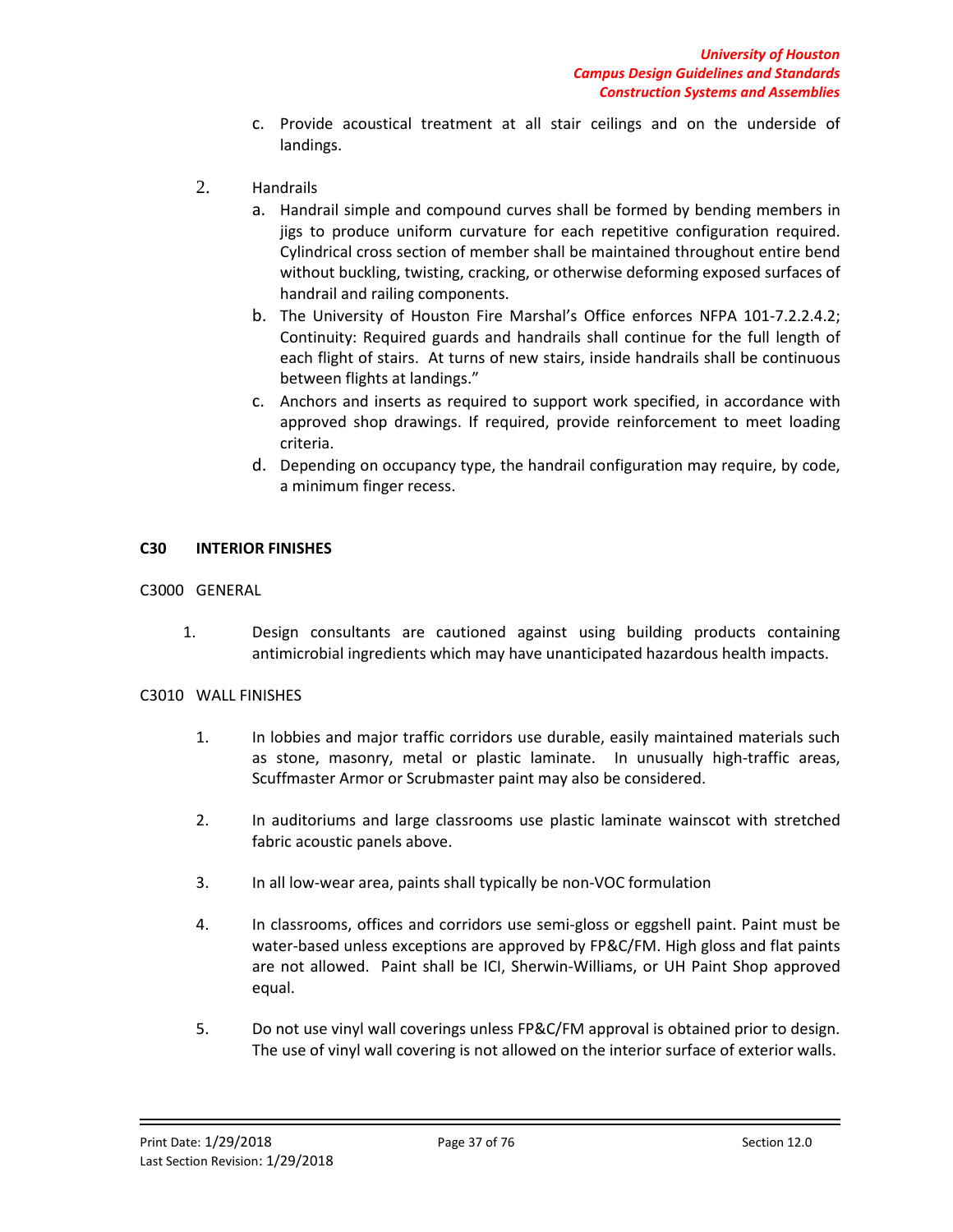c. Provide acoustical treatment at all stair ceilings and on the underside of landings.

2. Handrails
   a. Handrail simple and compound curves shall be formed by bending members in jigs to produce uniform curvature for each repetitive configuration required. Cylindrical cross section of member shall be maintained throughout entire bend without buckling, twisting, cracking, or otherwise deforming exposed surfaces of handrail and railing components.
   b. The University of Houston Fire Marshal's Office enforces NFPA 101-7.2.2.4.2; Continuity: Required guards and handrails shall continue for the full length of each flight of stairs. At turns of new stairs, inside handrails shall be continuous between flights at landings."
   c. Anchors and inserts as required to support work specified, in accordance with approved shop drawings. If required, provide reinforcement to meet loading criteria.
   d. Depending on occupancy type, the handrail configuration may require, by code, a minimum finger recess.

## C30 INTERIOR FINISHES

### C3000 GENERAL

1. Design consultants are cautioned against using building products containing antimicrobial ingredients which may have unanticipated hazardous health impacts.

### C3010 WALL FINISHES

1. In lobbies and major traffic corridors use durable, easily maintained materials such as stone, masonry, metal or plastic laminate. In unusually high-traffic areas, Scuffmaster Armor or Scrubmaster paint may also be considered.

2. In auditoriums and large classrooms use plastic laminate wainscot with stretched fabric acoustic panels above.

3. In all low-wear area, paints shall typically be non-VOC formulation

4. In classrooms, offices and corridors use semi-gloss or eggshell paint. Paint must be water-based unless exceptions are approved by FP&C/FM. High gloss and flat paints are not allowed. Paint shall be ICI, Sherwin-Williams, or UH Paint Shop approved equal.

5. Do not use vinyl wall coverings unless FP&C/FM approval is obtained prior to design. The use of vinyl wall covering is not allowed on the interior surface of exterior walls.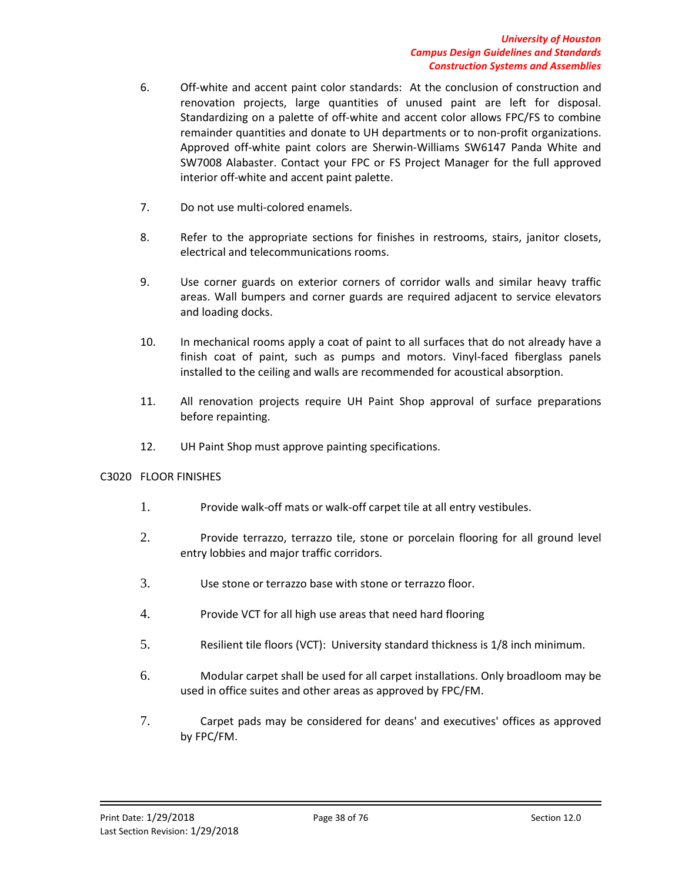6. Off-white and accent paint color standards: At the conclusion of construction and renovation projects, large quantities of unused paint are left for disposal. Standardizing on a palette of off-white and accent color allows FPC/FS to combine remainder quantities and donate to UH departments or to non-profit organizations. Approved off-white paint colors are Sherwin-Williams SW6147 Panda White and SW7008 Alabaster. Contact your FPC or FS Project Manager for the full approved interior off-white and accent paint palette.

7. Do not use multi-colored enamels.

8. Refer to the appropriate sections for finishes in restrooms, stairs, janitor closets, electrical and telecommunications rooms.

9. Use corner guards on exterior corners of corridor walls and similar heavy traffic areas. Wall bumpers and corner guards are required adjacent to service elevators and loading docks.

10. In mechanical rooms apply a coat of paint to all surfaces that do not already have a finish coat of paint, such as pumps and motors. Vinyl-faced fiberglass panels installed to the ceiling and walls are recommended for acoustical absorption.

11. All renovation projects require UH Paint Shop approval of surface preparations before repainting.

12. UH Paint Shop must approve painting specifications.

## C3020 FLOOR FINISHES

1. Provide walk-off mats or walk-off carpet tile at all entry vestibules.

2. Provide terrazzo, terrazzo tile, stone or porcelain flooring for all ground level entry lobbies and major traffic corridors.

3. Use stone or terrazzo base with stone or terrazzo floor.

4. Provide VCT for all high use areas that need hard flooring

5. Resilient tile floors (VCT): University standard thickness is 1/8 inch minimum.

6. Modular carpet shall be used for all carpet installations. Only broadloom may be used in office suites and other areas as approved by FPC/FM.

7. Carpet pads may be considered for deans' and executives' offices as approved by FPC/FM.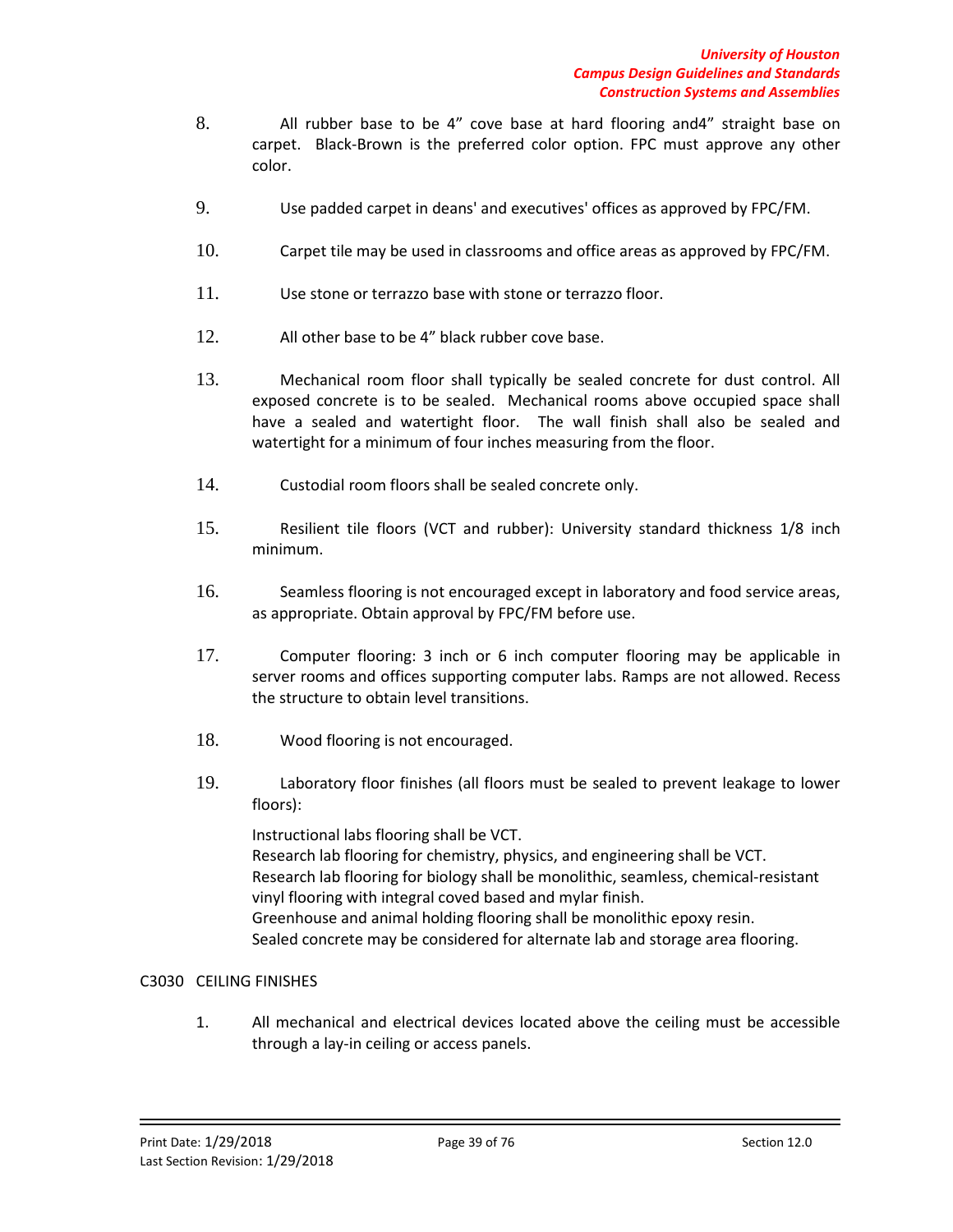8. All rubber base to be 4” cove base at hard flooring and4” straight base on carpet. Black-Brown is the preferred color option. FPC must approve any other color.

9. Use padded carpet in deans' and executives' offices as approved by FPC/FM.

10. Carpet tile may be used in classrooms and office areas as approved by FPC/FM.

11. Use stone or terrazzo base with stone or terrazzo floor.

12. All other base to be 4” black rubber cove base.

13. Mechanical room floor shall typically be sealed concrete for dust control. All exposed concrete is to be sealed. Mechanical rooms above occupied space shall have a sealed and watertight floor. The wall finish shall also be sealed and watertight for a minimum of four inches measuring from the floor.

14. Custodial room floors shall be sealed concrete only.

15. Resilient tile floors (VCT and rubber): University standard thickness 1/8 inch minimum.

16. Seamless flooring is not encouraged except in laboratory and food service areas, as appropriate. Obtain approval by FPC/FM before use.

17. Computer flooring: 3 inch or 6 inch computer flooring may be applicable in server rooms and offices supporting computer labs. Ramps are not allowed. Recess the structure to obtain level transitions.

18. Wood flooring is not encouraged.

19. Laboratory floor finishes (all floors must be sealed to prevent leakage to lower floors):

    Instructional labs flooring shall be VCT.
    Research lab flooring for chemistry, physics, and engineering shall be VCT.
    Research lab flooring for biology shall be monolithic, seamless, chemical-resistant vinyl flooring with integral coved based and mylar finish.
    Greenhouse and animal holding flooring shall be monolithic epoxy resin.
    Sealed concrete may be considered for alternate lab and storage area flooring.

## C3030 CEILING FINISHES

1. All mechanical and electrical devices located above the ceiling must be accessible through a lay-in ceiling or access panels.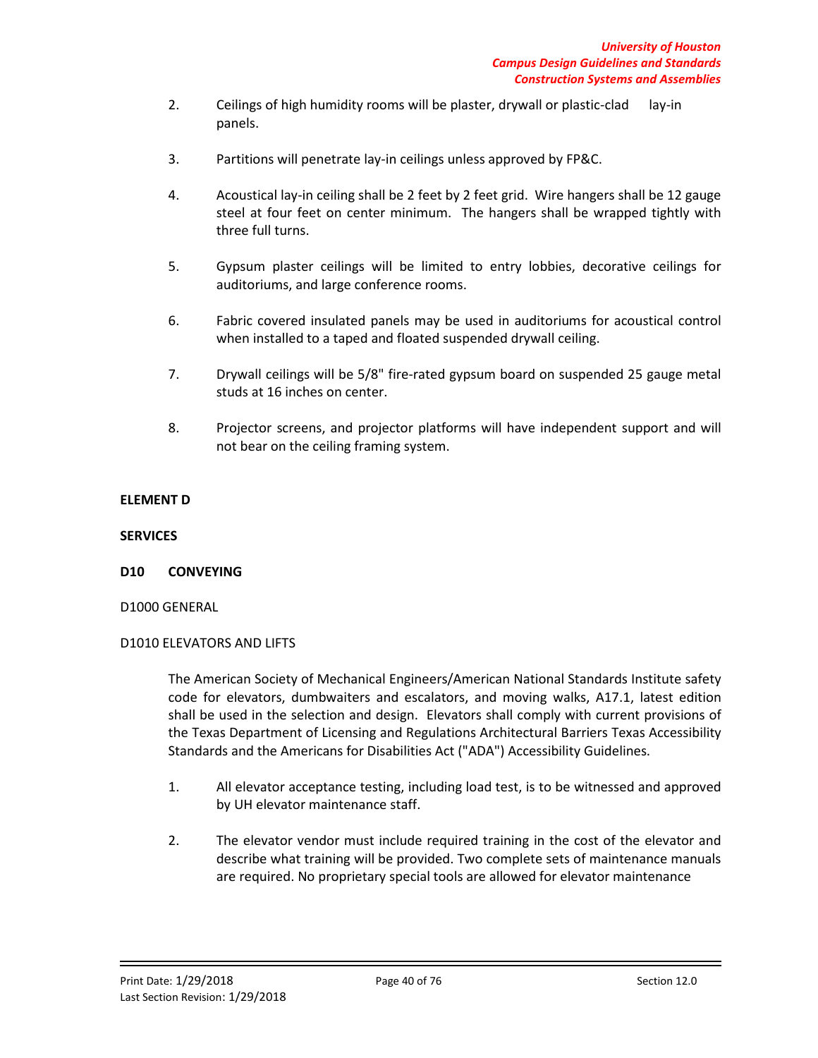2. Ceilings of high humidity rooms will be plaster, drywall or plastic-clad lay-in panels.

3. Partitions will penetrate lay-in ceilings unless approved by FP&C.

4. Acoustical lay-in ceiling shall be 2 feet by 2 feet grid. Wire hangers shall be 12 gauge steel at four feet on center minimum. The hangers shall be wrapped tightly with three full turns.

5. Gypsum plaster ceilings will be limited to entry lobbies, decorative ceilings for auditoriums, and large conference rooms.

6. Fabric covered insulated panels may be used in auditoriums for acoustical control when installed to a taped and floated suspended drywall ceiling.

7. Drywall ceilings will be 5/8" fire-rated gypsum board on suspended 25 gauge metal studs at 16 inches on center.

8. Projector screens, and projector platforms will have independent support and will not bear on the ceiling framing system.

**ELEMENT D**

**SERVICES**

**D10 CONVEYING**

D1000 GENERAL

D1010 ELEVATORS AND LIFTS

The American Society of Mechanical Engineers/American National Standards Institute safety code for elevators, dumbwaiters and escalators, and moving walks, A17.1, latest edition shall be used in the selection and design. Elevators shall comply with current provisions of the Texas Department of Licensing and Regulations Architectural Barriers Texas Accessibility Standards and the Americans for Disabilities Act ("ADA") Accessibility Guidelines.

1. All elevator acceptance testing, including load test, is to be witnessed and approved by UH elevator maintenance staff.

2. The elevator vendor must include required training in the cost of the elevator and describe what training will be provided. Two complete sets of maintenance manuals are required. No proprietary special tools are allowed for elevator maintenance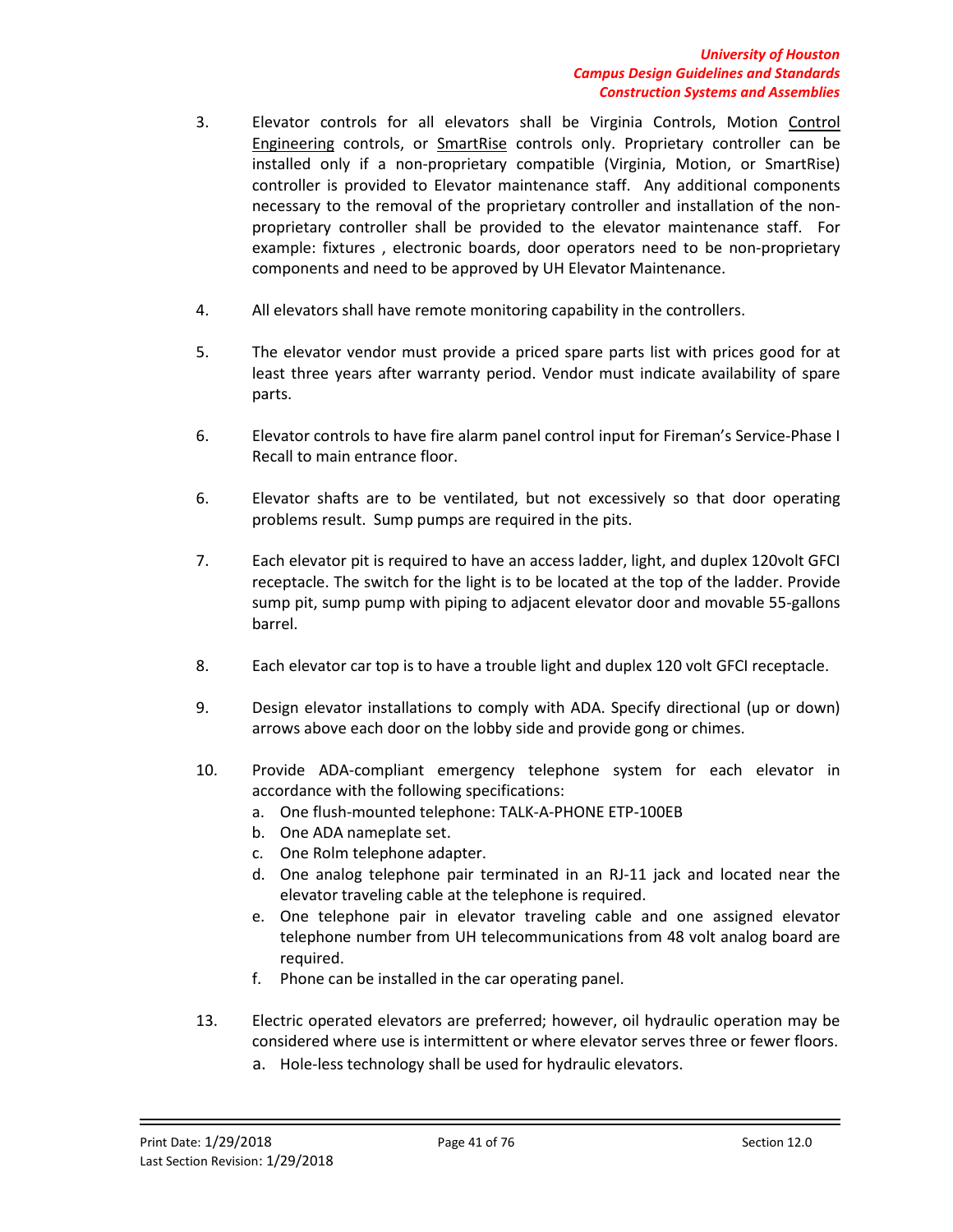3. Elevator controls for all elevators shall be Virginia Controls, Motion Control Engineering controls, or SmartRise controls only. Proprietary controller can be installed only if a non-proprietary compatible (Virginia, Motion, or SmartRise) controller is provided to Elevator maintenance staff. Any additional components necessary to the removal of the proprietary controller and installation of the non-proprietary controller shall be provided to the elevator maintenance staff. For example: fixtures , electronic boards, door operators need to be non-proprietary components and need to be approved by UH Elevator Maintenance.

4. All elevators shall have remote monitoring capability in the controllers.

5. The elevator vendor must provide a priced spare parts list with prices good for at least three years after warranty period. Vendor must indicate availability of spare parts.

6. Elevator controls to have fire alarm panel control input for Fireman's Service-Phase I Recall to main entrance floor.

6. Elevator shafts are to be ventilated, but not excessively so that door operating problems result. Sump pumps are required in the pits.

7. Each elevator pit is required to have an access ladder, light, and duplex 120volt GFCI receptacle. The switch for the light is to be located at the top of the ladder. Provide sump pit, sump pump with piping to adjacent elevator door and movable 55-gallons barrel.

8. Each elevator car top is to have a trouble light and duplex 120 volt GFCI receptacle.

9. Design elevator installations to comply with ADA. Specify directional (up or down) arrows above each door on the lobby side and provide gong or chimes.

10. Provide ADA-compliant emergency telephone system for each elevator in accordance with the following specifications:
    a. One flush-mounted telephone: TALK-A-PHONE ETP-100EB
    b. One ADA nameplate set.
    c. One Rolm telephone adapter.
    d. One analog telephone pair terminated in an RJ-11 jack and located near the elevator traveling cable at the telephone is required.
    e. One telephone pair in elevator traveling cable and one assigned elevator telephone number from UH telecommunications from 48 volt analog board are required.
    f. Phone can be installed in the car operating panel.

13. Electric operated elevators are preferred; however, oil hydraulic operation may be considered where use is intermittent or where elevator serves three or fewer floors.
    a. Hole-less technology shall be used for hydraulic elevators.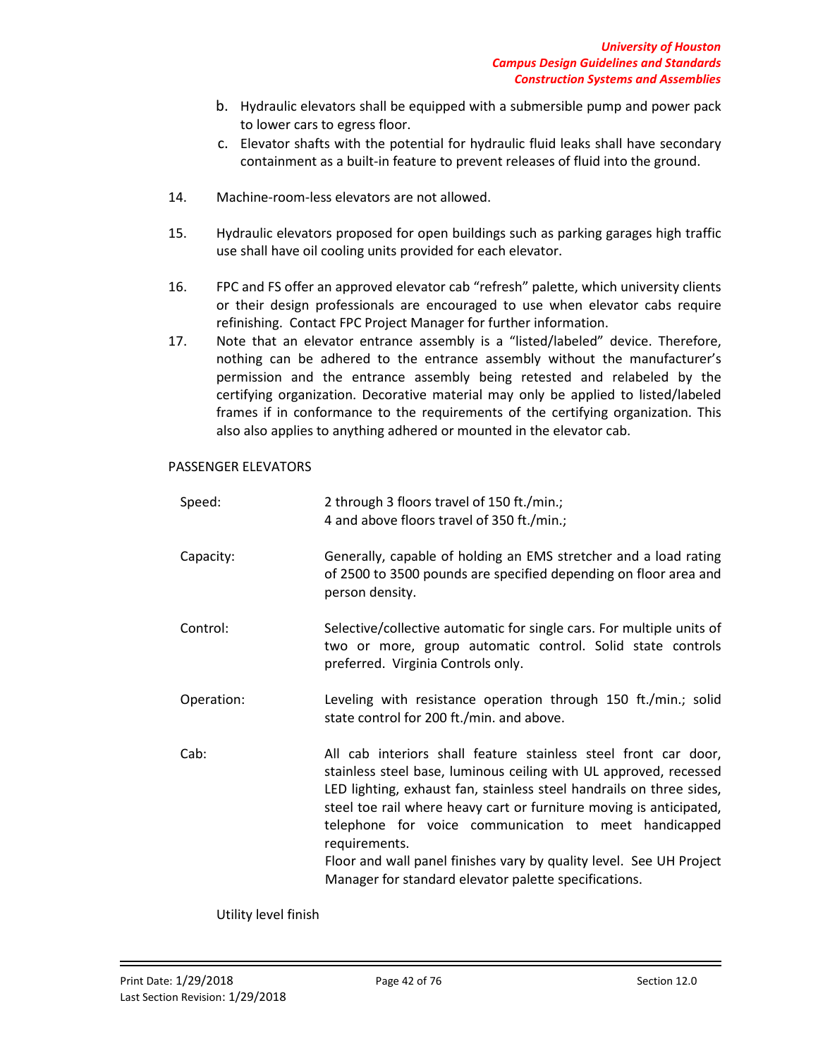b. Hydraulic elevators shall be equipped with a submersible pump and power pack to lower cars to egress floor.
   c. Elevator shafts with the potential for hydraulic fluid leaks shall have secondary containment as a built-in feature to prevent releases of fluid into the ground.

14. Machine-room-less elevators are not allowed.

15. Hydraulic elevators proposed for open buildings such as parking garages high traffic use shall have oil cooling units provided for each elevator.

16. FPC and FS offer an approved elevator cab "refresh" palette, which university clients or their design professionals are encouraged to use when elevator cabs require refinishing. Contact FPC Project Manager for further information.
17. Note that an elevator entrance assembly is a "listed/labeled" device. Therefore, nothing can be adhered to the entrance assembly without the manufacturer's permission and the entrance assembly being retested and relabeled by the certifying organization. Decorative material may only be applied to listed/labeled frames if in conformance to the requirements of the certifying organization. This also also applies to anything adhered or mounted in the elevator cab.

PASSENGER ELEVATORS

Speed: 2 through 3 floors travel of 150 ft./min.;
4 and above floors travel of 350 ft./min.;

Capacity: Generally, capable of holding an EMS stretcher and a load rating of 2500 to 3500 pounds are specified depending on floor area and person density.

Control: Selective/collective automatic for single cars. For multiple units of two or more, group automatic control. Solid state controls preferred. Virginia Controls only.

Operation: Leveling with resistance operation through 150 ft./min.; solid state control for 200 ft./min. and above.

Cab: All cab interiors shall feature stainless steel front car door, stainless steel base, luminous ceiling with UL approved, recessed LED lighting, exhaust fan, stainless steel handrails on three sides, steel toe rail where heavy cart or furniture moving is anticipated, telephone for voice communication to meet handicapped requirements.
Floor and wall panel finishes vary by quality level. See UH Project Manager for standard elevator palette specifications.

Utility level finish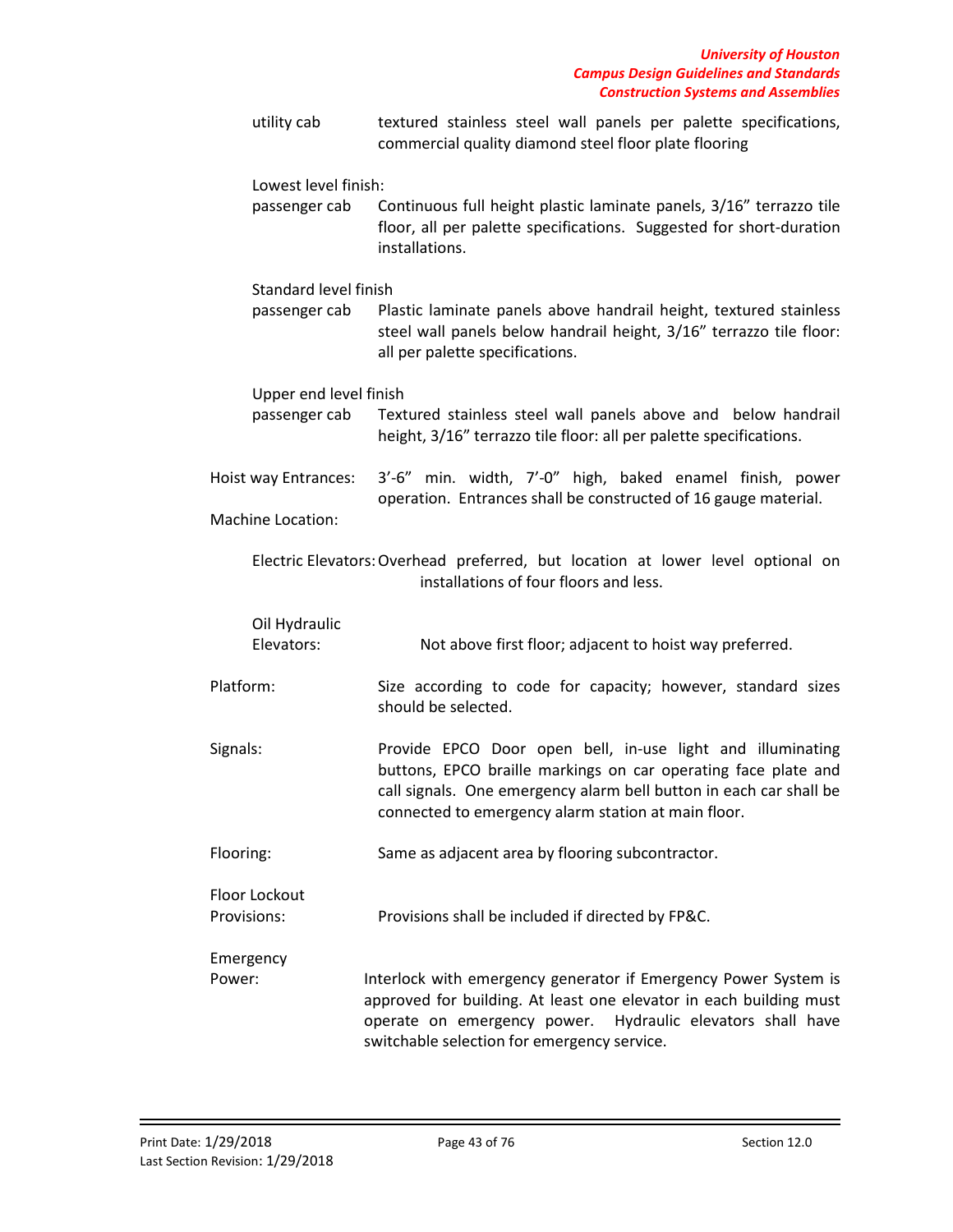utility cab — textured stainless steel wall panels per palette specifications, commercial quality diamond steel floor plate flooring

Lowest level finish:

passenger cab — Continuous full height plastic laminate panels, 3/16" terrazzo tile floor, all per palette specifications. Suggested for short-duration installations.

Standard level finish

passenger cab — Plastic laminate panels above handrail height, textured stainless steel wall panels below handrail height, 3/16" terrazzo tile floor: all per palette specifications.

Upper end level finish

passenger cab — Textured stainless steel wall panels above and below handrail height, 3/16" terrazzo tile floor: all per palette specifications.

Hoist way Entrances: 3'-6" min. width, 7'-0" high, baked enamel finish, power operation. Entrances shall be constructed of 16 gauge material.

Machine Location:

Electric Elevators: Overhead preferred, but location at lower level optional on installations of four floors and less.

Oil Hydraulic Elevators: Not above first floor; adjacent to hoist way preferred.

Platform: Size according to code for capacity; however, standard sizes should be selected.

Signals: Provide EPCO Door open bell, in-use light and illuminating buttons, EPCO braille markings on car operating face plate and call signals. One emergency alarm bell button in each car shall be connected to emergency alarm station at main floor.

Flooring: Same as adjacent area by flooring subcontractor.

Floor Lockout Provisions: Provisions shall be included if directed by FP&C.

Emergency Power: Interlock with emergency generator if Emergency Power System is approved for building. At least one elevator in each building must operate on emergency power. Hydraulic elevators shall have switchable selection for emergency service.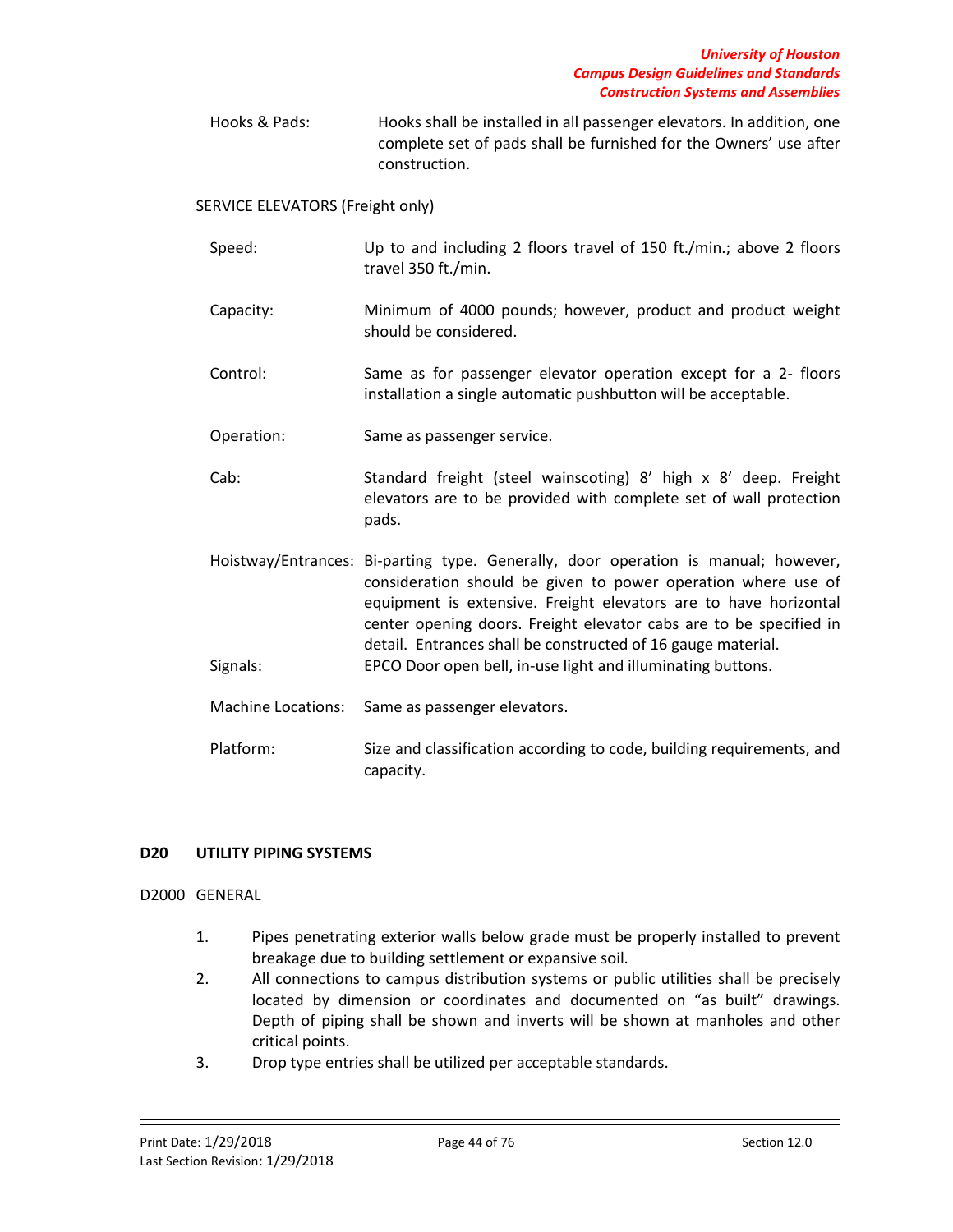Hooks & Pads: Hooks shall be installed in all passenger elevators. In addition, one complete set of pads shall be furnished for the Owners' use after construction.

SERVICE ELEVATORS (Freight only)

Speed: Up to and including 2 floors travel of 150 ft./min.; above 2 floors travel 350 ft./min.

Capacity: Minimum of 4000 pounds; however, product and product weight should be considered.

Control: Same as for passenger elevator operation except for a 2- floors installation a single automatic pushbutton will be acceptable.

Operation: Same as passenger service.

Cab: Standard freight (steel wainscoting) 8' high x 8' deep. Freight elevators are to be provided with complete set of wall protection pads.

Hoistway/Entrances: Bi-parting type. Generally, door operation is manual; however, consideration should be given to power operation where use of equipment is extensive. Freight elevators are to have horizontal center opening doors. Freight elevator cabs are to be specified in detail. Entrances shall be constructed of 16 gauge material.

Signals: EPCO Door open bell, in-use light and illuminating buttons.

Machine Locations: Same as passenger elevators.

Platform: Size and classification according to code, building requirements, and capacity.

## D20 UTILITY PIPING SYSTEMS

D2000 GENERAL

1. Pipes penetrating exterior walls below grade must be properly installed to prevent breakage due to building settlement or expansive soil.
2. All connections to campus distribution systems or public utilities shall be precisely located by dimension or coordinates and documented on "as built" drawings. Depth of piping shall be shown and inverts will be shown at manholes and other critical points.
3. Drop type entries shall be utilized per acceptable standards.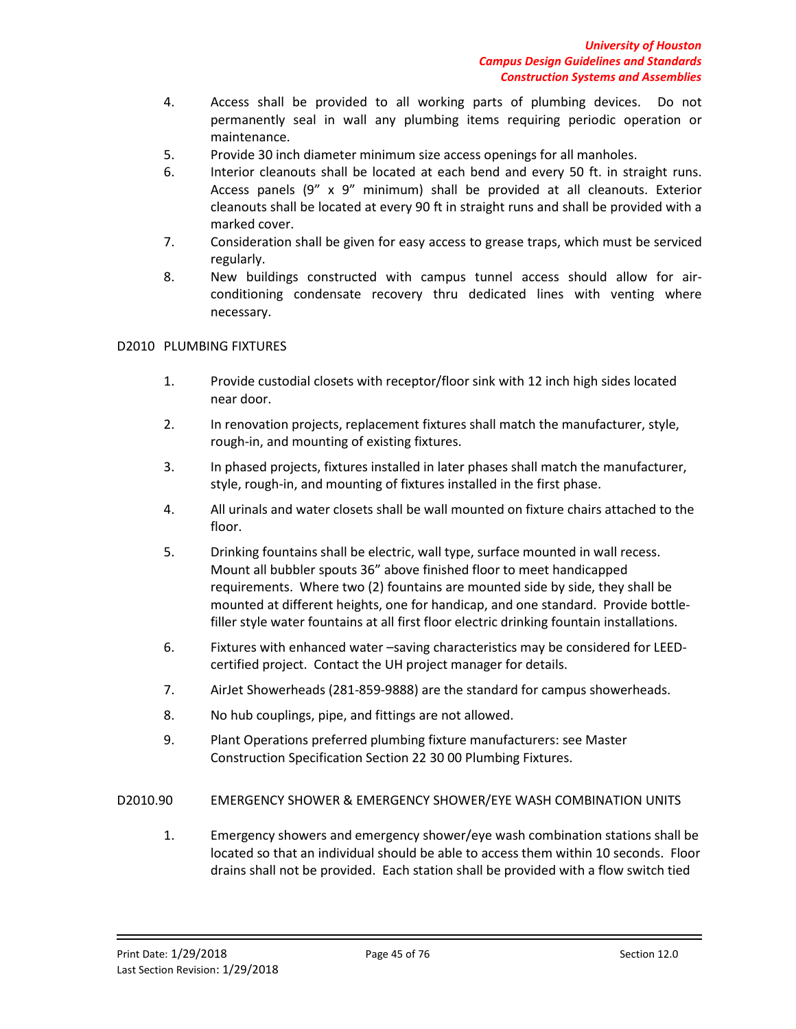4. Access shall be provided to all working parts of plumbing devices. Do not permanently seal in wall any plumbing items requiring periodic operation or maintenance.
5. Provide 30 inch diameter minimum size access openings for all manholes.
6. Interior cleanouts shall be located at each bend and every 50 ft. in straight runs. Access panels (9" x 9" minimum) shall be provided at all cleanouts. Exterior cleanouts shall be located at every 90 ft in straight runs and shall be provided with a marked cover.
7. Consideration shall be given for easy access to grease traps, which must be serviced regularly.
8. New buildings constructed with campus tunnel access should allow for air-conditioning condensate recovery thru dedicated lines with venting where necessary.

## D2010 PLUMBING FIXTURES

1. Provide custodial closets with receptor/floor sink with 12 inch high sides located near door.
2. In renovation projects, replacement fixtures shall match the manufacturer, style, rough-in, and mounting of existing fixtures.
3. In phased projects, fixtures installed in later phases shall match the manufacturer, style, rough-in, and mounting of fixtures installed in the first phase.
4. All urinals and water closets shall be wall mounted on fixture chairs attached to the floor.
5. Drinking fountains shall be electric, wall type, surface mounted in wall recess. Mount all bubbler spouts 36" above finished floor to meet handicapped requirements. Where two (2) fountains are mounted side by side, they shall be mounted at different heights, one for handicap, and one standard. Provide bottle-filler style water fountains at all first floor electric drinking fountain installations.
6. Fixtures with enhanced water –saving characteristics may be considered for LEED-certified project. Contact the UH project manager for details.
7. AirJet Showerheads (281-859-9888) are the standard for campus showerheads.
8. No hub couplings, pipe, and fittings are not allowed.
9. Plant Operations preferred plumbing fixture manufacturers: see Master Construction Specification Section 22 30 00 Plumbing Fixtures.

## D2010.90 EMERGENCY SHOWER & EMERGENCY SHOWER/EYE WASH COMBINATION UNITS

1. Emergency showers and emergency shower/eye wash combination stations shall be located so that an individual should be able to access them within 10 seconds. Floor drains shall not be provided. Each station shall be provided with a flow switch tied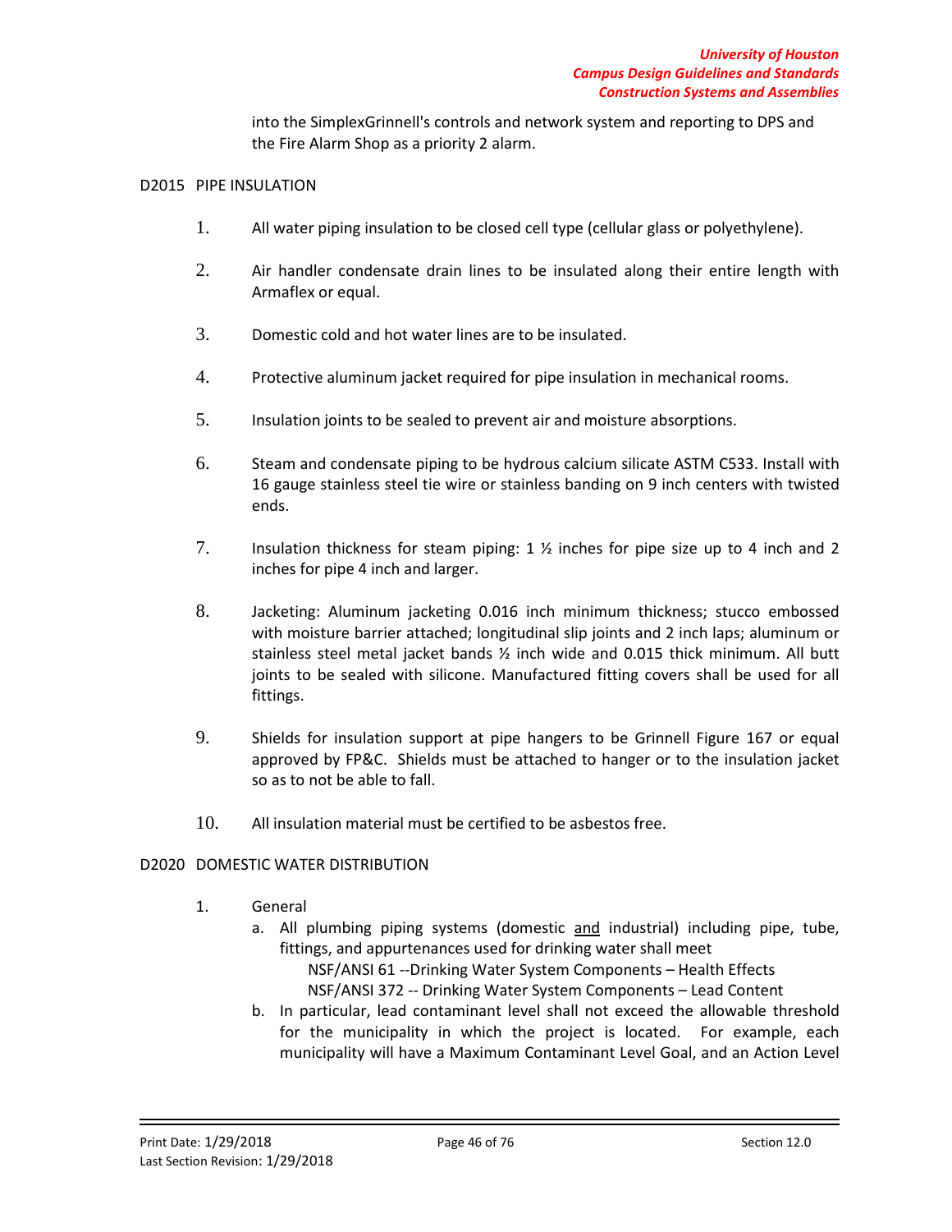into the SimplexGrinnell's controls and network system and reporting to DPS and the Fire Alarm Shop as a priority 2 alarm.

## D2015 PIPE INSULATION

1. All water piping insulation to be closed cell type (cellular glass or polyethylene).
2. Air handler condensate drain lines to be insulated along their entire length with Armaflex or equal.
3. Domestic cold and hot water lines are to be insulated.
4. Protective aluminum jacket required for pipe insulation in mechanical rooms.
5. Insulation joints to be sealed to prevent air and moisture absorptions.
6. Steam and condensate piping to be hydrous calcium silicate ASTM C533. Install with 16 gauge stainless steel tie wire or stainless banding on 9 inch centers with twisted ends.
7. Insulation thickness for steam piping: 1 ½ inches for pipe size up to 4 inch and 2 inches for pipe 4 inch and larger.
8. Jacketing: Aluminum jacketing 0.016 inch minimum thickness; stucco embossed with moisture barrier attached; longitudinal slip joints and 2 inch laps; aluminum or stainless steel metal jacket bands ½ inch wide and 0.015 thick minimum. All butt joints to be sealed with silicone. Manufactured fitting covers shall be used for all fittings.
9. Shields for insulation support at pipe hangers to be Grinnell Figure 167 or equal approved by FP&C. Shields must be attached to hanger or to the insulation jacket so as to not be able to fall.
10. All insulation material must be certified to be asbestos free.

## D2020 DOMESTIC WATER DISTRIBUTION

1. General
   a. All plumbing piping systems (domestic <u>and</u> industrial) including pipe, tube, fittings, and appurtenances used for drinking water shall meet
      NSF/ANSI 61 --Drinking Water System Components – Health Effects
      NSF/ANSI 372 -- Drinking Water System Components – Lead Content
   b. In particular, lead contaminant level shall not exceed the allowable threshold for the municipality in which the project is located. For example, each municipality will have a Maximum Contaminant Level Goal, and an Action Level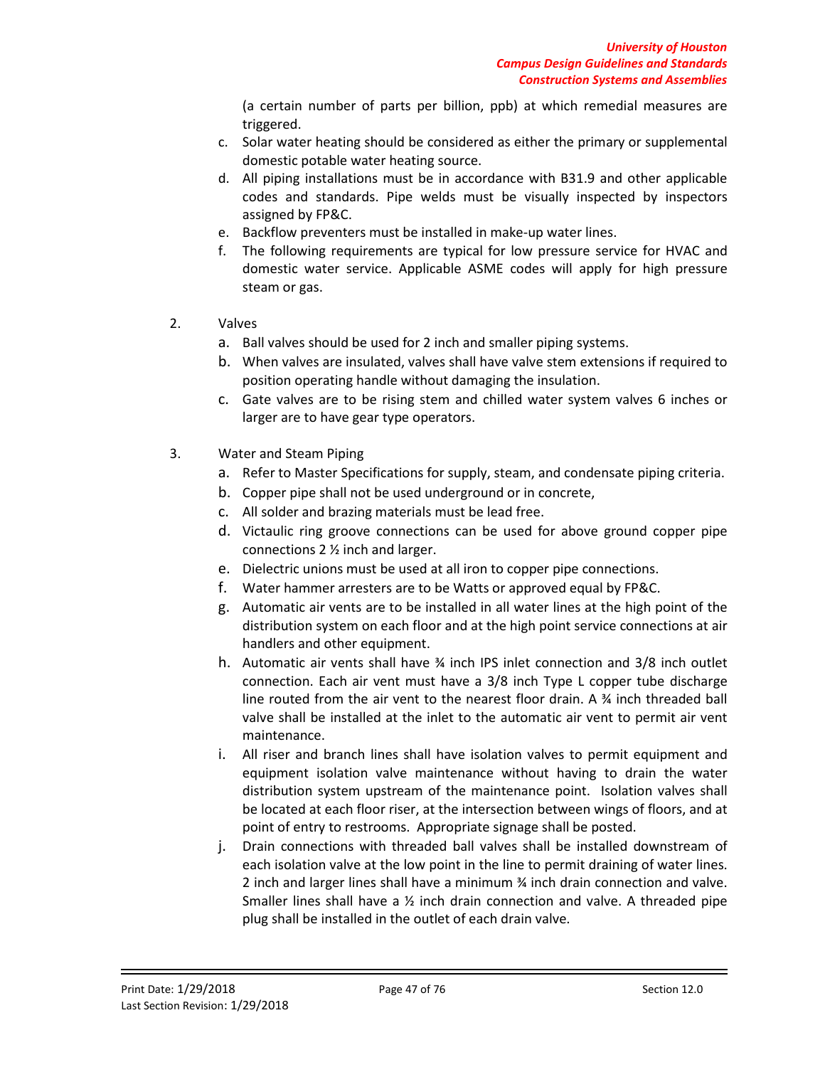(a certain number of parts per billion, ppb) at which remedial measures are triggered.

c. Solar water heating should be considered as either the primary or supplemental domestic potable water heating source.
d. All piping installations must be in accordance with B31.9 and other applicable codes and standards. Pipe welds must be visually inspected by inspectors assigned by FP&C.
e. Backflow preventers must be installed in make-up water lines.
f. The following requirements are typical for low pressure service for HVAC and domestic water service. Applicable ASME codes will apply for high pressure steam or gas.

2. Valves
   a. Ball valves should be used for 2 inch and smaller piping systems.
   b. When valves are insulated, valves shall have valve stem extensions if required to position operating handle without damaging the insulation.
   c. Gate valves are to be rising stem and chilled water system valves 6 inches or larger are to have gear type operators.

3. Water and Steam Piping
   a. Refer to Master Specifications for supply, steam, and condensate piping criteria.
   b. Copper pipe shall not be used underground or in concrete,
   c. All solder and brazing materials must be lead free.
   d. Victaulic ring groove connections can be used for above ground copper pipe connections 2 ½ inch and larger.
   e. Dielectric unions must be used at all iron to copper pipe connections.
   f. Water hammer arresters are to be Watts or approved equal by FP&C.
   g. Automatic air vents are to be installed in all water lines at the high point of the distribution system on each floor and at the high point service connections at air handlers and other equipment.
   h. Automatic air vents shall have ¾ inch IPS inlet connection and 3/8 inch outlet connection. Each air vent must have a 3/8 inch Type L copper tube discharge line routed from the air vent to the nearest floor drain. A ¾ inch threaded ball valve shall be installed at the inlet to the automatic air vent to permit air vent maintenance.
   i. All riser and branch lines shall have isolation valves to permit equipment and equipment isolation valve maintenance without having to drain the water distribution system upstream of the maintenance point. Isolation valves shall be located at each floor riser, at the intersection between wings of floors, and at point of entry to restrooms. Appropriate signage shall be posted.
   j. Drain connections with threaded ball valves shall be installed downstream of each isolation valve at the low point in the line to permit draining of water lines. 2 inch and larger lines shall have a minimum ¾ inch drain connection and valve. Smaller lines shall have a ½ inch drain connection and valve. A threaded pipe plug shall be installed in the outlet of each drain valve.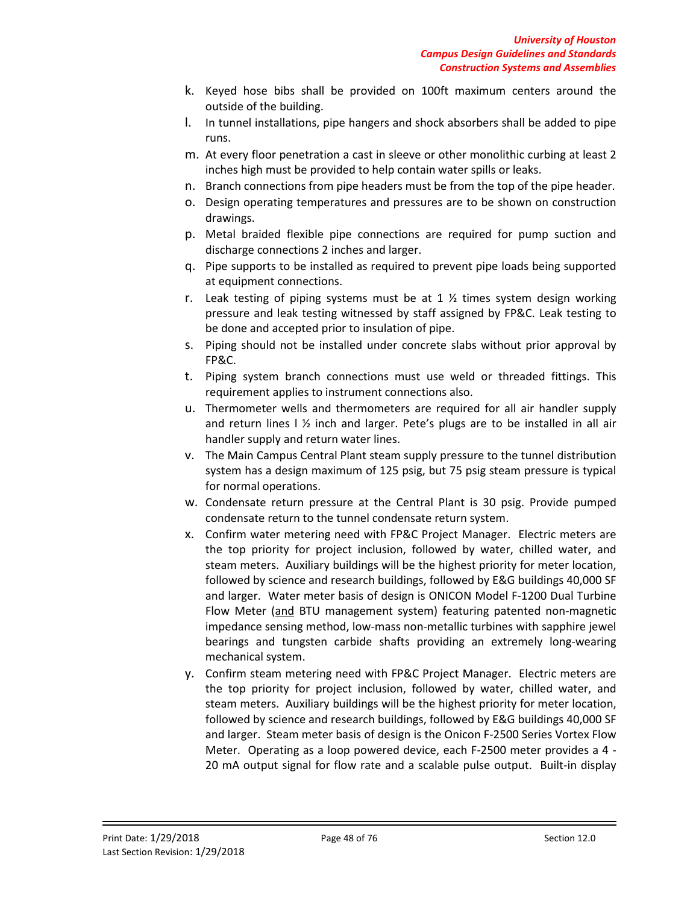k. Keyed hose bibs shall be provided on 100ft maximum centers around the outside of the building.

l. In tunnel installations, pipe hangers and shock absorbers shall be added to pipe runs.

m. At every floor penetration a cast in sleeve or other monolithic curbing at least 2 inches high must be provided to help contain water spills or leaks.

n. Branch connections from pipe headers must be from the top of the pipe header.

o. Design operating temperatures and pressures are to be shown on construction drawings.

p. Metal braided flexible pipe connections are required for pump suction and discharge connections 2 inches and larger.

q. Pipe supports to be installed as required to prevent pipe loads being supported at equipment connections.

r. Leak testing of piping systems must be at 1 ½ times system design working pressure and leak testing witnessed by staff assigned by FP&C. Leak testing to be done and accepted prior to insulation of pipe.

s. Piping should not be installed under concrete slabs without prior approval by FP&C.

t. Piping system branch connections must use weld or threaded fittings. This requirement applies to instrument connections also.

u. Thermometer wells and thermometers are required for all air handler supply and return lines l ½ inch and larger. Pete's plugs are to be installed in all air handler supply and return water lines.

v. The Main Campus Central Plant steam supply pressure to the tunnel distribution system has a design maximum of 125 psig, but 75 psig steam pressure is typical for normal operations.

w. Condensate return pressure at the Central Plant is 30 psig. Provide pumped condensate return to the tunnel condensate return system.

x. Confirm water metering need with FP&C Project Manager. Electric meters are the top priority for project inclusion, followed by water, chilled water, and steam meters. Auxiliary buildings will be the highest priority for meter location, followed by science and research buildings, followed by E&G buildings 40,000 SF and larger. Water meter basis of design is ONICON Model F-1200 Dual Turbine Flow Meter (and BTU management system) featuring patented non-magnetic impedance sensing method, low-mass non-metallic turbines with sapphire jewel bearings and tungsten carbide shafts providing an extremely long-wearing mechanical system.

y. Confirm steam metering need with FP&C Project Manager. Electric meters are the top priority for project inclusion, followed by water, chilled water, and steam meters. Auxiliary buildings will be the highest priority for meter location, followed by science and research buildings, followed by E&G buildings 40,000 SF and larger. Steam meter basis of design is the Onicon F-2500 Series Vortex Flow Meter. Operating as a loop powered device, each F-2500 meter provides a 4 - 20 mA output signal for flow rate and a scalable pulse output. Built-in display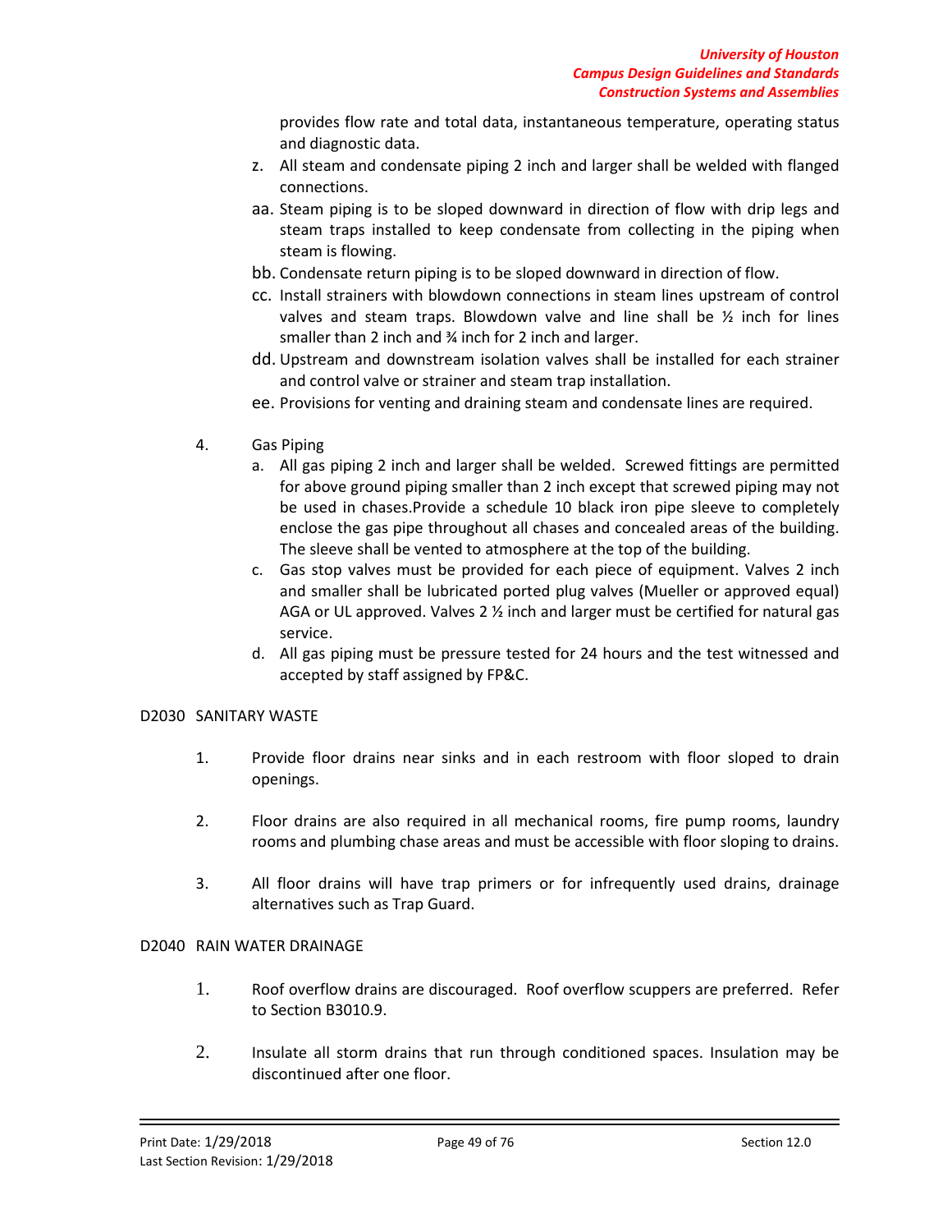provides flow rate and total data, instantaneous temperature, operating status and diagnostic data.

z. All steam and condensate piping 2 inch and larger shall be welded with flanged connections.

aa. Steam piping is to be sloped downward in direction of flow with drip legs and steam traps installed to keep condensate from collecting in the piping when steam is flowing.

bb. Condensate return piping is to be sloped downward in direction of flow.

cc. Install strainers with blowdown connections in steam lines upstream of control valves and steam traps. Blowdown valve and line shall be ½ inch for lines smaller than 2 inch and ¾ inch for 2 inch and larger.

dd. Upstream and downstream isolation valves shall be installed for each strainer and control valve or strainer and steam trap installation.

ee. Provisions for venting and draining steam and condensate lines are required.

4. Gas Piping

   a. All gas piping 2 inch and larger shall be welded. Screwed fittings are permitted for above ground piping smaller than 2 inch except that screwed piping may not be used in chases.Provide a schedule 10 black iron pipe sleeve to completely enclose the gas pipe throughout all chases and concealed areas of the building. The sleeve shall be vented to atmosphere at the top of the building.

   c. Gas stop valves must be provided for each piece of equipment. Valves 2 inch and smaller shall be lubricated ported plug valves (Mueller or approved equal) AGA or UL approved. Valves 2 ½ inch and larger must be certified for natural gas service.

   d. All gas piping must be pressure tested for 24 hours and the test witnessed and accepted by staff assigned by FP&C.

## D2030 SANITARY WASTE

1. Provide floor drains near sinks and in each restroom with floor sloped to drain openings.

2. Floor drains are also required in all mechanical rooms, fire pump rooms, laundry rooms and plumbing chase areas and must be accessible with floor sloping to drains.

3. All floor drains will have trap primers or for infrequently used drains, drainage alternatives such as Trap Guard.

## D2040 RAIN WATER DRAINAGE

1. Roof overflow drains are discouraged. Roof overflow scuppers are preferred. Refer to Section B3010.9.

2. Insulate all storm drains that run through conditioned spaces. Insulation may be discontinued after one floor.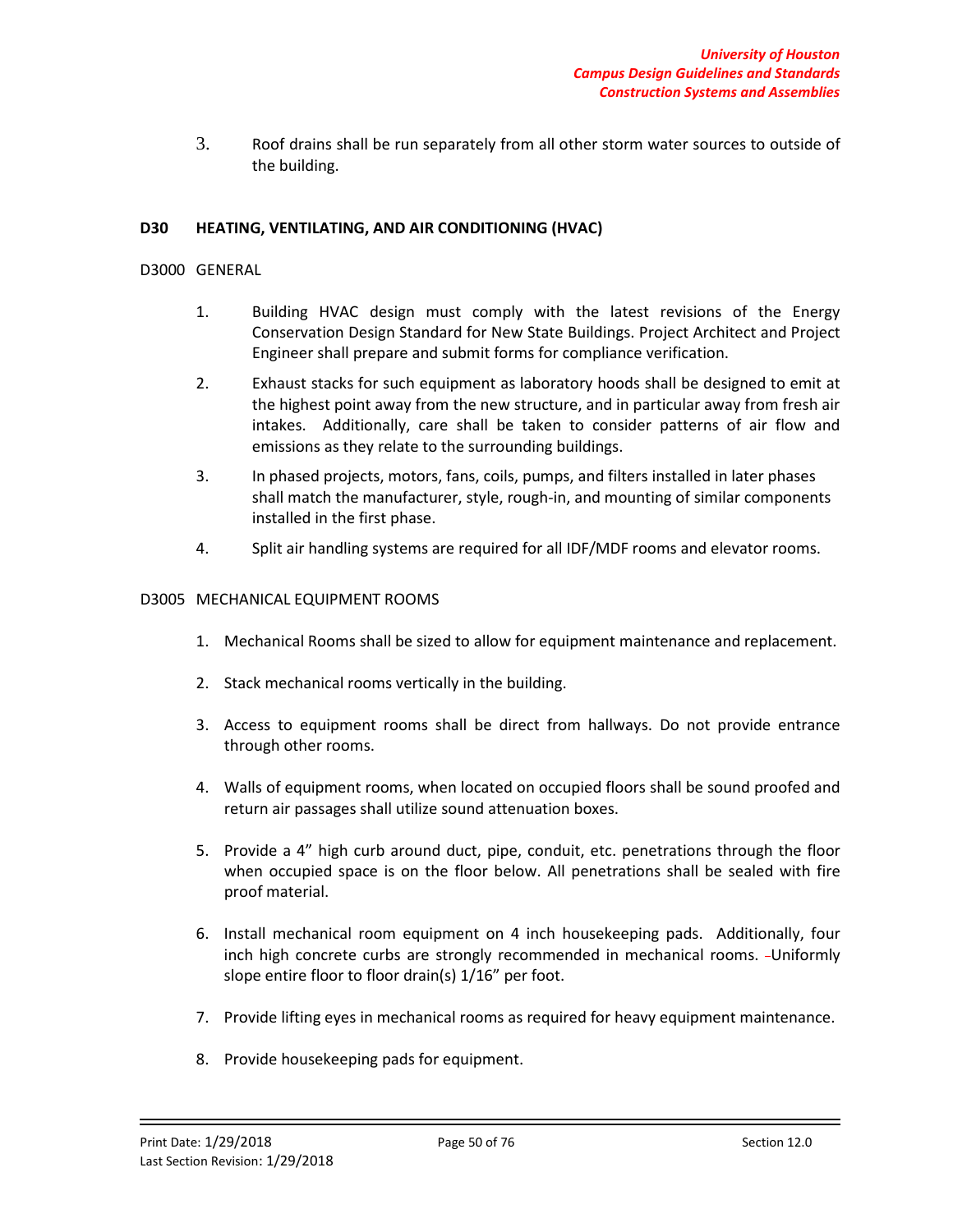3. Roof drains shall be run separately from all other storm water sources to outside of the building.

## D30 HEATING, VENTILATING, AND AIR CONDITIONING (HVAC)

### D3000 GENERAL

1. Building HVAC design must comply with the latest revisions of the Energy Conservation Design Standard for New State Buildings. Project Architect and Project Engineer shall prepare and submit forms for compliance verification.
2. Exhaust stacks for such equipment as laboratory hoods shall be designed to emit at the highest point away from the new structure, and in particular away from fresh air intakes. Additionally, care shall be taken to consider patterns of air flow and emissions as they relate to the surrounding buildings.
3. In phased projects, motors, fans, coils, pumps, and filters installed in later phases shall match the manufacturer, style, rough-in, and mounting of similar components installed in the first phase.
4. Split air handling systems are required for all IDF/MDF rooms and elevator rooms.

### D3005 MECHANICAL EQUIPMENT ROOMS

1. Mechanical Rooms shall be sized to allow for equipment maintenance and replacement.
2. Stack mechanical rooms vertically in the building.
3. Access to equipment rooms shall be direct from hallways. Do not provide entrance through other rooms.
4. Walls of equipment rooms, when located on occupied floors shall be sound proofed and return air passages shall utilize sound attenuation boxes.
5. Provide a 4" high curb around duct, pipe, conduit, etc. penetrations through the floor when occupied space is on the floor below. All penetrations shall be sealed with fire proof material.
6. Install mechanical room equipment on 4 inch housekeeping pads. Additionally, four inch high concrete curbs are strongly recommended in mechanical rooms. Uniformly slope entire floor to floor drain(s) 1/16" per foot.
7. Provide lifting eyes in mechanical rooms as required for heavy equipment maintenance.
8. Provide housekeeping pads for equipment.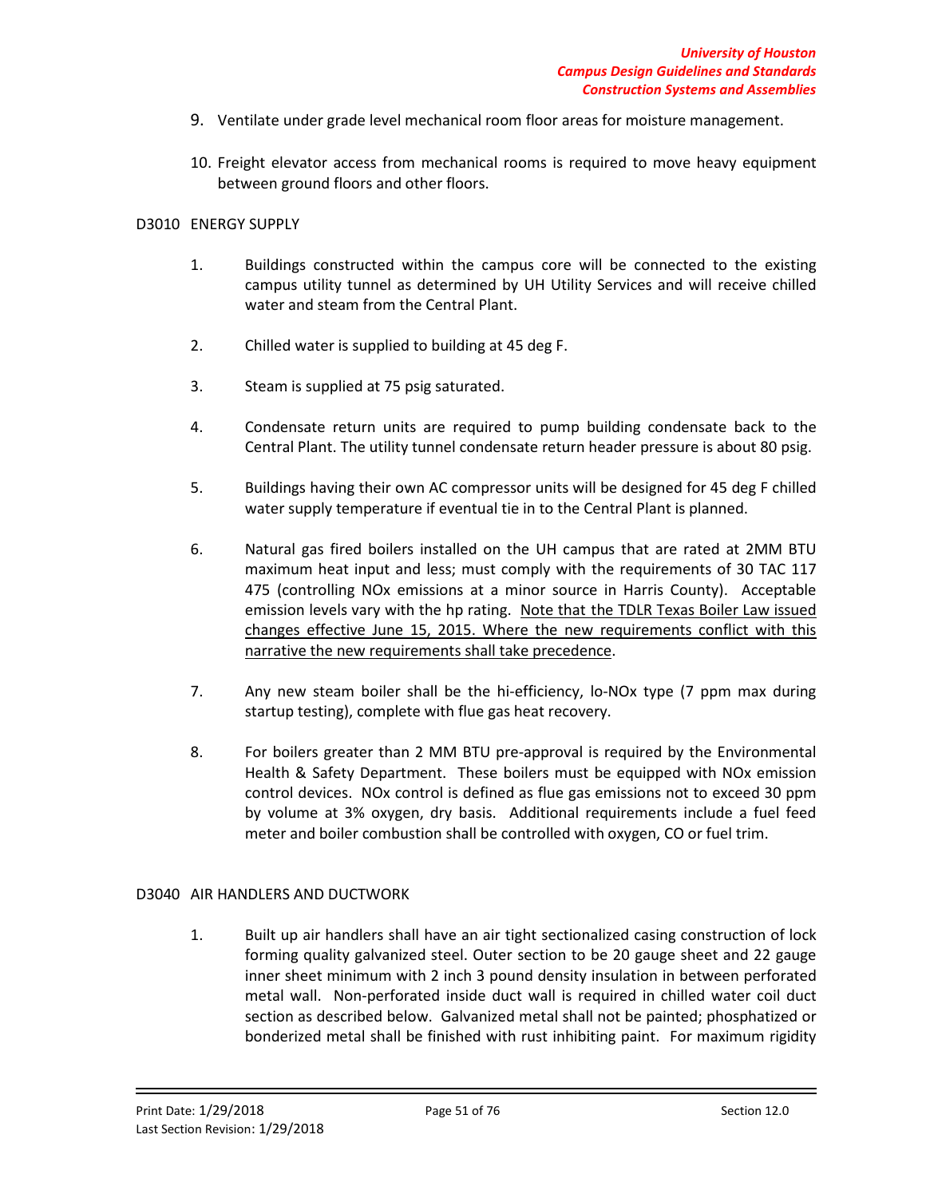9. Ventilate under grade level mechanical room floor areas for moisture management.

10. Freight elevator access from mechanical rooms is required to move heavy equipment between ground floors and other floors.

## D3010 ENERGY SUPPLY

1. Buildings constructed within the campus core will be connected to the existing campus utility tunnel as determined by UH Utility Services and will receive chilled water and steam from the Central Plant.

2. Chilled water is supplied to building at 45 deg F.

3. Steam is supplied at 75 psig saturated.

4. Condensate return units are required to pump building condensate back to the Central Plant. The utility tunnel condensate return header pressure is about 80 psig.

5. Buildings having their own AC compressor units will be designed for 45 deg F chilled water supply temperature if eventual tie in to the Central Plant is planned.

6. Natural gas fired boilers installed on the UH campus that are rated at 2MM BTU maximum heat input and less; must comply with the requirements of 30 TAC 117 475 (controlling NOx emissions at a minor source in Harris County). Acceptable emission levels vary with the hp rating. <u>Note that the TDLR Texas Boiler Law issued changes effective June 15, 2015. Where the new requirements conflict with this narrative the new requirements shall take precedence</u>.

7. Any new steam boiler shall be the hi-efficiency, lo-NOx type (7 ppm max during startup testing), complete with flue gas heat recovery.

8. For boilers greater than 2 MM BTU pre-approval is required by the Environmental Health & Safety Department. These boilers must be equipped with NOx emission control devices. NOx control is defined as flue gas emissions not to exceed 30 ppm by volume at 3% oxygen, dry basis. Additional requirements include a fuel feed meter and boiler combustion shall be controlled with oxygen, CO or fuel trim.

## D3040 AIR HANDLERS AND DUCTWORK

1. Built up air handlers shall have an air tight sectionalized casing construction of lock forming quality galvanized steel. Outer section to be 20 gauge sheet and 22 gauge inner sheet minimum with 2 inch 3 pound density insulation in between perforated metal wall. Non-perforated inside duct wall is required in chilled water coil duct section as described below. Galvanized metal shall not be painted; phosphatized or bonderized metal shall be finished with rust inhibiting paint. For maximum rigidity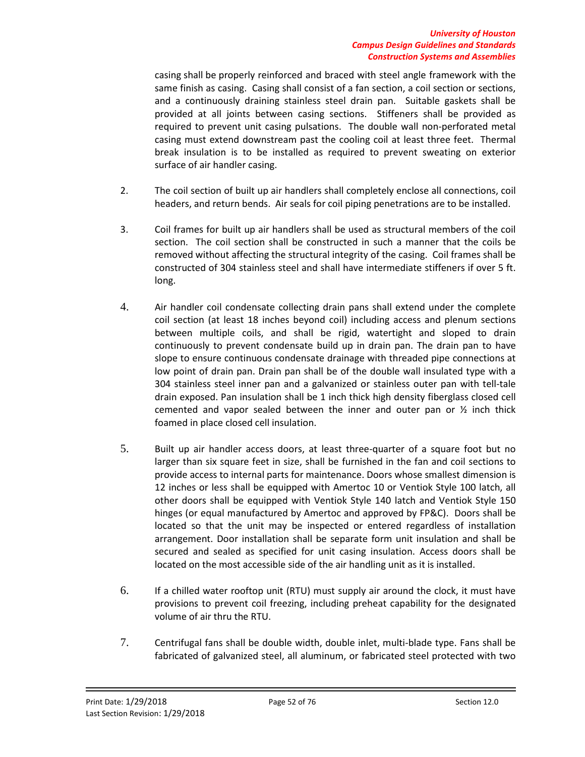casing shall be properly reinforced and braced with steel angle framework with the same finish as casing. Casing shall consist of a fan section, a coil section or sections, and a continuously draining stainless steel drain pan. Suitable gaskets shall be provided at all joints between casing sections. Stiffeners shall be provided as required to prevent unit casing pulsations. The double wall non-perforated metal casing must extend downstream past the cooling coil at least three feet. Thermal break insulation is to be installed as required to prevent sweating on exterior surface of air handler casing.

2. The coil section of built up air handlers shall completely enclose all connections, coil headers, and return bends. Air seals for coil piping penetrations are to be installed.

3. Coil frames for built up air handlers shall be used as structural members of the coil section. The coil section shall be constructed in such a manner that the coils be removed without affecting the structural integrity of the casing. Coil frames shall be constructed of 304 stainless steel and shall have intermediate stiffeners if over 5 ft. long.

4. Air handler coil condensate collecting drain pans shall extend under the complete coil section (at least 18 inches beyond coil) including access and plenum sections between multiple coils, and shall be rigid, watertight and sloped to drain continuously to prevent condensate build up in drain pan. The drain pan to have slope to ensure continuous condensate drainage with threaded pipe connections at low point of drain pan. Drain pan shall be of the double wall insulated type with a 304 stainless steel inner pan and a galvanized or stainless outer pan with tell-tale drain exposed. Pan insulation shall be 1 inch thick high density fiberglass closed cell cemented and vapor sealed between the inner and outer pan or ½ inch thick foamed in place closed cell insulation.

5. Built up air handler access doors, at least three-quarter of a square foot but no larger than six square feet in size, shall be furnished in the fan and coil sections to provide access to internal parts for maintenance. Doors whose smallest dimension is 12 inches or less shall be equipped with Amertoc 10 or Ventiok Style 100 latch, all other doors shall be equipped with Ventiok Style 140 latch and Ventiok Style 150 hinges (or equal manufactured by Amertoc and approved by FP&C). Doors shall be located so that the unit may be inspected or entered regardless of installation arrangement. Door installation shall be separate form unit insulation and shall be secured and sealed as specified for unit casing insulation. Access doors shall be located on the most accessible side of the air handling unit as it is installed.

6. If a chilled water rooftop unit (RTU) must supply air around the clock, it must have provisions to prevent coil freezing, including preheat capability for the designated volume of air thru the RTU.

7. Centrifugal fans shall be double width, double inlet, multi-blade type. Fans shall be fabricated of galvanized steel, all aluminum, or fabricated steel protected with two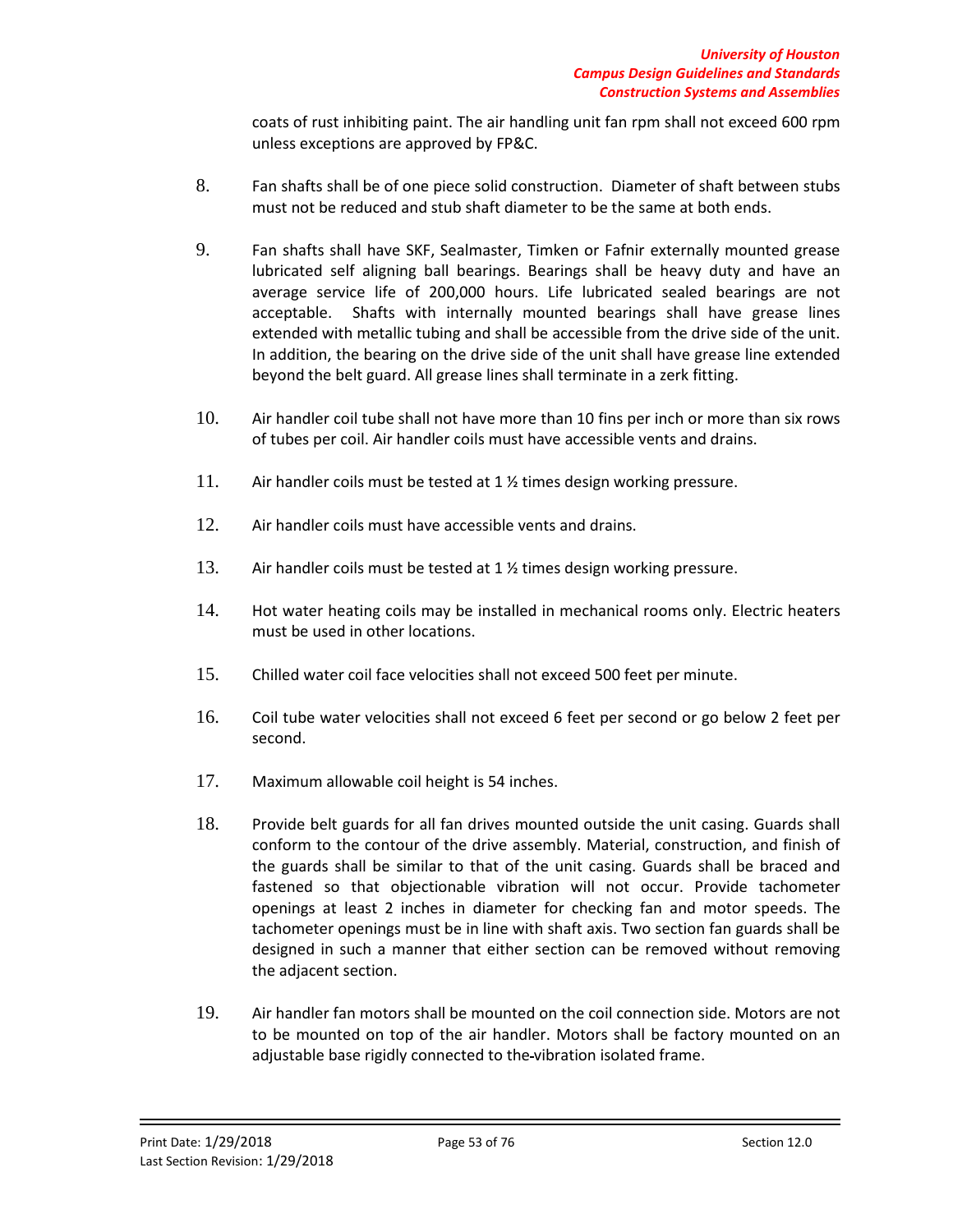coats of rust inhibiting paint. The air handling unit fan rpm shall not exceed 600 rpm unless exceptions are approved by FP&C.

8. Fan shafts shall be of one piece solid construction. Diameter of shaft between stubs must not be reduced and stub shaft diameter to be the same at both ends.

9. Fan shafts shall have SKF, Sealmaster, Timken or Fafnir externally mounted grease lubricated self aligning ball bearings. Bearings shall be heavy duty and have an average service life of 200,000 hours. Life lubricated sealed bearings are not acceptable. Shafts with internally mounted bearings shall have grease lines extended with metallic tubing and shall be accessible from the drive side of the unit. In addition, the bearing on the drive side of the unit shall have grease line extended beyond the belt guard. All grease lines shall terminate in a zerk fitting.

10. Air handler coil tube shall not have more than 10 fins per inch or more than six rows of tubes per coil. Air handler coils must have accessible vents and drains.

11. Air handler coils must be tested at 1 ½ times design working pressure.

12. Air handler coils must have accessible vents and drains.

13. Air handler coils must be tested at 1 ½ times design working pressure.

14. Hot water heating coils may be installed in mechanical rooms only. Electric heaters must be used in other locations.

15. Chilled water coil face velocities shall not exceed 500 feet per minute.

16. Coil tube water velocities shall not exceed 6 feet per second or go below 2 feet per second.

17. Maximum allowable coil height is 54 inches.

18. Provide belt guards for all fan drives mounted outside the unit casing. Guards shall conform to the contour of the drive assembly. Material, construction, and finish of the guards shall be similar to that of the unit casing. Guards shall be braced and fastened so that objectionable vibration will not occur. Provide tachometer openings at least 2 inches in diameter for checking fan and motor speeds. The tachometer openings must be in line with shaft axis. Two section fan guards shall be designed in such a manner that either section can be removed without removing the adjacent section.

19. Air handler fan motors shall be mounted on the coil connection side. Motors are not to be mounted on top of the air handler. Motors shall be factory mounted on an adjustable base rigidly connected to the vibration isolated frame.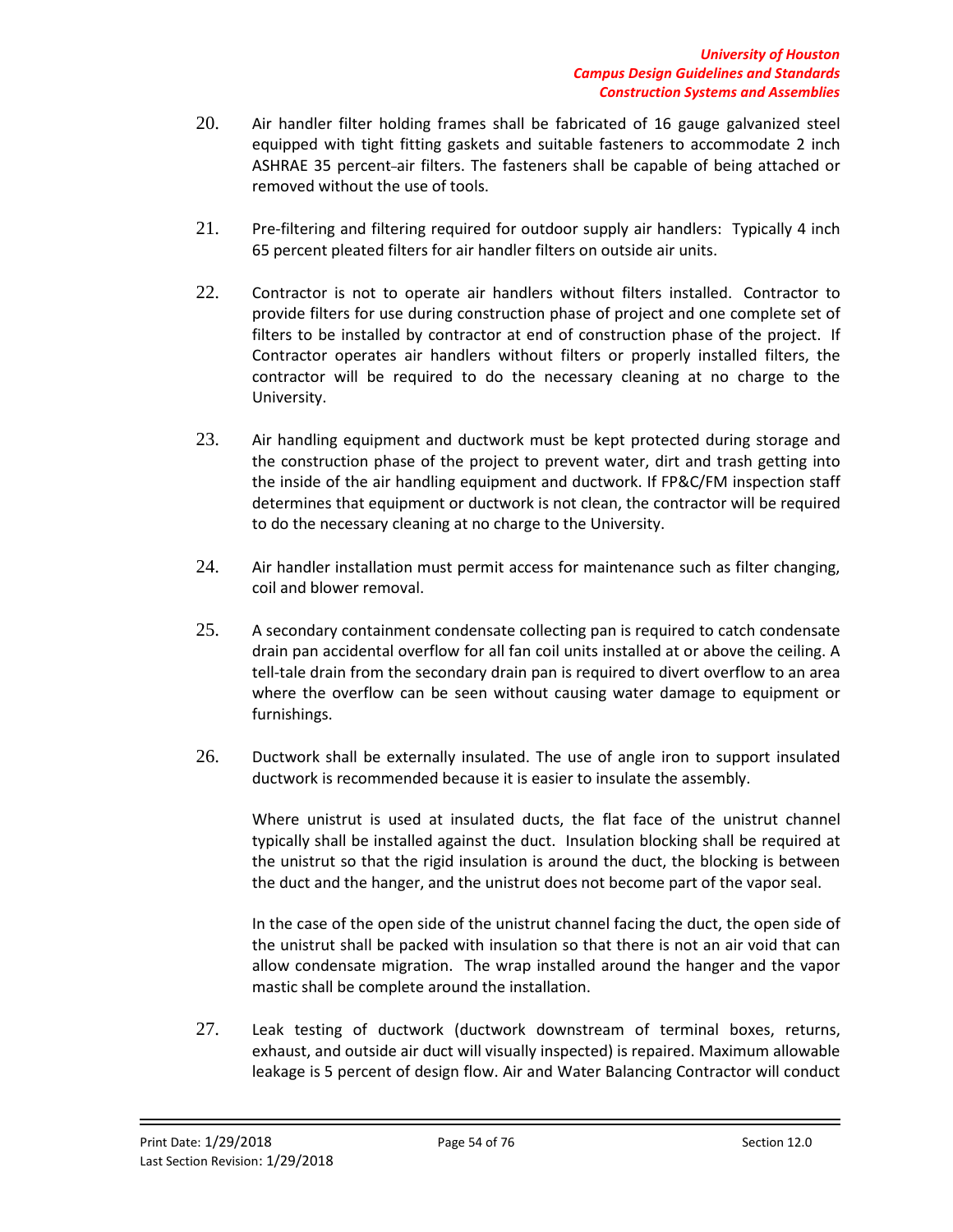20. Air handler filter holding frames shall be fabricated of 16 gauge galvanized steel equipped with tight fitting gaskets and suitable fasteners to accommodate 2 inch ASHRAE 35 percent-air filters. The fasteners shall be capable of being attached or removed without the use of tools.

21. Pre-filtering and filtering required for outdoor supply air handlers: Typically 4 inch 65 percent pleated filters for air handler filters on outside air units.

22. Contractor is not to operate air handlers without filters installed. Contractor to provide filters for use during construction phase of project and one complete set of filters to be installed by contractor at end of construction phase of the project. If Contractor operates air handlers without filters or properly installed filters, the contractor will be required to do the necessary cleaning at no charge to the University.

23. Air handling equipment and ductwork must be kept protected during storage and the construction phase of the project to prevent water, dirt and trash getting into the inside of the air handling equipment and ductwork. If FP&C/FM inspection staff determines that equipment or ductwork is not clean, the contractor will be required to do the necessary cleaning at no charge to the University.

24. Air handler installation must permit access for maintenance such as filter changing, coil and blower removal.

25. A secondary containment condensate collecting pan is required to catch condensate drain pan accidental overflow for all fan coil units installed at or above the ceiling. A tell-tale drain from the secondary drain pan is required to divert overflow to an area where the overflow can be seen without causing water damage to equipment or furnishings.

26. Ductwork shall be externally insulated. The use of angle iron to support insulated ductwork is recommended because it is easier to insulate the assembly.

    Where unistrut is used at insulated ducts, the flat face of the unistrut channel typically shall be installed against the duct. Insulation blocking shall be required at the unistrut so that the rigid insulation is around the duct, the blocking is between the duct and the hanger, and the unistrut does not become part of the vapor seal.

    In the case of the open side of the unistrut channel facing the duct, the open side of the unistrut shall be packed with insulation so that there is not an air void that can allow condensate migration. The wrap installed around the hanger and the vapor mastic shall be complete around the installation.

27. Leak testing of ductwork (ductwork downstream of terminal boxes, returns, exhaust, and outside air duct will visually inspected) is repaired. Maximum allowable leakage is 5 percent of design flow. Air and Water Balancing Contractor will conduct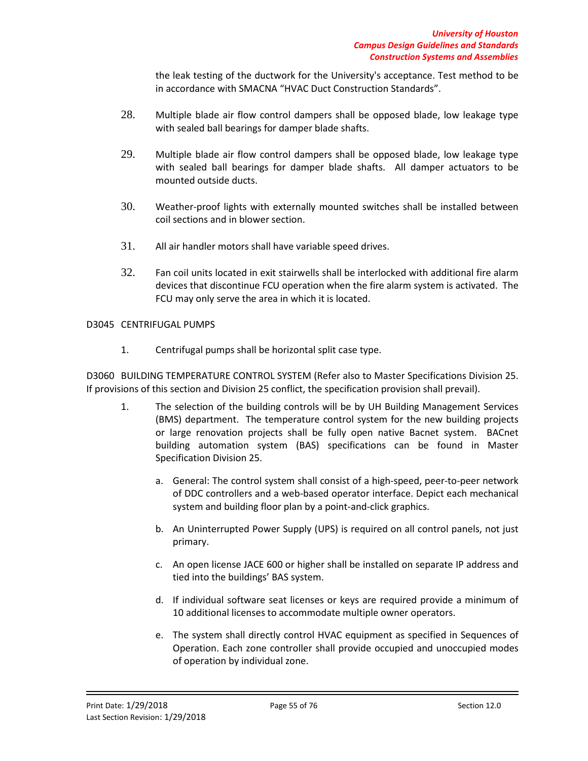the leak testing of the ductwork for the University's acceptance. Test method to be in accordance with SMACNA "HVAC Duct Construction Standards".

28. Multiple blade air flow control dampers shall be opposed blade, low leakage type with sealed ball bearings for damper blade shafts.

29. Multiple blade air flow control dampers shall be opposed blade, low leakage type with sealed ball bearings for damper blade shafts. All damper actuators to be mounted outside ducts.

30. Weather-proof lights with externally mounted switches shall be installed between coil sections and in blower section.

31. All air handler motors shall have variable speed drives.

32. Fan coil units located in exit stairwells shall be interlocked with additional fire alarm devices that discontinue FCU operation when the fire alarm system is activated. The FCU may only serve the area in which it is located.

D3045 CENTRIFUGAL PUMPS

1. Centrifugal pumps shall be horizontal split case type.

D3060 BUILDING TEMPERATURE CONTROL SYSTEM (Refer also to Master Specifications Division 25. If provisions of this section and Division 25 conflict, the specification provision shall prevail).

1. The selection of the building controls will be by UH Building Management Services (BMS) department. The temperature control system for the new building projects or large renovation projects shall be fully open native Bacnet system. BACnet building automation system (BAS) specifications can be found in Master Specification Division 25.

   a. General: The control system shall consist of a high-speed, peer-to-peer network of DDC controllers and a web-based operator interface. Depict each mechanical system and building floor plan by a point-and-click graphics.

   b. An Uninterrupted Power Supply (UPS) is required on all control panels, not just primary.

   c. An open license JACE 600 or higher shall be installed on separate IP address and tied into the buildings' BAS system.

   d. If individual software seat licenses or keys are required provide a minimum of 10 additional licenses to accommodate multiple owner operators.

   e. The system shall directly control HVAC equipment as specified in Sequences of Operation. Each zone controller shall provide occupied and unoccupied modes of operation by individual zone.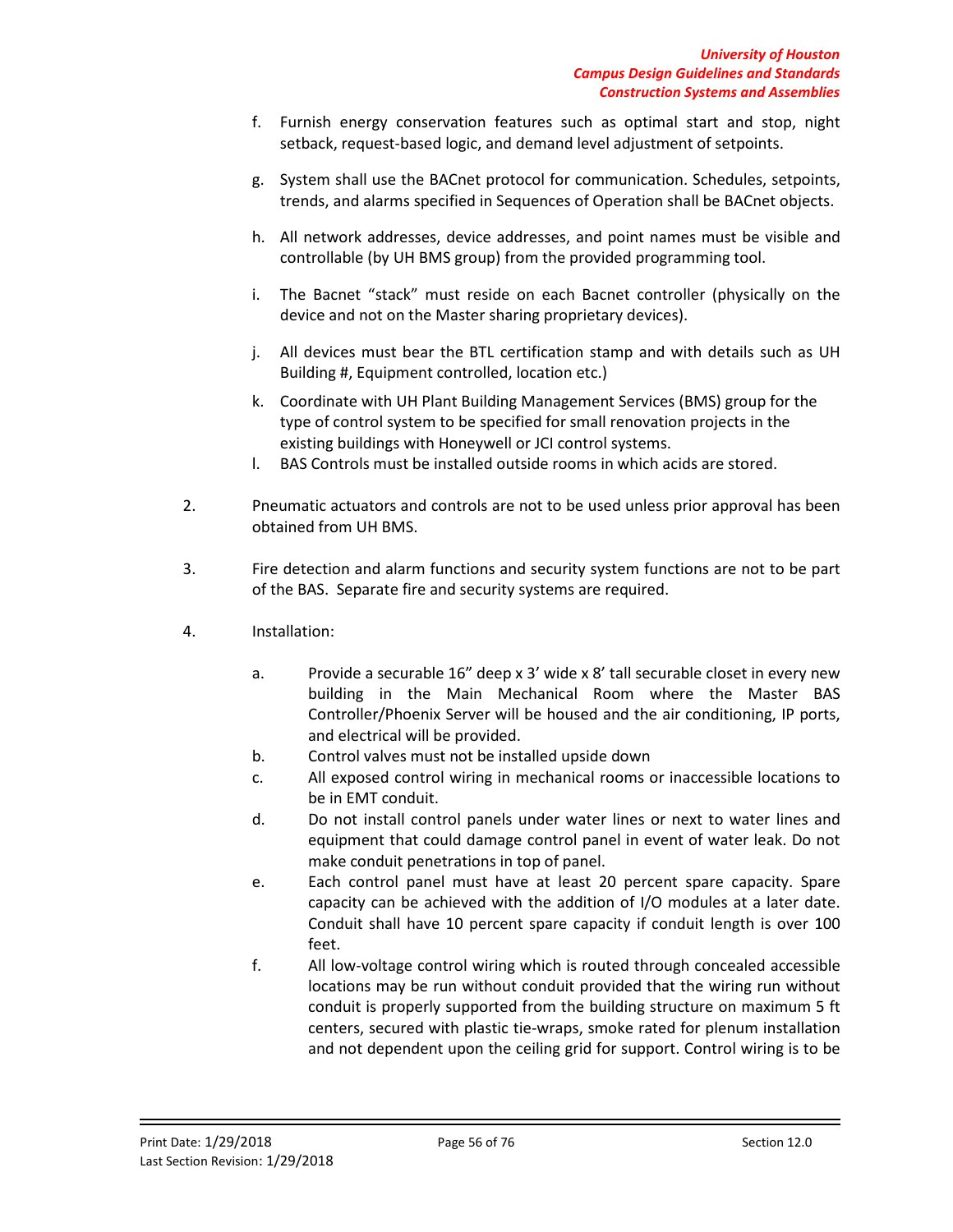f. Furnish energy conservation features such as optimal start and stop, night setback, request-based logic, and demand level adjustment of setpoints.

g. System shall use the BACnet protocol for communication. Schedules, setpoints, trends, and alarms specified in Sequences of Operation shall be BACnet objects.

h. All network addresses, device addresses, and point names must be visible and controllable (by UH BMS group) from the provided programming tool.

i. The Bacnet "stack" must reside on each Bacnet controller (physically on the device and not on the Master sharing proprietary devices).

j. All devices must bear the BTL certification stamp and with details such as UH Building #, Equipment controlled, location etc.)

k. Coordinate with UH Plant Building Management Services (BMS) group for the type of control system to be specified for small renovation projects in the existing buildings with Honeywell or JCI control systems.

l. BAS Controls must be installed outside rooms in which acids are stored.

2. Pneumatic actuators and controls are not to be used unless prior approval has been obtained from UH BMS.

3. Fire detection and alarm functions and security system functions are not to be part of the BAS. Separate fire and security systems are required.

4. Installation:

   a. Provide a securable 16" deep x 3' wide x 8' tall securable closet in every new building in the Main Mechanical Room where the Master BAS Controller/Phoenix Server will be housed and the air conditioning, IP ports, and electrical will be provided.
   
   b. Control valves must not be installed upside down
   
   c. All exposed control wiring in mechanical rooms or inaccessible locations to be in EMT conduit.
   
   d. Do not install control panels under water lines or next to water lines and equipment that could damage control panel in event of water leak. Do not make conduit penetrations in top of panel.
   
   e. Each control panel must have at least 20 percent spare capacity. Spare capacity can be achieved with the addition of I/O modules at a later date. Conduit shall have 10 percent spare capacity if conduit length is over 100 feet.
   
   f. All low-voltage control wiring which is routed through concealed accessible locations may be run without conduit provided that the wiring run without conduit is properly supported from the building structure on maximum 5 ft centers, secured with plastic tie-wraps, smoke rated for plenum installation and not dependent upon the ceiling grid for support. Control wiring is to be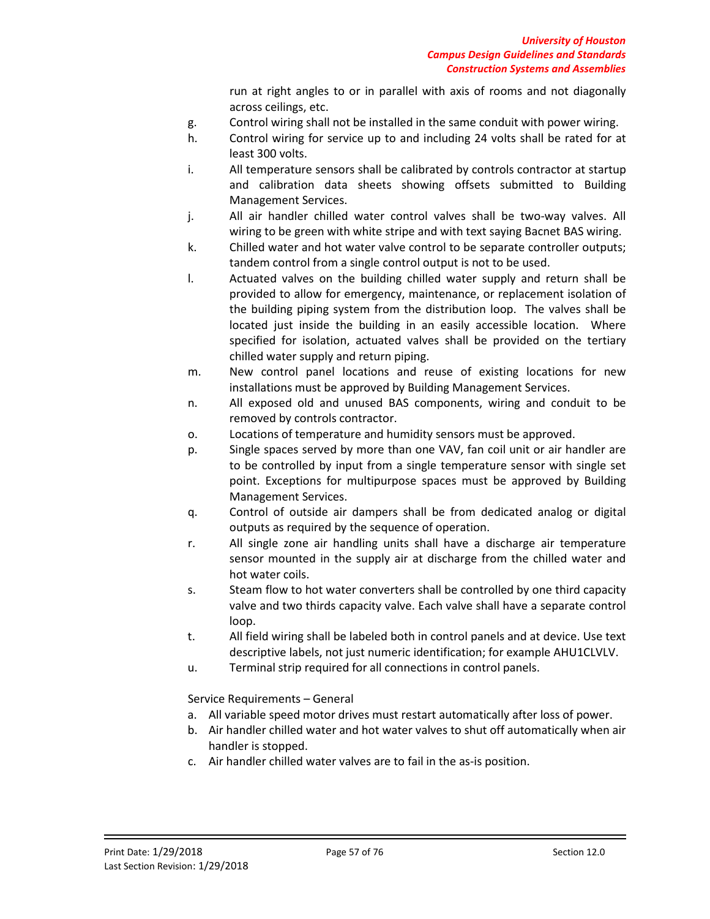run at right angles to or in parallel with axis of rooms and not diagonally across ceilings, etc.

g. Control wiring shall not be installed in the same conduit with power wiring.
h. Control wiring for service up to and including 24 volts shall be rated for at least 300 volts.
i. All temperature sensors shall be calibrated by controls contractor at startup and calibration data sheets showing offsets submitted to Building Management Services.
j. All air handler chilled water control valves shall be two-way valves. All wiring to be green with white stripe and with text saying Bacnet BAS wiring.
k. Chilled water and hot water valve control to be separate controller outputs; tandem control from a single control output is not to be used.
l. Actuated valves on the building chilled water supply and return shall be provided to allow for emergency, maintenance, or replacement isolation of the building piping system from the distribution loop. The valves shall be located just inside the building in an easily accessible location. Where specified for isolation, actuated valves shall be provided on the tertiary chilled water supply and return piping.
m. New control panel locations and reuse of existing locations for new installations must be approved by Building Management Services.
n. All exposed old and unused BAS components, wiring and conduit to be removed by controls contractor.
o. Locations of temperature and humidity sensors must be approved.
p. Single spaces served by more than one VAV, fan coil unit or air handler are to be controlled by input from a single temperature sensor with single set point. Exceptions for multipurpose spaces must be approved by Building Management Services.
q. Control of outside air dampers shall be from dedicated analog or digital outputs as required by the sequence of operation.
r. All single zone air handling units shall have a discharge air temperature sensor mounted in the supply air at discharge from the chilled water and hot water coils.
s. Steam flow to hot water converters shall be controlled by one third capacity valve and two thirds capacity valve. Each valve shall have a separate control loop.
t. All field wiring shall be labeled both in control panels and at device. Use text descriptive labels, not just numeric identification; for example AHU1CLVLV.
u. Terminal strip required for all connections in control panels.

Service Requirements – General

a. All variable speed motor drives must restart automatically after loss of power.
b. Air handler chilled water and hot water valves to shut off automatically when air handler is stopped.
c. Air handler chilled water valves are to fail in the as-is position.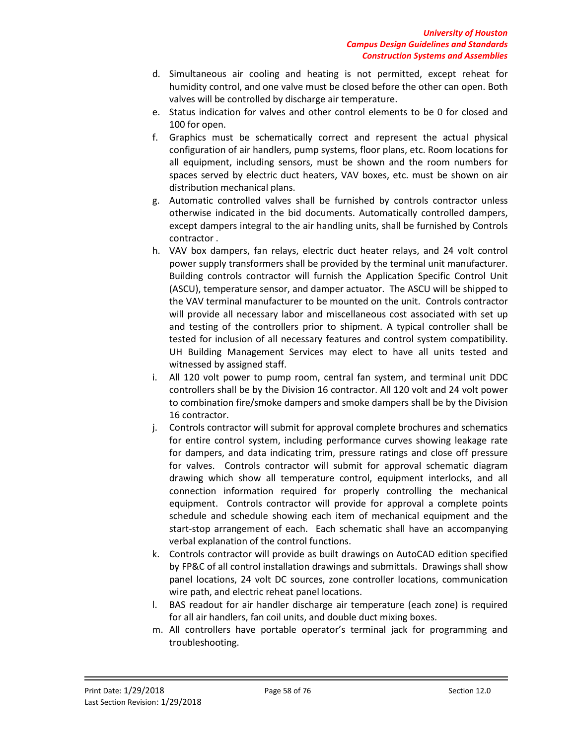d. Simultaneous air cooling and heating is not permitted, except reheat for humidity control, and one valve must be closed before the other can open. Both valves will be controlled by discharge air temperature.
e. Status indication for valves and other control elements to be 0 for closed and 100 for open.
f. Graphics must be schematically correct and represent the actual physical configuration of air handlers, pump systems, floor plans, etc. Room locations for all equipment, including sensors, must be shown and the room numbers for spaces served by electric duct heaters, VAV boxes, etc. must be shown on air distribution mechanical plans.
g. Automatic controlled valves shall be furnished by controls contractor unless otherwise indicated in the bid documents. Automatically controlled dampers, except dampers integral to the air handling units, shall be furnished by Controls contractor .
h. VAV box dampers, fan relays, electric duct heater relays, and 24 volt control power supply transformers shall be provided by the terminal unit manufacturer. Building controls contractor will furnish the Application Specific Control Unit (ASCU), temperature sensor, and damper actuator. The ASCU will be shipped to the VAV terminal manufacturer to be mounted on the unit. Controls contractor will provide all necessary labor and miscellaneous cost associated with set up and testing of the controllers prior to shipment. A typical controller shall be tested for inclusion of all necessary features and control system compatibility. UH Building Management Services may elect to have all units tested and witnessed by assigned staff.
i. All 120 volt power to pump room, central fan system, and terminal unit DDC controllers shall be by the Division 16 contractor. All 120 volt and 24 volt power to combination fire/smoke dampers and smoke dampers shall be by the Division 16 contractor.
j. Controls contractor will submit for approval complete brochures and schematics for entire control system, including performance curves showing leakage rate for dampers, and data indicating trim, pressure ratings and close off pressure for valves. Controls contractor will submit for approval schematic diagram drawing which show all temperature control, equipment interlocks, and all connection information required for properly controlling the mechanical equipment. Controls contractor will provide for approval a complete points schedule and schedule showing each item of mechanical equipment and the start-stop arrangement of each. Each schematic shall have an accompanying verbal explanation of the control functions.
k. Controls contractor will provide as built drawings on AutoCAD edition specified by FP&C of all control installation drawings and submittals. Drawings shall show panel locations, 24 volt DC sources, zone controller locations, communication wire path, and electric reheat panel locations.
l. BAS readout for air handler discharge air temperature (each zone) is required for all air handlers, fan coil units, and double duct mixing boxes.
m. All controllers have portable operator's terminal jack for programming and troubleshooting.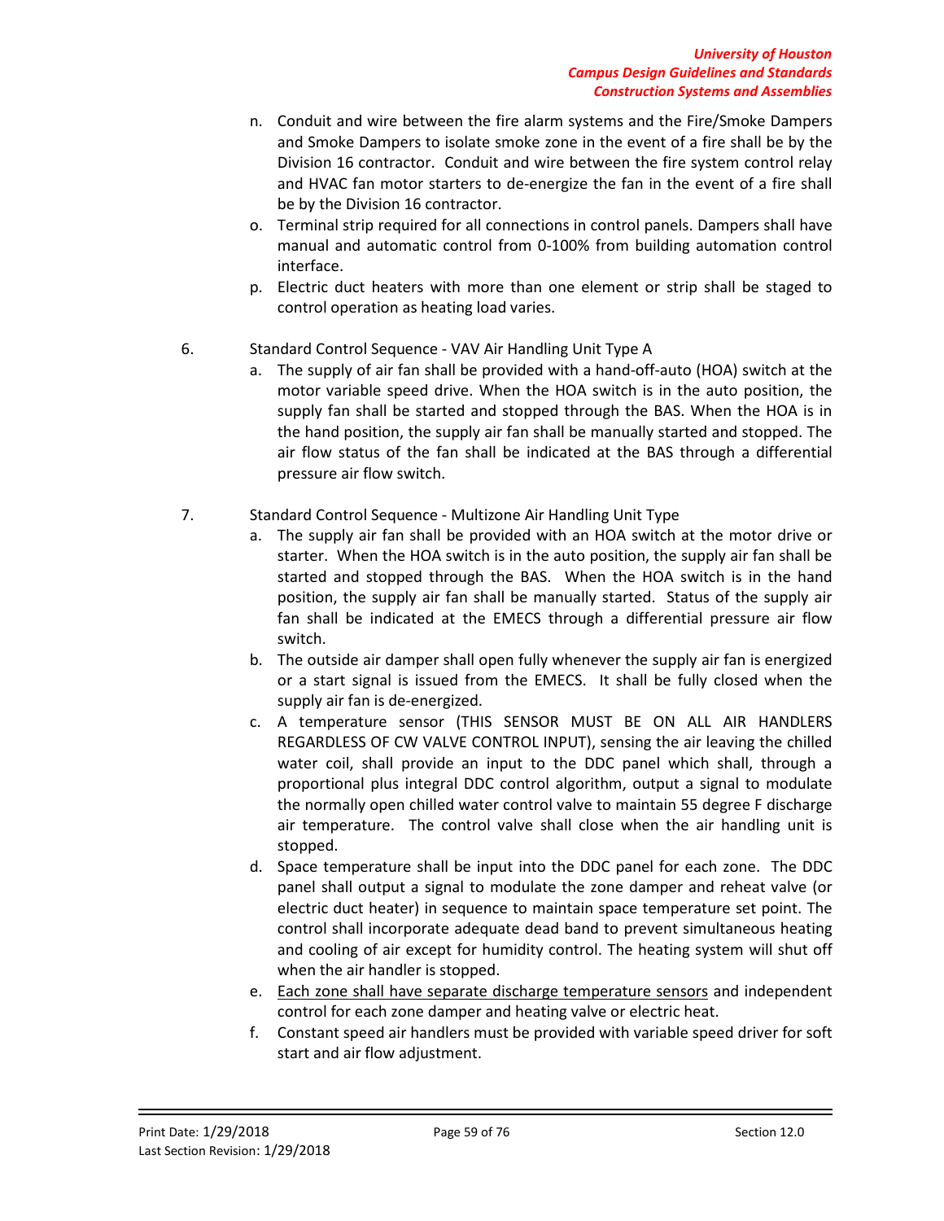n. Conduit and wire between the fire alarm systems and the Fire/Smoke Dampers and Smoke Dampers to isolate smoke zone in the event of a fire shall be by the Division 16 contractor. Conduit and wire between the fire system control relay and HVAC fan motor starters to de-energize the fan in the event of a fire shall be by the Division 16 contractor.

o. Terminal strip required for all connections in control panels. Dampers shall have manual and automatic control from 0-100% from building automation control interface.

p. Electric duct heaters with more than one element or strip shall be staged to control operation as heating load varies.

6. Standard Control Sequence - VAV Air Handling Unit Type A

   a. The supply of air fan shall be provided with a hand-off-auto (HOA) switch at the motor variable speed drive. When the HOA switch is in the auto position, the supply fan shall be started and stopped through the BAS. When the HOA is in the hand position, the supply air fan shall be manually started and stopped. The air flow status of the fan shall be indicated at the BAS through a differential pressure air flow switch.

7. Standard Control Sequence - Multizone Air Handling Unit Type

   a. The supply air fan shall be provided with an HOA switch at the motor drive or starter. When the HOA switch is in the auto position, the supply air fan shall be started and stopped through the BAS. When the HOA switch is in the hand position, the supply air fan shall be manually started. Status of the supply air fan shall be indicated at the EMECS through a differential pressure air flow switch.

   b. The outside air damper shall open fully whenever the supply air fan is energized or a start signal is issued from the EMECS. It shall be fully closed when the supply air fan is de-energized.

   c. A temperature sensor (THIS SENSOR MUST BE ON ALL AIR HANDLERS REGARDLESS OF CW VALVE CONTROL INPUT), sensing the air leaving the chilled water coil, shall provide an input to the DDC panel which shall, through a proportional plus integral DDC control algorithm, output a signal to modulate the normally open chilled water control valve to maintain 55 degree F discharge air temperature. The control valve shall close when the air handling unit is stopped.

   d. Space temperature shall be input into the DDC panel for each zone. The DDC panel shall output a signal to modulate the zone damper and reheat valve (or electric duct heater) in sequence to maintain space temperature set point. The control shall incorporate adequate dead band to prevent simultaneous heating and cooling of air except for humidity control. The heating system will shut off when the air handler is stopped.

   e. <u>Each zone shall have separate discharge temperature sensors</u> and independent control for each zone damper and heating valve or electric heat.

   f. Constant speed air handlers must be provided with variable speed driver for soft start and air flow adjustment.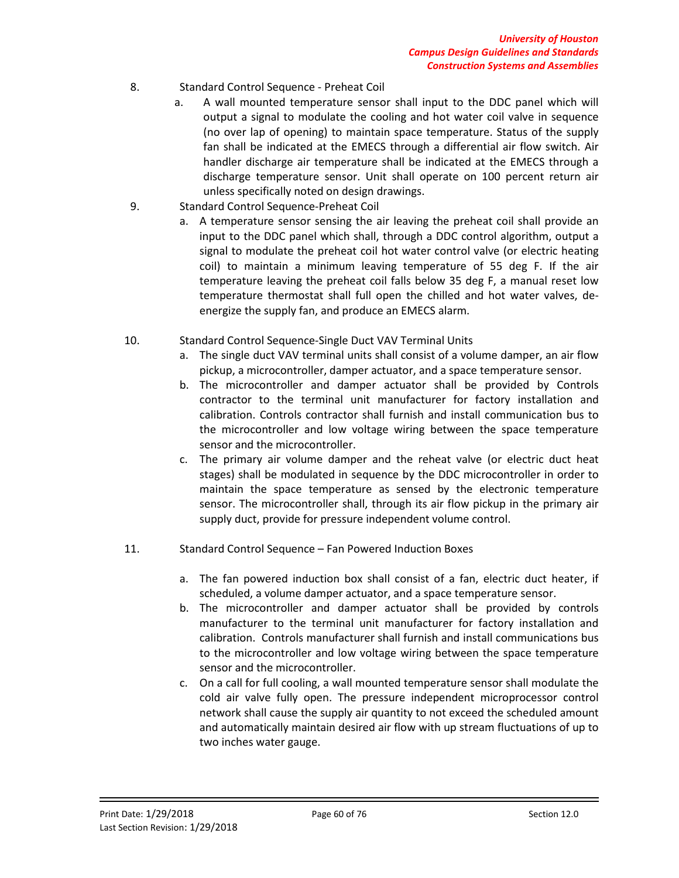8. Standard Control Sequence - Preheat Coil
   a. A wall mounted temperature sensor shall input to the DDC panel which will output a signal to modulate the cooling and hot water coil valve in sequence (no over lap of opening) to maintain space temperature. Status of the supply fan shall be indicated at the EMECS through a differential air flow switch. Air handler discharge air temperature shall be indicated at the EMECS through a discharge temperature sensor. Unit shall operate on 100 percent return air unless specifically noted on design drawings.

9. Standard Control Sequence-Preheat Coil
   a. A temperature sensor sensing the air leaving the preheat coil shall provide an input to the DDC panel which shall, through a DDC control algorithm, output a signal to modulate the preheat coil hot water control valve (or electric heating coil) to maintain a minimum leaving temperature of 55 deg F. If the air temperature leaving the preheat coil falls below 35 deg F, a manual reset low temperature thermostat shall full open the chilled and hot water valves, de-energize the supply fan, and produce an EMECS alarm.

10. Standard Control Sequence-Single Duct VAV Terminal Units
    a. The single duct VAV terminal units shall consist of a volume damper, an air flow pickup, a microcontroller, damper actuator, and a space temperature sensor.
    b. The microcontroller and damper actuator shall be provided by Controls contractor to the terminal unit manufacturer for factory installation and calibration. Controls contractor shall furnish and install communication bus to the microcontroller and low voltage wiring between the space temperature sensor and the microcontroller.
    c. The primary air volume damper and the reheat valve (or electric duct heat stages) shall be modulated in sequence by the DDC microcontroller in order to maintain the space temperature as sensed by the electronic temperature sensor. The microcontroller shall, through its air flow pickup in the primary air supply duct, provide for pressure independent volume control.

11. Standard Control Sequence – Fan Powered Induction Boxes
    a. The fan powered induction box shall consist of a fan, electric duct heater, if scheduled, a volume damper actuator, and a space temperature sensor.
    b. The microcontroller and damper actuator shall be provided by controls manufacturer to the terminal unit manufacturer for factory installation and calibration. Controls manufacturer shall furnish and install communications bus to the microcontroller and low voltage wiring between the space temperature sensor and the microcontroller.
    c. On a call for full cooling, a wall mounted temperature sensor shall modulate the cold air valve fully open. The pressure independent microprocessor control network shall cause the supply air quantity to not exceed the scheduled amount and automatically maintain desired air flow with up stream fluctuations of up to two inches water gauge.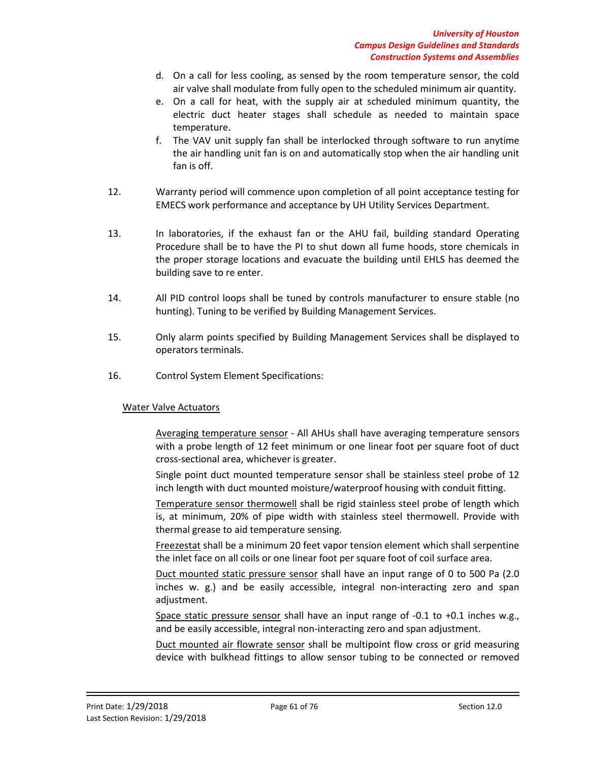d. On a call for less cooling, as sensed by the room temperature sensor, the cold air valve shall modulate from fully open to the scheduled minimum air quantity.

e. On a call for heat, with the supply air at scheduled minimum quantity, the electric duct heater stages shall schedule as needed to maintain space temperature.

f. The VAV unit supply fan shall be interlocked through software to run anytime the air handling unit fan is on and automatically stop when the air handling unit fan is off.

12. Warranty period will commence upon completion of all point acceptance testing for EMECS work performance and acceptance by UH Utility Services Department.

13. In laboratories, if the exhaust fan or the AHU fail, building standard Operating Procedure shall be to have the PI to shut down all fume hoods, store chemicals in the proper storage locations and evacuate the building until EHLS has deemed the building save to re enter.

14. All PID control loops shall be tuned by controls manufacturer to ensure stable (no hunting). Tuning to be verified by Building Management Services.

15. Only alarm points specified by Building Management Services shall be displayed to operators terminals.

16. Control System Element Specifications:

<u>Water Valve Actuators</u>

<u>Averaging temperature sensor</u> - All AHUs shall have averaging temperature sensors with a probe length of 12 feet minimum or one linear foot per square foot of duct cross-sectional area, whichever is greater.

Single point duct mounted temperature sensor shall be stainless steel probe of 12 inch length with duct mounted moisture/waterproof housing with conduit fitting.

<u>Temperature sensor thermowell</u> shall be rigid stainless steel probe of length which is, at minimum, 20% of pipe width with stainless steel thermowell. Provide with thermal grease to aid temperature sensing.

<u>Freezestat</u> shall be a minimum 20 feet vapor tension element which shall serpentine the inlet face on all coils or one linear foot per square foot of coil surface area.

<u>Duct mounted static pressure sensor</u> shall have an input range of 0 to 500 Pa (2.0 inches w. g.) and be easily accessible, integral non-interacting zero and span adjustment.

<u>Space static pressure sensor</u> shall have an input range of -0.1 to +0.1 inches w.g., and be easily accessible, integral non-interacting zero and span adjustment.

<u>Duct mounted air flowrate sensor</u> shall be multipoint flow cross or grid measuring device with bulkhead fittings to allow sensor tubing to be connected or removed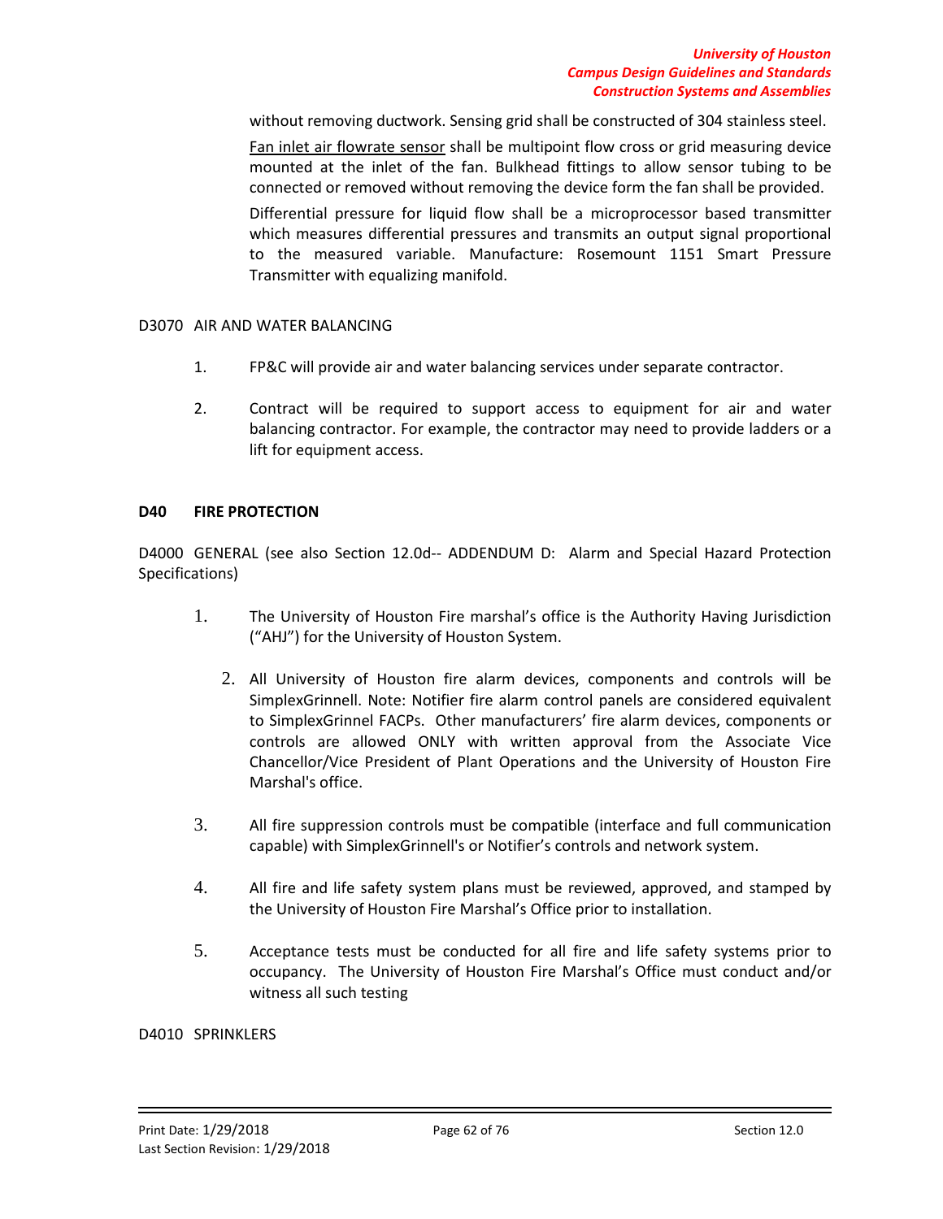without removing ductwork. Sensing grid shall be constructed of 304 stainless steel.

Fan inlet air flowrate sensor shall be multipoint flow cross or grid measuring device mounted at the inlet of the fan. Bulkhead fittings to allow sensor tubing to be connected or removed without removing the device form the fan shall be provided.

Differential pressure for liquid flow shall be a microprocessor based transmitter which measures differential pressures and transmits an output signal proportional to the measured variable. Manufacture: Rosemount 1151 Smart Pressure Transmitter with equalizing manifold.

D3070 AIR AND WATER BALANCING

1. FP&C will provide air and water balancing services under separate contractor.
2. Contract will be required to support access to equipment for air and water balancing contractor. For example, the contractor may need to provide ladders or a lift for equipment access.

## D40 FIRE PROTECTION

D4000 GENERAL (see also Section 12.0d-- ADDENDUM D: Alarm and Special Hazard Protection Specifications)

1. The University of Houston Fire marshal's office is the Authority Having Jurisdiction ("AHJ") for the University of Houston System.
2. All University of Houston fire alarm devices, components and controls will be SimplexGrinnell. Note: Notifier fire alarm control panels are considered equivalent to SimplexGrinnel FACPs. Other manufacturers' fire alarm devices, components or controls are allowed ONLY with written approval from the Associate Vice Chancellor/Vice President of Plant Operations and the University of Houston Fire Marshal's office.
3. All fire suppression controls must be compatible (interface and full communication capable) with SimplexGrinnell's or Notifier's controls and network system.
4. All fire and life safety system plans must be reviewed, approved, and stamped by the University of Houston Fire Marshal's Office prior to installation.
5. Acceptance tests must be conducted for all fire and life safety systems prior to occupancy. The University of Houston Fire Marshal's Office must conduct and/or witness all such testing

D4010 SPRINKLERS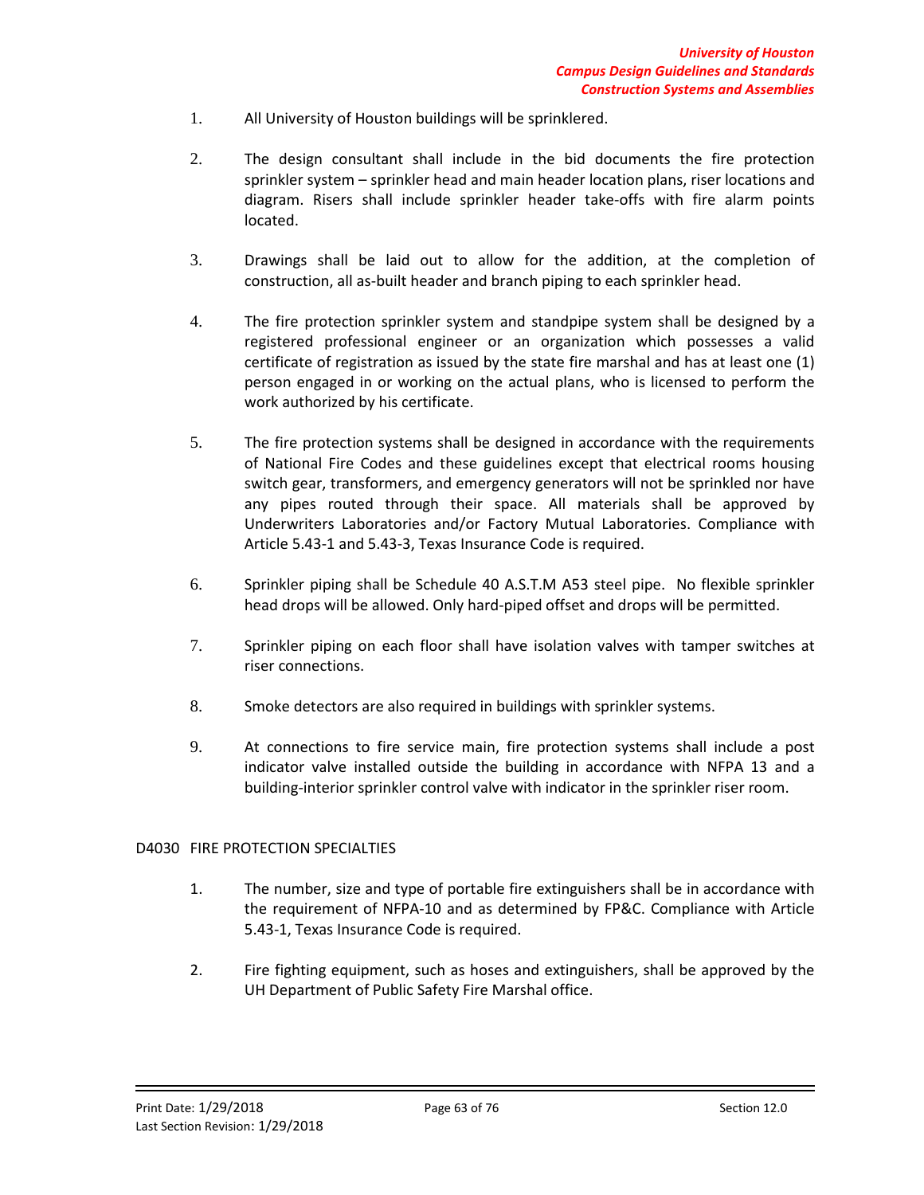1. All University of Houston buildings will be sprinklered.

2. The design consultant shall include in the bid documents the fire protection sprinkler system – sprinkler head and main header location plans, riser locations and diagram. Risers shall include sprinkler header take-offs with fire alarm points located.

3. Drawings shall be laid out to allow for the addition, at the completion of construction, all as-built header and branch piping to each sprinkler head.

4. The fire protection sprinkler system and standpipe system shall be designed by a registered professional engineer or an organization which possesses a valid certificate of registration as issued by the state fire marshal and has at least one (1) person engaged in or working on the actual plans, who is licensed to perform the work authorized by his certificate.

5. The fire protection systems shall be designed in accordance with the requirements of National Fire Codes and these guidelines except that electrical rooms housing switch gear, transformers, and emergency generators will not be sprinkled nor have any pipes routed through their space. All materials shall be approved by Underwriters Laboratories and/or Factory Mutual Laboratories. Compliance with Article 5.43-1 and 5.43-3, Texas Insurance Code is required.

6. Sprinkler piping shall be Schedule 40 A.S.T.M A53 steel pipe. No flexible sprinkler head drops will be allowed. Only hard-piped offset and drops will be permitted.

7. Sprinkler piping on each floor shall have isolation valves with tamper switches at riser connections.

8. Smoke detectors are also required in buildings with sprinkler systems.

9. At connections to fire service main, fire protection systems shall include a post indicator valve installed outside the building in accordance with NFPA 13 and a building-interior sprinkler control valve with indicator in the sprinkler riser room.

## D4030 FIRE PROTECTION SPECIALTIES

1. The number, size and type of portable fire extinguishers shall be in accordance with the requirement of NFPA-10 and as determined by FP&C. Compliance with Article 5.43-1, Texas Insurance Code is required.

2. Fire fighting equipment, such as hoses and extinguishers, shall be approved by the UH Department of Public Safety Fire Marshal office.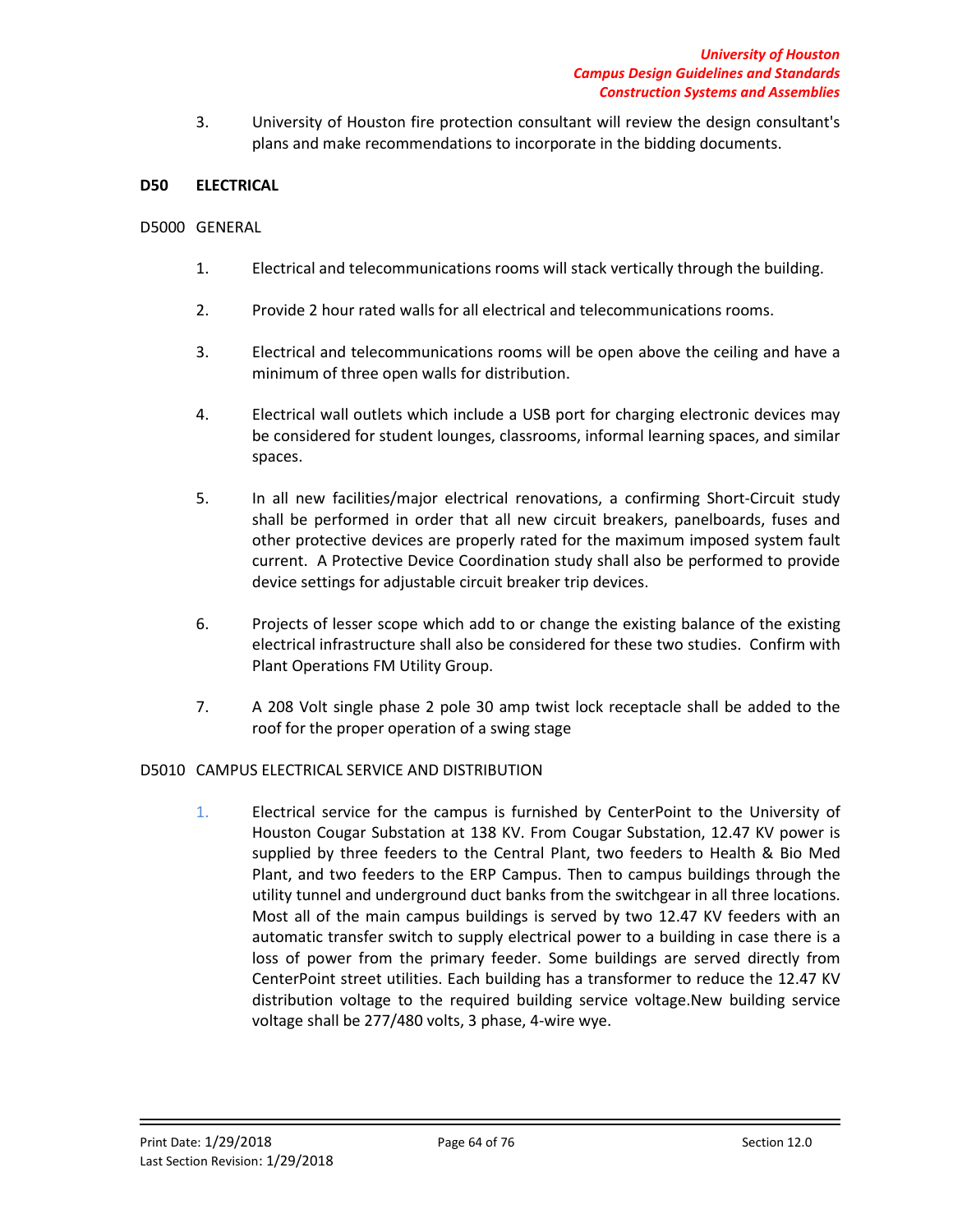3. University of Houston fire protection consultant will review the design consultant's plans and make recommendations to incorporate in the bidding documents.

## D50 ELECTRICAL

### D5000 GENERAL

1. Electrical and telecommunications rooms will stack vertically through the building.

2. Provide 2 hour rated walls for all electrical and telecommunications rooms.

3. Electrical and telecommunications rooms will be open above the ceiling and have a minimum of three open walls for distribution.

4. Electrical wall outlets which include a USB port for charging electronic devices may be considered for student lounges, classrooms, informal learning spaces, and similar spaces.

5. In all new facilities/major electrical renovations, a confirming Short-Circuit study shall be performed in order that all new circuit breakers, panelboards, fuses and other protective devices are properly rated for the maximum imposed system fault current. A Protective Device Coordination study shall also be performed to provide device settings for adjustable circuit breaker trip devices.

6. Projects of lesser scope which add to or change the existing balance of the existing electrical infrastructure shall also be considered for these two studies. Confirm with Plant Operations FM Utility Group.

7. A 208 Volt single phase 2 pole 30 amp twist lock receptacle shall be added to the roof for the proper operation of a swing stage

### D5010 CAMPUS ELECTRICAL SERVICE AND DISTRIBUTION

1. Electrical service for the campus is furnished by CenterPoint to the University of Houston Cougar Substation at 138 KV. From Cougar Substation, 12.47 KV power is supplied by three feeders to the Central Plant, two feeders to Health & Bio Med Plant, and two feeders to the ERP Campus. Then to campus buildings through the utility tunnel and underground duct banks from the switchgear in all three locations. Most all of the main campus buildings is served by two 12.47 KV feeders with an automatic transfer switch to supply electrical power to a building in case there is a loss of power from the primary feeder. Some buildings are served directly from CenterPoint street utilities. Each building has a transformer to reduce the 12.47 KV distribution voltage to the required building service voltage.New building service voltage shall be 277/480 volts, 3 phase, 4-wire wye.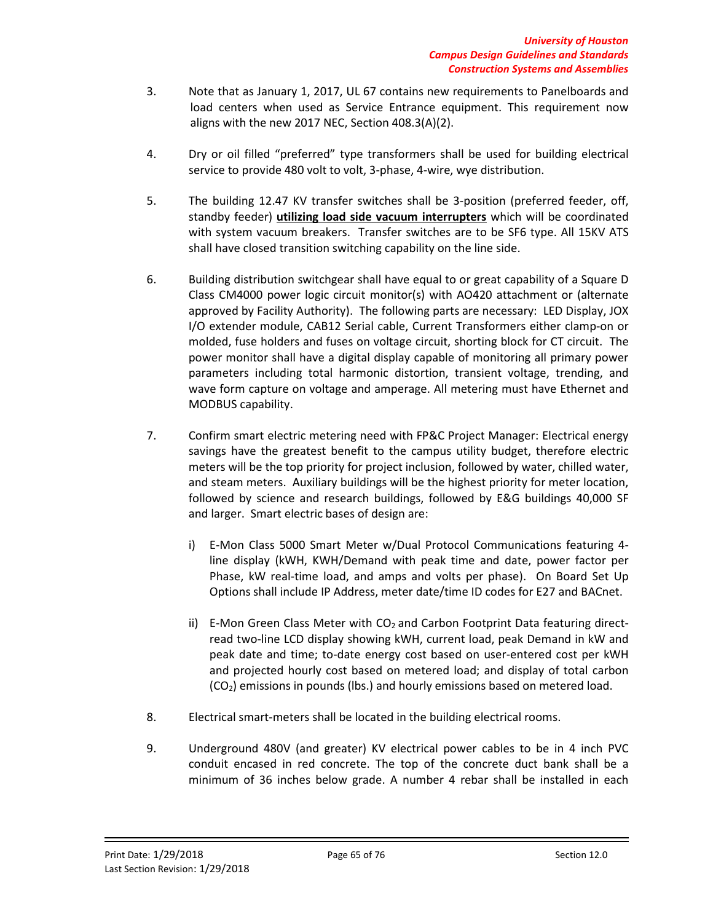3. Note that as January 1, 2017, UL 67 contains new requirements to Panelboards and load centers when used as Service Entrance equipment. This requirement now aligns with the new 2017 NEC, Section 408.3(A)(2).

4. Dry or oil filled "preferred" type transformers shall be used for building electrical service to provide 480 volt to volt, 3-phase, 4-wire, wye distribution.

5. The building 12.47 KV transfer switches shall be 3-position (preferred feeder, off, standby feeder) **utilizing load side vacuum interrupters** which will be coordinated with system vacuum breakers. Transfer switches are to be SF6 type. All 15KV ATS shall have closed transition switching capability on the line side.

6. Building distribution switchgear shall have equal to or great capability of a Square D Class CM4000 power logic circuit monitor(s) with AO420 attachment or (alternate approved by Facility Authority). The following parts are necessary: LED Display, JOX I/O extender module, CAB12 Serial cable, Current Transformers either clamp-on or molded, fuse holders and fuses on voltage circuit, shorting block for CT circuit. The power monitor shall have a digital display capable of monitoring all primary power parameters including total harmonic distortion, transient voltage, trending, and wave form capture on voltage and amperage. All metering must have Ethernet and MODBUS capability.

7. Confirm smart electric metering need with FP&C Project Manager: Electrical energy savings have the greatest benefit to the campus utility budget, therefore electric meters will be the top priority for project inclusion, followed by water, chilled water, and steam meters. Auxiliary buildings will be the highest priority for meter location, followed by science and research buildings, followed by E&G buildings 40,000 SF and larger. Smart electric bases of design are:

   i) E-Mon Class 5000 Smart Meter w/Dual Protocol Communications featuring 4-line display (kWH, KWH/Demand with peak time and date, power factor per Phase, kW real-time load, and amps and volts per phase). On Board Set Up Options shall include IP Address, meter date/time ID codes for E27 and BACnet.

   ii) E-Mon Green Class Meter with $CO_2$ and Carbon Footprint Data featuring direct-read two-line LCD display showing kWH, current load, peak Demand in kW and peak date and time; to-date energy cost based on user-entered cost per kWH and projected hourly cost based on metered load; and display of total carbon ($CO_2$) emissions in pounds (lbs.) and hourly emissions based on metered load.

8. Electrical smart-meters shall be located in the building electrical rooms.

9. Underground 480V (and greater) KV electrical power cables to be in 4 inch PVC conduit encased in red concrete. The top of the concrete duct bank shall be a minimum of 36 inches below grade. A number 4 rebar shall be installed in each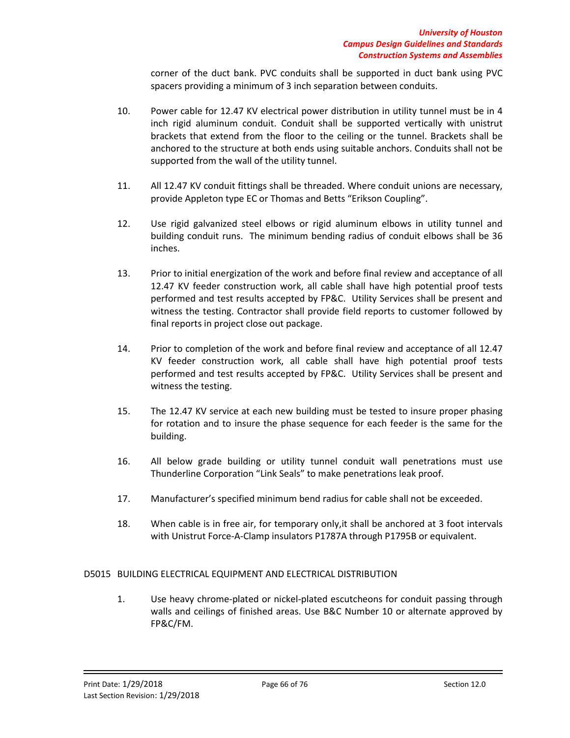corner of the duct bank. PVC conduits shall be supported in duct bank using PVC spacers providing a minimum of 3 inch separation between conduits.

10. Power cable for 12.47 KV electrical power distribution in utility tunnel must be in 4 inch rigid aluminum conduit. Conduit shall be supported vertically with unistrut brackets that extend from the floor to the ceiling or the tunnel. Brackets shall be anchored to the structure at both ends using suitable anchors. Conduits shall not be supported from the wall of the utility tunnel.

11. All 12.47 KV conduit fittings shall be threaded. Where conduit unions are necessary, provide Appleton type EC or Thomas and Betts "Erikson Coupling".

12. Use rigid galvanized steel elbows or rigid aluminum elbows in utility tunnel and building conduit runs. The minimum bending radius of conduit elbows shall be 36 inches.

13. Prior to initial energization of the work and before final review and acceptance of all 12.47 KV feeder construction work, all cable shall have high potential proof tests performed and test results accepted by FP&C. Utility Services shall be present and witness the testing. Contractor shall provide field reports to customer followed by final reports in project close out package.

14. Prior to completion of the work and before final review and acceptance of all 12.47 KV feeder construction work, all cable shall have high potential proof tests performed and test results accepted by FP&C. Utility Services shall be present and witness the testing.

15. The 12.47 KV service at each new building must be tested to insure proper phasing for rotation and to insure the phase sequence for each feeder is the same for the building.

16. All below grade building or utility tunnel conduit wall penetrations must use Thunderline Corporation "Link Seals" to make penetrations leak proof.

17. Manufacturer's specified minimum bend radius for cable shall not be exceeded.

18. When cable is in free air, for temporary only,it shall be anchored at 3 foot intervals with Unistrut Force-A-Clamp insulators P1787A through P1795B or equivalent.

## D5015 BUILDING ELECTRICAL EQUIPMENT AND ELECTRICAL DISTRIBUTION

1. Use heavy chrome-plated or nickel-plated escutcheons for conduit passing through walls and ceilings of finished areas. Use B&C Number 10 or alternate approved by FP&C/FM.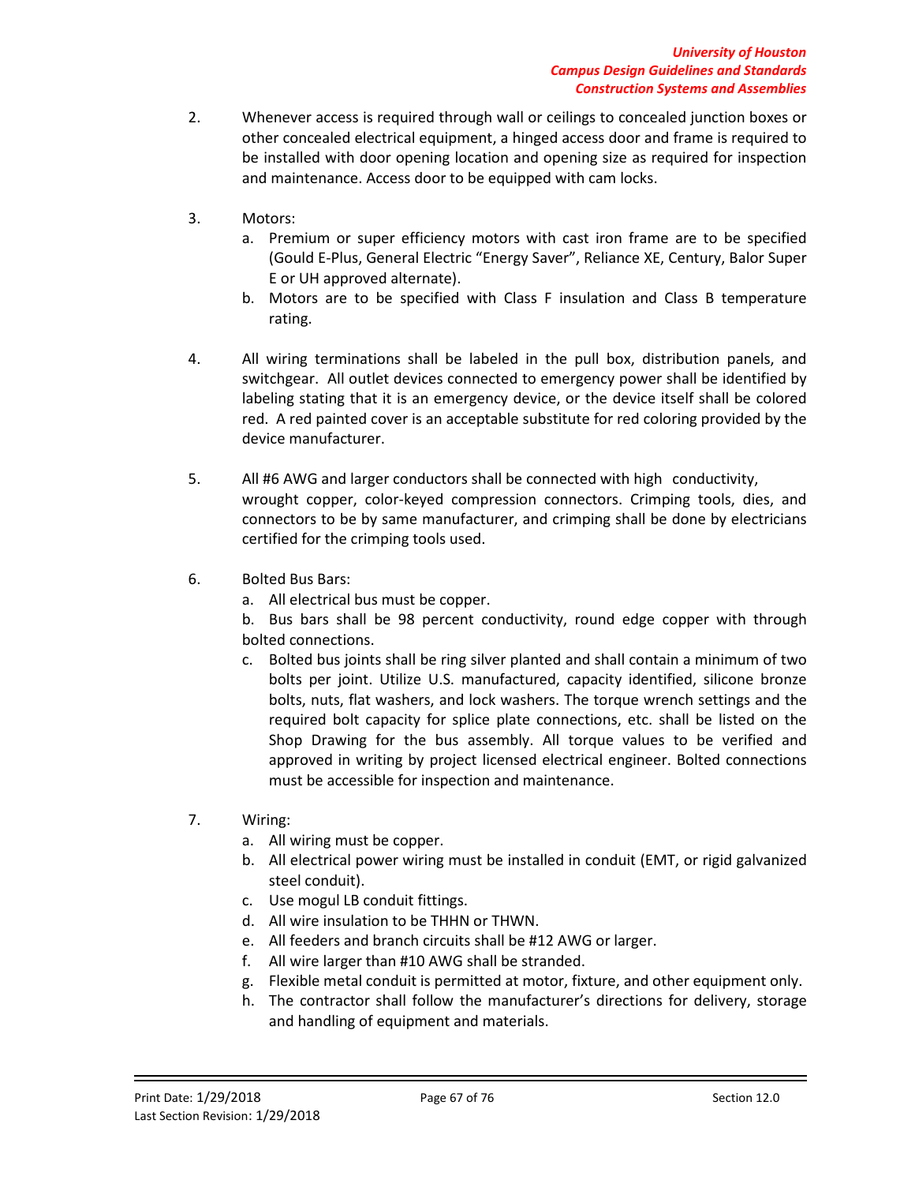2. Whenever access is required through wall or ceilings to concealed junction boxes or other concealed electrical equipment, a hinged access door and frame is required to be installed with door opening location and opening size as required for inspection and maintenance. Access door to be equipped with cam locks.

3. Motors:
   a. Premium or super efficiency motors with cast iron frame are to be specified (Gould E-Plus, General Electric "Energy Saver", Reliance XE, Century, Balor Super E or UH approved alternate).
   b. Motors are to be specified with Class F insulation and Class B temperature rating.

4. All wiring terminations shall be labeled in the pull box, distribution panels, and switchgear. All outlet devices connected to emergency power shall be identified by labeling stating that it is an emergency device, or the device itself shall be colored red. A red painted cover is an acceptable substitute for red coloring provided by the device manufacturer.

5. All #6 AWG and larger conductors shall be connected with high conductivity, wrought copper, color-keyed compression connectors. Crimping tools, dies, and connectors to be by same manufacturer, and crimping shall be done by electricians certified for the crimping tools used.

6. Bolted Bus Bars:
   a. All electrical bus must be copper.
   b. Bus bars shall be 98 percent conductivity, round edge copper with through bolted connections.
   c. Bolted bus joints shall be ring silver planted and shall contain a minimum of two bolts per joint. Utilize U.S. manufactured, capacity identified, silicone bronze bolts, nuts, flat washers, and lock washers. The torque wrench settings and the required bolt capacity for splice plate connections, etc. shall be listed on the Shop Drawing for the bus assembly. All torque values to be verified and approved in writing by project licensed electrical engineer. Bolted connections must be accessible for inspection and maintenance.

7. Wiring:
   a. All wiring must be copper.
   b. All electrical power wiring must be installed in conduit (EMT, or rigid galvanized steel conduit).
   c. Use mogul LB conduit fittings.
   d. All wire insulation to be THHN or THWN.
   e. All feeders and branch circuits shall be #12 AWG or larger.
   f. All wire larger than #10 AWG shall be stranded.
   g. Flexible metal conduit is permitted at motor, fixture, and other equipment only.
   h. The contractor shall follow the manufacturer's directions for delivery, storage and handling of equipment and materials.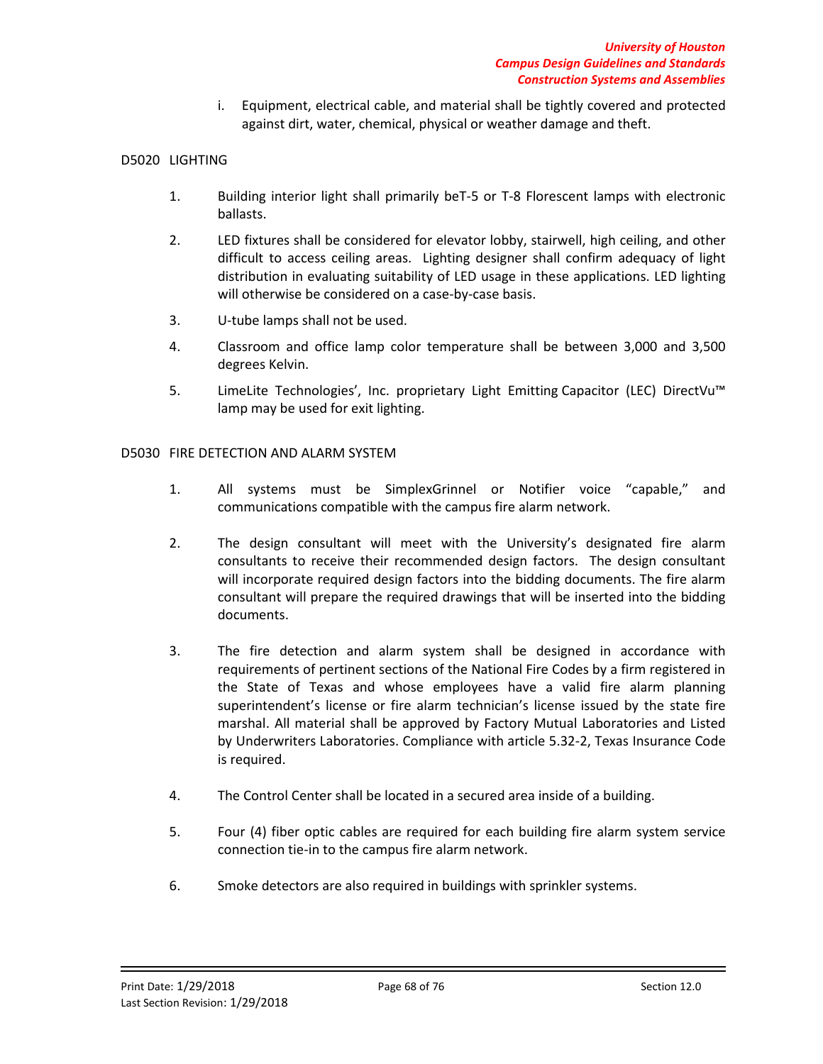i. Equipment, electrical cable, and material shall be tightly covered and protected against dirt, water, chemical, physical or weather damage and theft.

## D5020 LIGHTING

1. Building interior light shall primarily beT-5 or T-8 Florescent lamps with electronic ballasts.
2. LED fixtures shall be considered for elevator lobby, stairwell, high ceiling, and other difficult to access ceiling areas. Lighting designer shall confirm adequacy of light distribution in evaluating suitability of LED usage in these applications. LED lighting will otherwise be considered on a case-by-case basis.
3. U-tube lamps shall not be used.
4. Classroom and office lamp color temperature shall be between 3,000 and 3,500 degrees Kelvin.
5. LimeLite Technologies', Inc. proprietary Light Emitting Capacitor (LEC) DirectVu™ lamp may be used for exit lighting.

## D5030 FIRE DETECTION AND ALARM SYSTEM

1. All systems must be SimplexGrinnel or Notifier voice "capable," and communications compatible with the campus fire alarm network.
2. The design consultant will meet with the University's designated fire alarm consultants to receive their recommended design factors. The design consultant will incorporate required design factors into the bidding documents. The fire alarm consultant will prepare the required drawings that will be inserted into the bidding documents.
3. The fire detection and alarm system shall be designed in accordance with requirements of pertinent sections of the National Fire Codes by a firm registered in the State of Texas and whose employees have a valid fire alarm planning superintendent's license or fire alarm technician's license issued by the state fire marshal. All material shall be approved by Factory Mutual Laboratories and Listed by Underwriters Laboratories. Compliance with article 5.32-2, Texas Insurance Code is required.
4. The Control Center shall be located in a secured area inside of a building.
5. Four (4) fiber optic cables are required for each building fire alarm system service connection tie-in to the campus fire alarm network.
6. Smoke detectors are also required in buildings with sprinkler systems.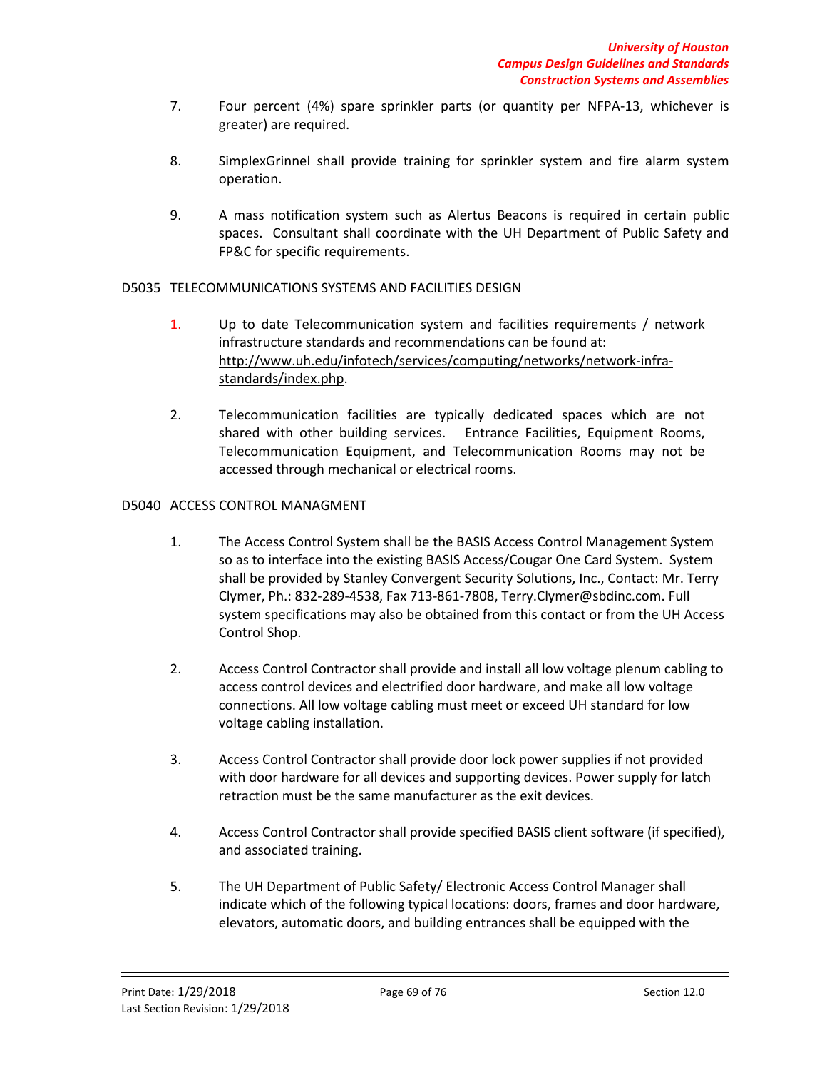7. Four percent (4%) spare sprinkler parts (or quantity per NFPA-13, whichever is greater) are required.

8. SimplexGrinnel shall provide training for sprinkler system and fire alarm system operation.

9. A mass notification system such as Alertus Beacons is required in certain public spaces. Consultant shall coordinate with the UH Department of Public Safety and FP&C for specific requirements.

D5035 TELECOMMUNICATIONS SYSTEMS AND FACILITIES DESIGN

1. Up to date Telecommunication system and facilities requirements / network infrastructure standards and recommendations can be found at: http://www.uh.edu/infotech/services/computing/networks/network-infra-standards/index.php.

2. Telecommunication facilities are typically dedicated spaces which are not shared with other building services. Entrance Facilities, Equipment Rooms, Telecommunication Equipment, and Telecommunication Rooms may not be accessed through mechanical or electrical rooms.

D5040 ACCESS CONTROL MANAGMENT

1. The Access Control System shall be the BASIS Access Control Management System so as to interface into the existing BASIS Access/Cougar One Card System. System shall be provided by Stanley Convergent Security Solutions, Inc., Contact: Mr. Terry Clymer, Ph.: 832-289-4538, Fax 713-861-7808, Terry.Clymer@sbdinc.com. Full system specifications may also be obtained from this contact or from the UH Access Control Shop.

2. Access Control Contractor shall provide and install all low voltage plenum cabling to access control devices and electrified door hardware, and make all low voltage connections. All low voltage cabling must meet or exceed UH standard for low voltage cabling installation.

3. Access Control Contractor shall provide door lock power supplies if not provided with door hardware for all devices and supporting devices. Power supply for latch retraction must be the same manufacturer as the exit devices.

4. Access Control Contractor shall provide specified BASIS client software (if specified), and associated training.

5. The UH Department of Public Safety/ Electronic Access Control Manager shall indicate which of the following typical locations: doors, frames and door hardware, elevators, automatic doors, and building entrances shall be equipped with the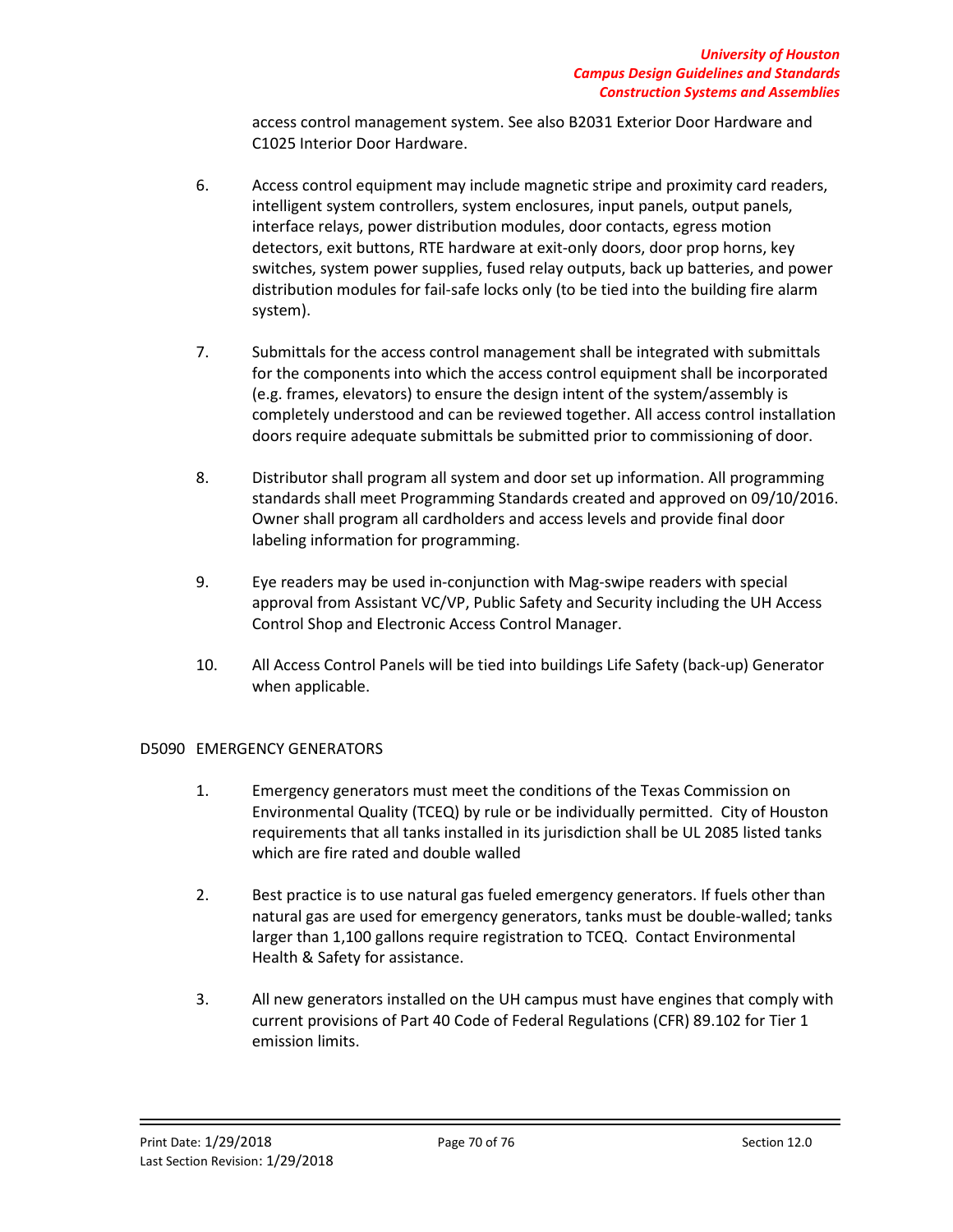access control management system. See also B2031 Exterior Door Hardware and C1025 Interior Door Hardware.

6. Access control equipment may include magnetic stripe and proximity card readers, intelligent system controllers, system enclosures, input panels, output panels, interface relays, power distribution modules, door contacts, egress motion detectors, exit buttons, RTE hardware at exit-only doors, door prop horns, key switches, system power supplies, fused relay outputs, back up batteries, and power distribution modules for fail-safe locks only (to be tied into the building fire alarm system).

7. Submittals for the access control management shall be integrated with submittals for the components into which the access control equipment shall be incorporated (e.g. frames, elevators) to ensure the design intent of the system/assembly is completely understood and can be reviewed together. All access control installation doors require adequate submittals be submitted prior to commissioning of door.

8. Distributor shall program all system and door set up information. All programming standards shall meet Programming Standards created and approved on 09/10/2016. Owner shall program all cardholders and access levels and provide final door labeling information for programming.

9. Eye readers may be used in-conjunction with Mag-swipe readers with special approval from Assistant VC/VP, Public Safety and Security including the UH Access Control Shop and Electronic Access Control Manager.

10. All Access Control Panels will be tied into buildings Life Safety (back-up) Generator when applicable.

## D5090 EMERGENCY GENERATORS

1. Emergency generators must meet the conditions of the Texas Commission on Environmental Quality (TCEQ) by rule or be individually permitted. City of Houston requirements that all tanks installed in its jurisdiction shall be UL 2085 listed tanks which are fire rated and double walled

2. Best practice is to use natural gas fueled emergency generators. If fuels other than natural gas are used for emergency generators, tanks must be double-walled; tanks larger than 1,100 gallons require registration to TCEQ. Contact Environmental Health & Safety for assistance.

3. All new generators installed on the UH campus must have engines that comply with current provisions of Part 40 Code of Federal Regulations (CFR) 89.102 for Tier 1 emission limits.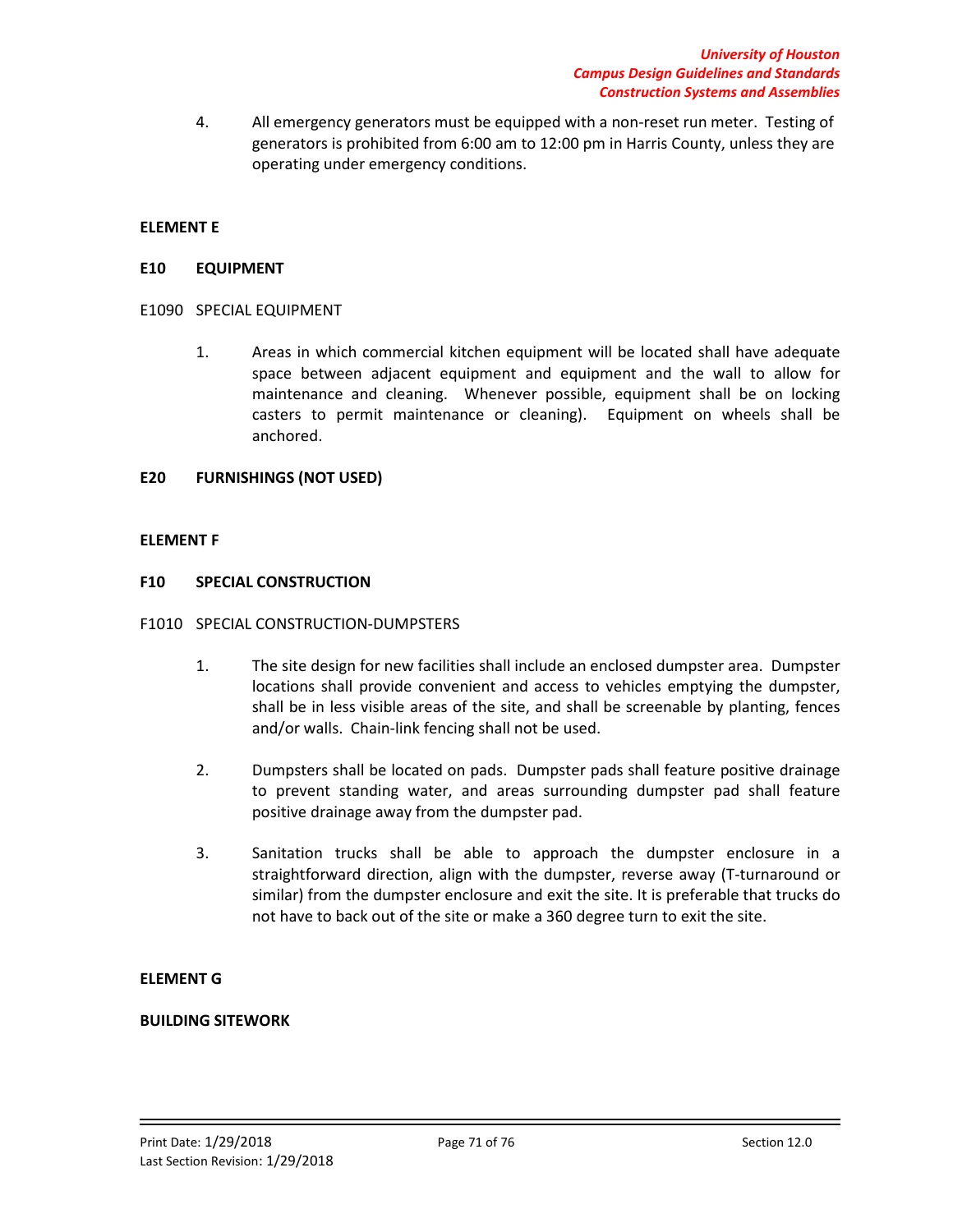4. All emergency generators must be equipped with a non-reset run meter. Testing of generators is prohibited from 6:00 am to 12:00 pm in Harris County, unless they are operating under emergency conditions.

## ELEMENT E

### E10 EQUIPMENT

E1090 SPECIAL EQUIPMENT

1. Areas in which commercial kitchen equipment will be located shall have adequate space between adjacent equipment and equipment and the wall to allow for maintenance and cleaning. Whenever possible, equipment shall be on locking casters to permit maintenance or cleaning). Equipment on wheels shall be anchored.

### E20 FURNISHINGS (NOT USED)

## ELEMENT F

### F10 SPECIAL CONSTRUCTION

F1010 SPECIAL CONSTRUCTION-DUMPSTERS

1. The site design for new facilities shall include an enclosed dumpster area. Dumpster locations shall provide convenient and access to vehicles emptying the dumpster, shall be in less visible areas of the site, and shall be screenable by planting, fences and/or walls. Chain-link fencing shall not be used.

2. Dumpsters shall be located on pads. Dumpster pads shall feature positive drainage to prevent standing water, and areas surrounding dumpster pad shall feature positive drainage away from the dumpster pad.

3. Sanitation trucks shall be able to approach the dumpster enclosure in a straightforward direction, align with the dumpster, reverse away (T-turnaround or similar) from the dumpster enclosure and exit the site. It is preferable that trucks do not have to back out of the site or make a 360 degree turn to exit the site.

## ELEMENT G

## BUILDING SITEWORK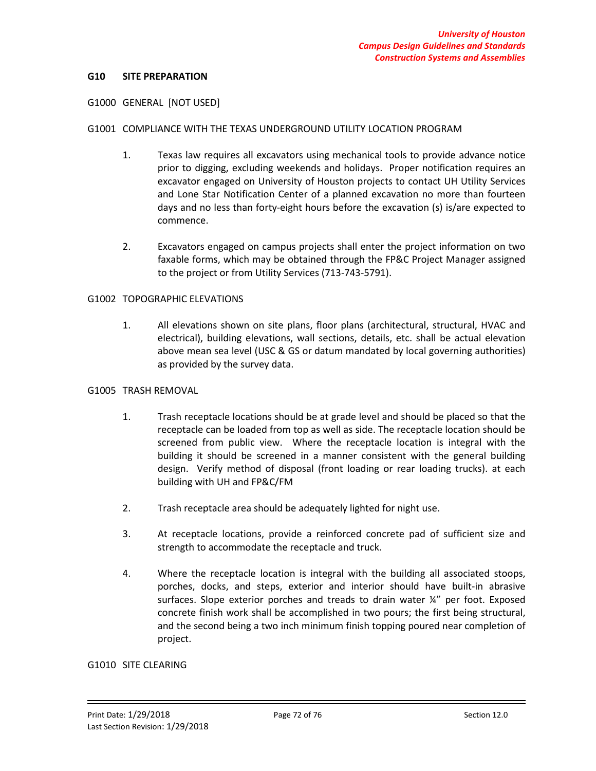## G10 SITE PREPARATION

### G1000 GENERAL [NOT USED]

### G1001 COMPLIANCE WITH THE TEXAS UNDERGROUND UTILITY LOCATION PROGRAM

1. Texas law requires all excavators using mechanical tools to provide advance notice prior to digging, excluding weekends and holidays. Proper notification requires an excavator engaged on University of Houston projects to contact UH Utility Services and Lone Star Notification Center of a planned excavation no more than fourteen days and no less than forty-eight hours before the excavation (s) is/are expected to commence.

2. Excavators engaged on campus projects shall enter the project information on two faxable forms, which may be obtained through the FP&C Project Manager assigned to the project or from Utility Services (713-743-5791).

### G1002 TOPOGRAPHIC ELEVATIONS

1. All elevations shown on site plans, floor plans (architectural, structural, HVAC and electrical), building elevations, wall sections, details, etc. shall be actual elevation above mean sea level (USC & GS or datum mandated by local governing authorities) as provided by the survey data.

### G1005 TRASH REMOVAL

1. Trash receptacle locations should be at grade level and should be placed so that the receptacle can be loaded from top as well as side. The receptacle location should be screened from public view. Where the receptacle location is integral with the building it should be screened in a manner consistent with the general building design. Verify method of disposal (front loading or rear loading trucks). at each building with UH and FP&C/FM

2. Trash receptacle area should be adequately lighted for night use.

3. At receptacle locations, provide a reinforced concrete pad of sufficient size and strength to accommodate the receptacle and truck.

4. Where the receptacle location is integral with the building all associated stoops, porches, docks, and steps, exterior and interior should have built-in abrasive surfaces. Slope exterior porches and treads to drain water ¼" per foot. Exposed concrete finish work shall be accomplished in two pours; the first being structural, and the second being a two inch minimum finish topping poured near completion of project.

### G1010 SITE CLEARING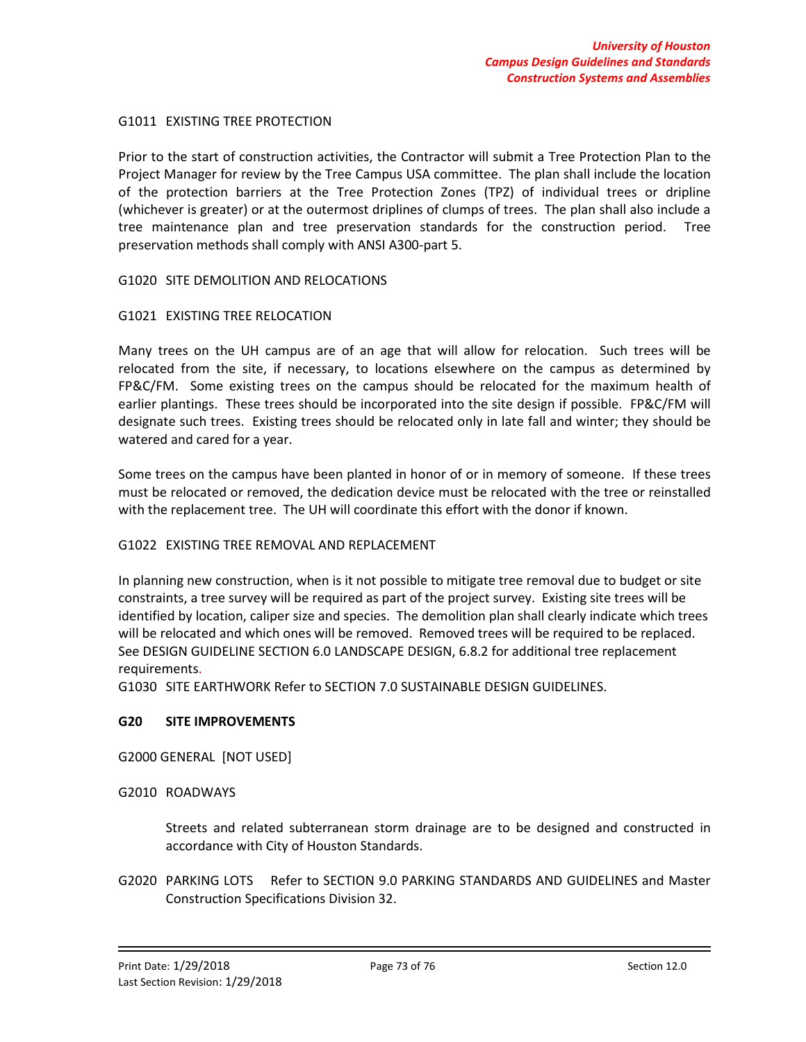G1011 EXISTING TREE PROTECTION

Prior to the start of construction activities, the Contractor will submit a Tree Protection Plan to the Project Manager for review by the Tree Campus USA committee. The plan shall include the location of the protection barriers at the Tree Protection Zones (TPZ) of individual trees or dripline (whichever is greater) or at the outermost driplines of clumps of trees. The plan shall also include a tree maintenance plan and tree preservation standards for the construction period. Tree preservation methods shall comply with ANSI A300-part 5.

G1020 SITE DEMOLITION AND RELOCATIONS

G1021 EXISTING TREE RELOCATION

Many trees on the UH campus are of an age that will allow for relocation. Such trees will be relocated from the site, if necessary, to locations elsewhere on the campus as determined by FP&C/FM. Some existing trees on the campus should be relocated for the maximum health of earlier plantings. These trees should be incorporated into the site design if possible. FP&C/FM will designate such trees. Existing trees should be relocated only in late fall and winter; they should be watered and cared for a year.

Some trees on the campus have been planted in honor of or in memory of someone. If these trees must be relocated or removed, the dedication device must be relocated with the tree or reinstalled with the replacement tree. The UH will coordinate this effort with the donor if known.

G1022 EXISTING TREE REMOVAL AND REPLACEMENT

In planning new construction, when is it not possible to mitigate tree removal due to budget or site constraints, a tree survey will be required as part of the project survey. Existing site trees will be identified by location, caliper size and species. The demolition plan shall clearly indicate which trees will be relocated and which ones will be removed. Removed trees will be required to be replaced. See DESIGN GUIDELINE SECTION 6.0 LANDSCAPE DESIGN, 6.8.2 for additional tree replacement requirements.

G1030 SITE EARTHWORK Refer to SECTION 7.0 SUSTAINABLE DESIGN GUIDELINES.

**G20 SITE IMPROVEMENTS**

G2000 GENERAL [NOT USED]

G2010 ROADWAYS

Streets and related subterranean storm drainage are to be designed and constructed in accordance with City of Houston Standards.

G2020 PARKING LOTS Refer to SECTION 9.0 PARKING STANDARDS AND GUIDELINES and Master Construction Specifications Division 32.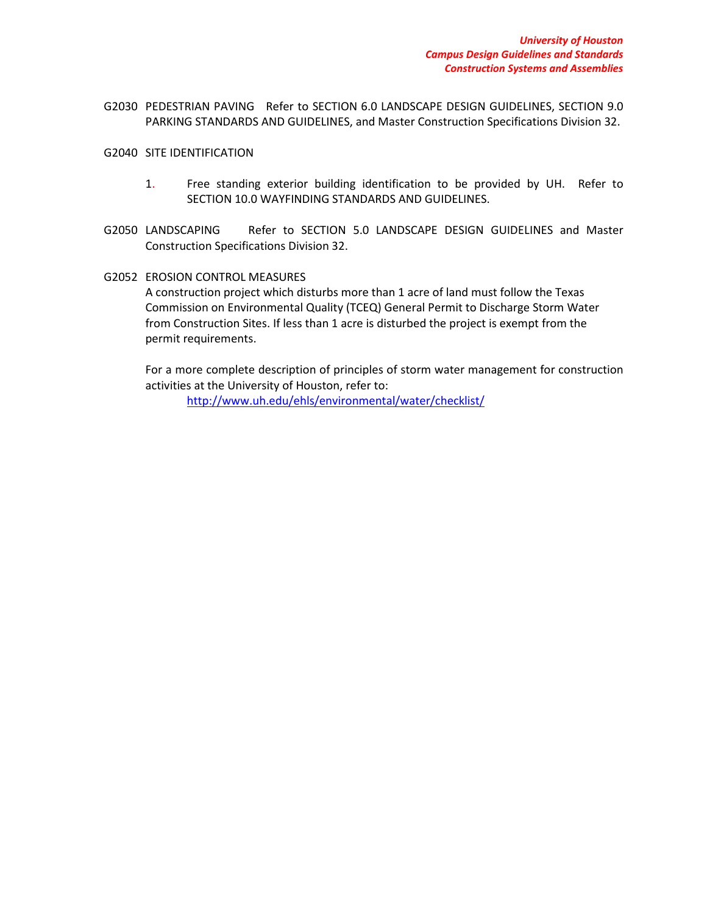G2030 PEDESTRIAN PAVING Refer to SECTION 6.0 LANDSCAPE DESIGN GUIDELINES, SECTION 9.0 PARKING STANDARDS AND GUIDELINES, and Master Construction Specifications Division 32.

G2040 SITE IDENTIFICATION

1. Free standing exterior building identification to be provided by UH. Refer to SECTION 10.0 WAYFINDING STANDARDS AND GUIDELINES.

G2050 LANDSCAPING Refer to SECTION 5.0 LANDSCAPE DESIGN GUIDELINES and Master Construction Specifications Division 32.

G2052 EROSION CONTROL MEASURES

A construction project which disturbs more than 1 acre of land must follow the Texas Commission on Environmental Quality (TCEQ) General Permit to Discharge Storm Water from Construction Sites. If less than 1 acre is disturbed the project is exempt from the permit requirements.

For a more complete description of principles of storm water management for construction activities at the University of Houston, refer to:

http://www.uh.edu/ehls/environmental/water/checklist/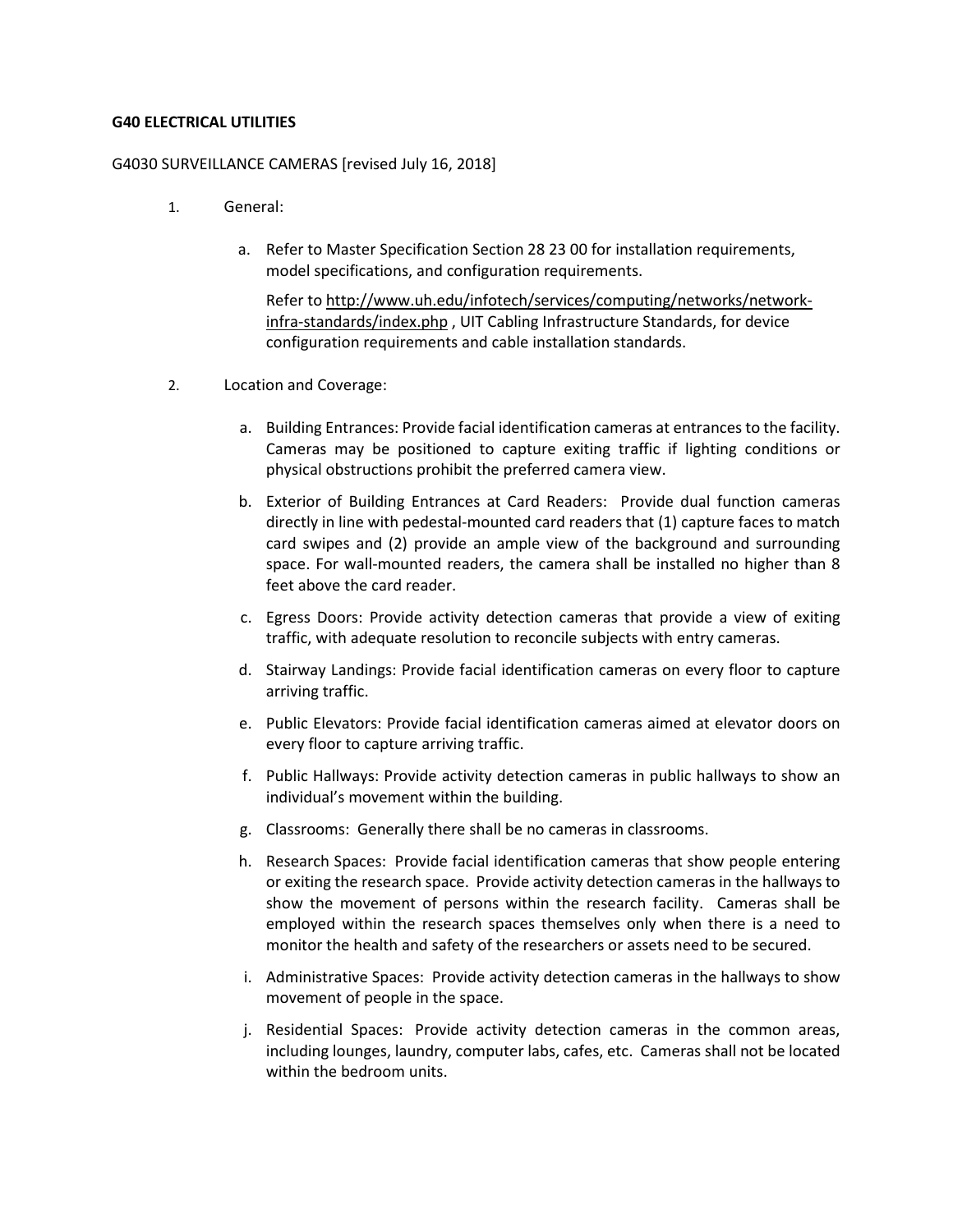**G40 ELECTRICAL UTILITIES**

G4030 SURVEILLANCE CAMERAS [revised July 16, 2018]

1. General:

   a. Refer to Master Specification Section 28 23 00 for installation requirements, model specifications, and configuration requirements.

      Refer to http://www.uh.edu/infotech/services/computing/networks/network-infra-standards/index.php , UIT Cabling Infrastructure Standards, for device configuration requirements and cable installation standards.

2. Location and Coverage:

   a. Building Entrances: Provide facial identification cameras at entrances to the facility. Cameras may be positioned to capture exiting traffic if lighting conditions or physical obstructions prohibit the preferred camera view.

   b. Exterior of Building Entrances at Card Readers: Provide dual function cameras directly in line with pedestal-mounted card readers that (1) capture faces to match card swipes and (2) provide an ample view of the background and surrounding space. For wall-mounted readers, the camera shall be installed no higher than 8 feet above the card reader.

   c. Egress Doors: Provide activity detection cameras that provide a view of exiting traffic, with adequate resolution to reconcile subjects with entry cameras.

   d. Stairway Landings: Provide facial identification cameras on every floor to capture arriving traffic.

   e. Public Elevators: Provide facial identification cameras aimed at elevator doors on every floor to capture arriving traffic.

   f. Public Hallways: Provide activity detection cameras in public hallways to show an individual's movement within the building.

   g. Classrooms: Generally there shall be no cameras in classrooms.

   h. Research Spaces: Provide facial identification cameras that show people entering or exiting the research space. Provide activity detection cameras in the hallways to show the movement of persons within the research facility. Cameras shall be employed within the research spaces themselves only when there is a need to monitor the health and safety of the researchers or assets need to be secured.

   i. Administrative Spaces: Provide activity detection cameras in the hallways to show movement of people in the space.

   j. Residential Spaces: Provide activity detection cameras in the common areas, including lounges, laundry, computer labs, cafes, etc. Cameras shall not be located within the bedroom units.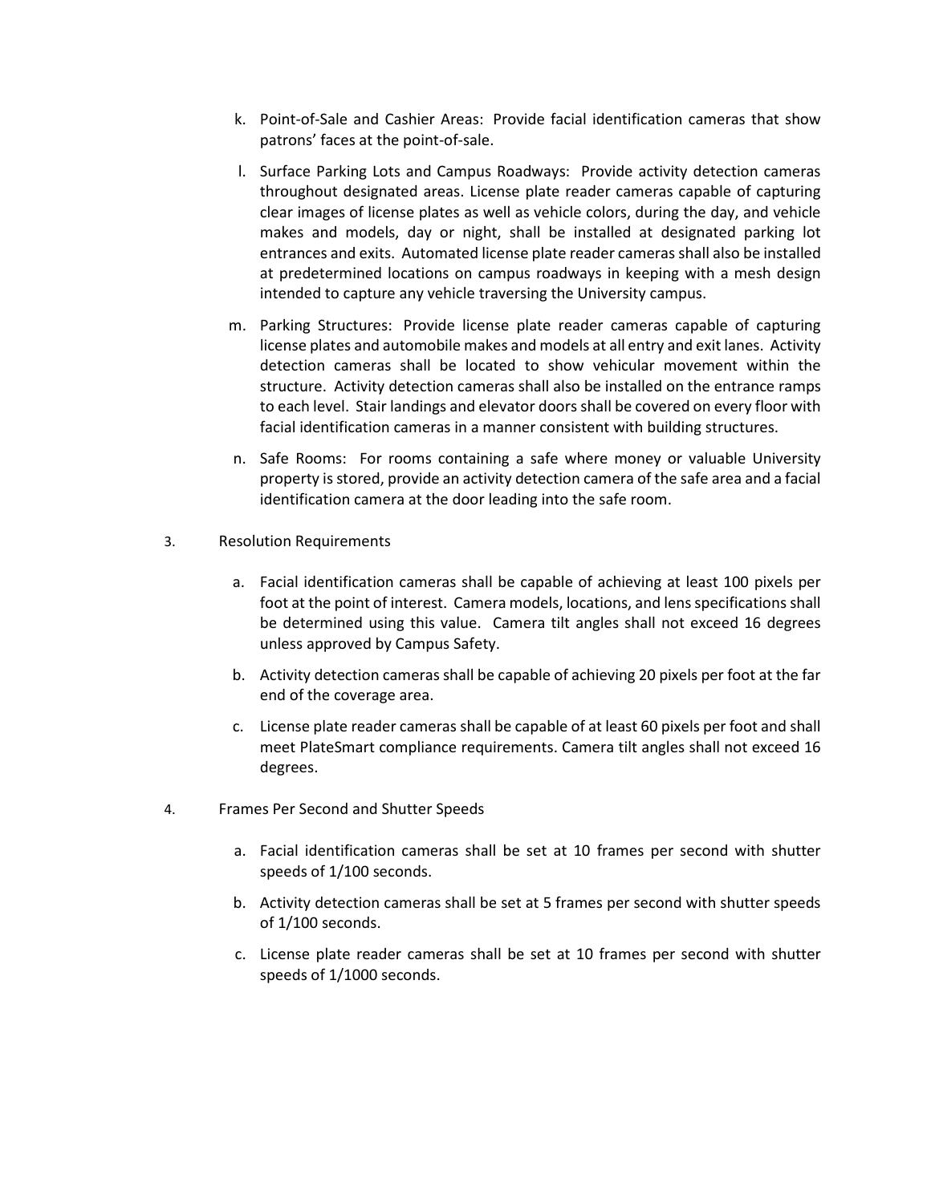k. Point-of-Sale and Cashier Areas: Provide facial identification cameras that show patrons' faces at the point-of-sale.

l. Surface Parking Lots and Campus Roadways: Provide activity detection cameras throughout designated areas. License plate reader cameras capable of capturing clear images of license plates as well as vehicle colors, during the day, and vehicle makes and models, day or night, shall be installed at designated parking lot entrances and exits. Automated license plate reader cameras shall also be installed at predetermined locations on campus roadways in keeping with a mesh design intended to capture any vehicle traversing the University campus.

m. Parking Structures: Provide license plate reader cameras capable of capturing license plates and automobile makes and models at all entry and exit lanes. Activity detection cameras shall be located to show vehicular movement within the structure. Activity detection cameras shall also be installed on the entrance ramps to each level. Stair landings and elevator doors shall be covered on every floor with facial identification cameras in a manner consistent with building structures.

n. Safe Rooms: For rooms containing a safe where money or valuable University property is stored, provide an activity detection camera of the safe area and a facial identification camera at the door leading into the safe room.

3. Resolution Requirements

   a. Facial identification cameras shall be capable of achieving at least 100 pixels per foot at the point of interest. Camera models, locations, and lens specifications shall be determined using this value. Camera tilt angles shall not exceed 16 degrees unless approved by Campus Safety.

   b. Activity detection cameras shall be capable of achieving 20 pixels per foot at the far end of the coverage area.

   c. License plate reader cameras shall be capable of at least 60 pixels per foot and shall meet PlateSmart compliance requirements. Camera tilt angles shall not exceed 16 degrees.

4. Frames Per Second and Shutter Speeds

   a. Facial identification cameras shall be set at 10 frames per second with shutter speeds of 1/100 seconds.

   b. Activity detection cameras shall be set at 5 frames per second with shutter speeds of 1/100 seconds.

   c. License plate reader cameras shall be set at 10 frames per second with shutter speeds of 1/1000 seconds.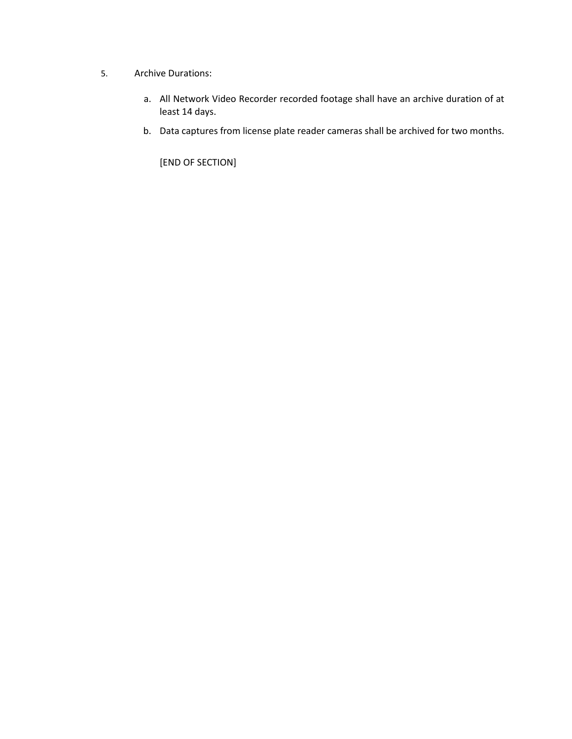5. Archive Durations:

   a. All Network Video Recorder recorded footage shall have an archive duration of at least 14 days.

   b. Data captures from license plate reader cameras shall be archived for two months.

   [END OF SECTION]